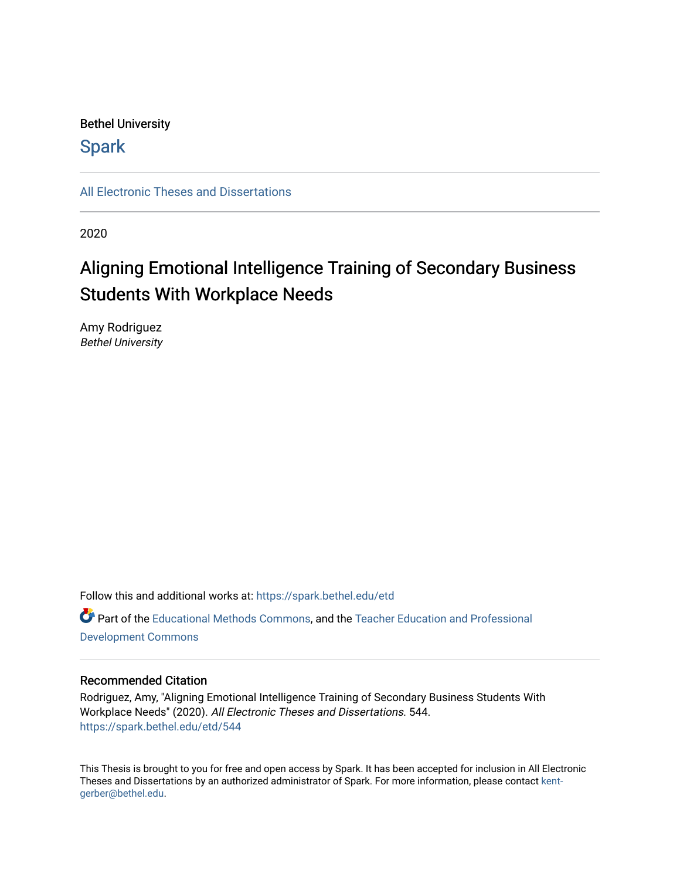Bethel University

# Spark

All Electronic Theses and Dissertations

2020

## Aligning Emotional Intelligence Training of Secondary Business Students With Workplace Needs

Amy Rodriguez
*Bethel University*

Follow this and additional works at: https://spark.bethel.edu/etd

Part of the Educational Methods Commons, and the Teacher Education and Professional Development Commons

### Recommended Citation

Rodriguez, Amy, "Aligning Emotional Intelligence Training of Secondary Business Students With Workplace Needs" (2020). *All Electronic Theses and Dissertations*. 544.
https://spark.bethel.edu/etd/544

This Thesis is brought to you for free and open access by Spark. It has been accepted for inclusion in All Electronic Theses and Dissertations by an authorized administrator of Spark. For more information, please contact kent-gerber@bethel.edu.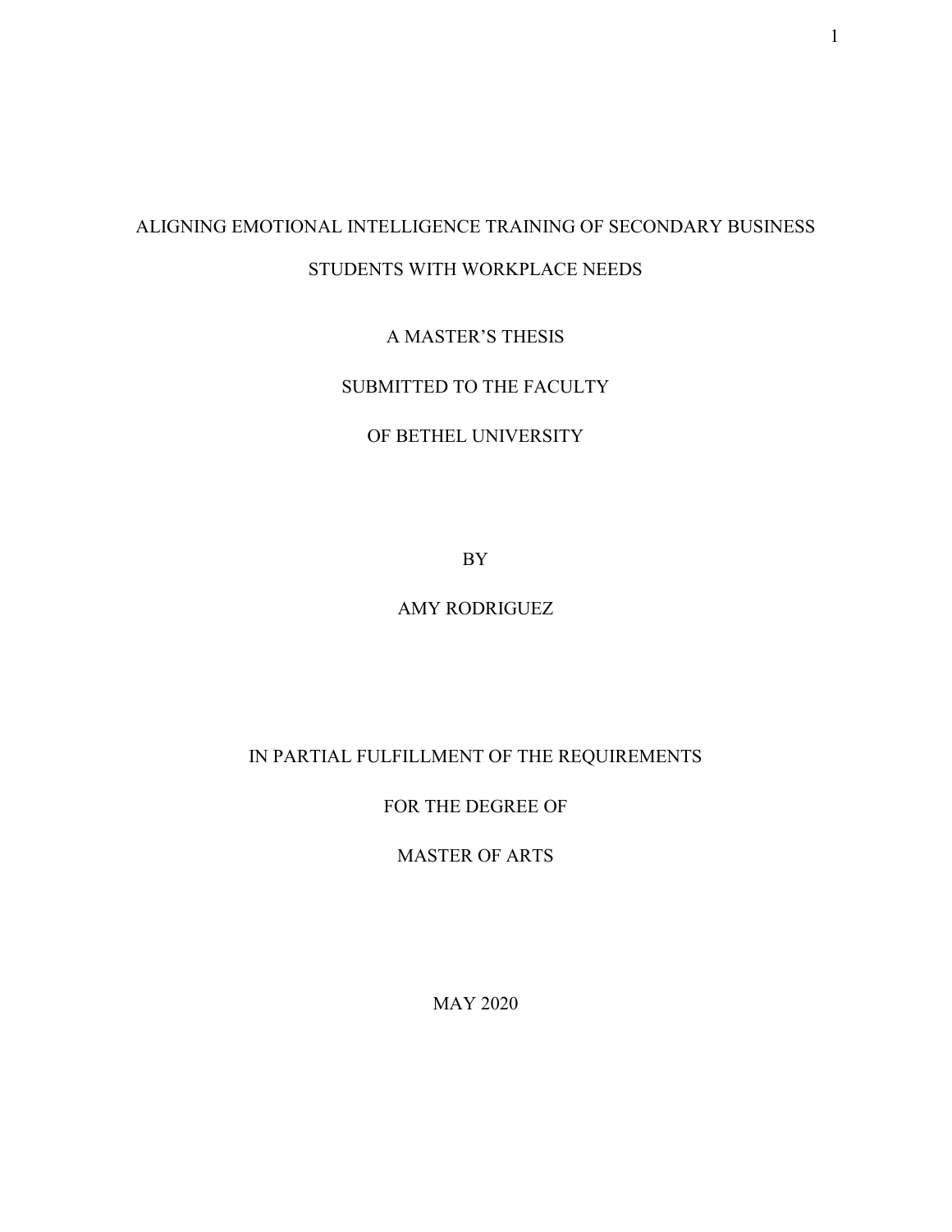# ALIGNING EMOTIONAL INTELLIGENCE TRAINING OF SECONDARY BUSINESS STUDENTS WITH WORKPLACE NEEDS

A MASTER'S THESIS

SUBMITTED TO THE FACULTY

OF BETHEL UNIVERSITY

BY

AMY RODRIGUEZ

IN PARTIAL FULFILLMENT OF THE REQUIREMENTS

FOR THE DEGREE OF

MASTER OF ARTS

MAY 2020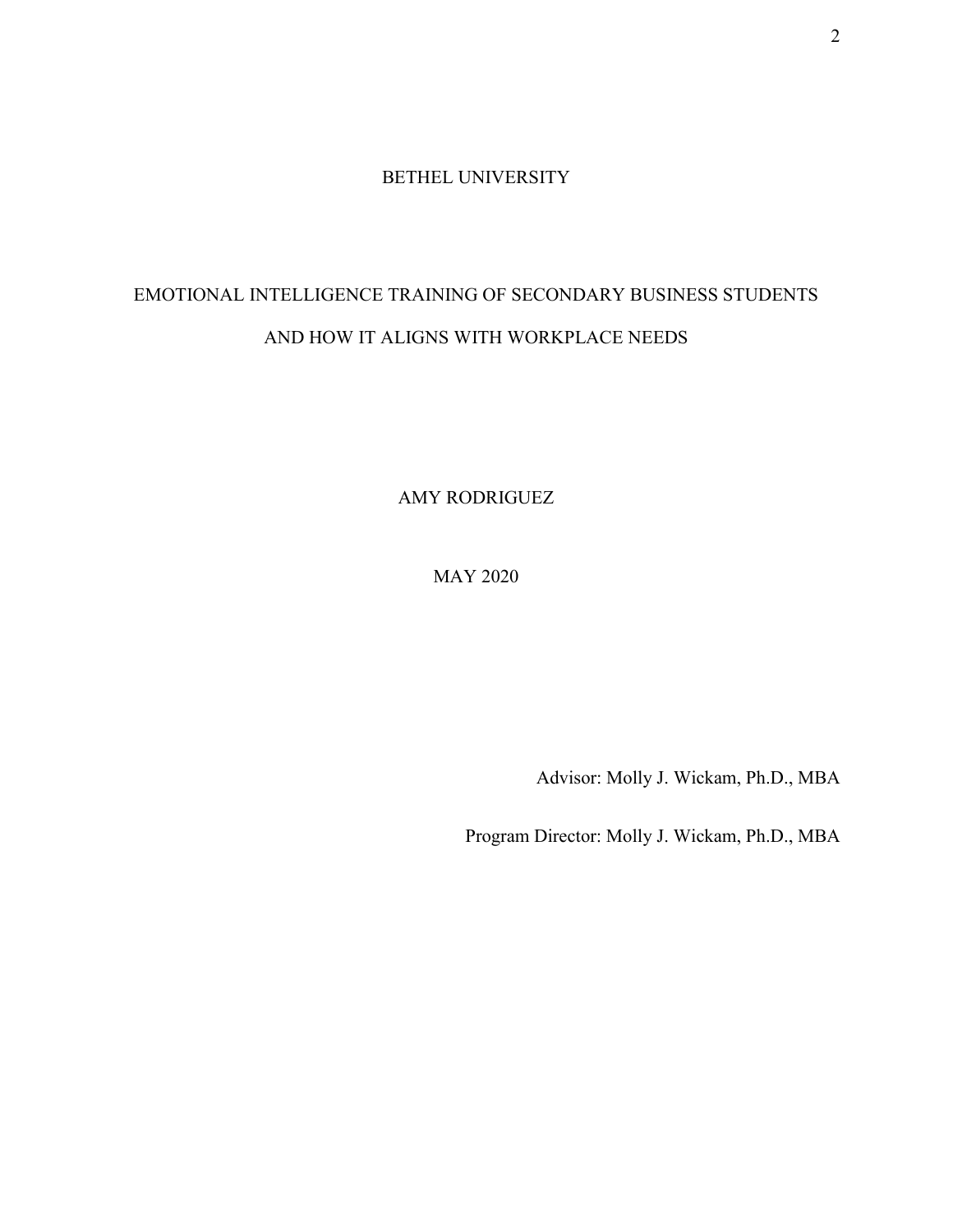BETHEL UNIVERSITY

EMOTIONAL INTELLIGENCE TRAINING OF SECONDARY BUSINESS STUDENTS AND HOW IT ALIGNS WITH WORKPLACE NEEDS

AMY RODRIGUEZ

MAY 2020

Advisor: Molly J. Wickam, Ph.D., MBA

Program Director: Molly J. Wickam, Ph.D., MBA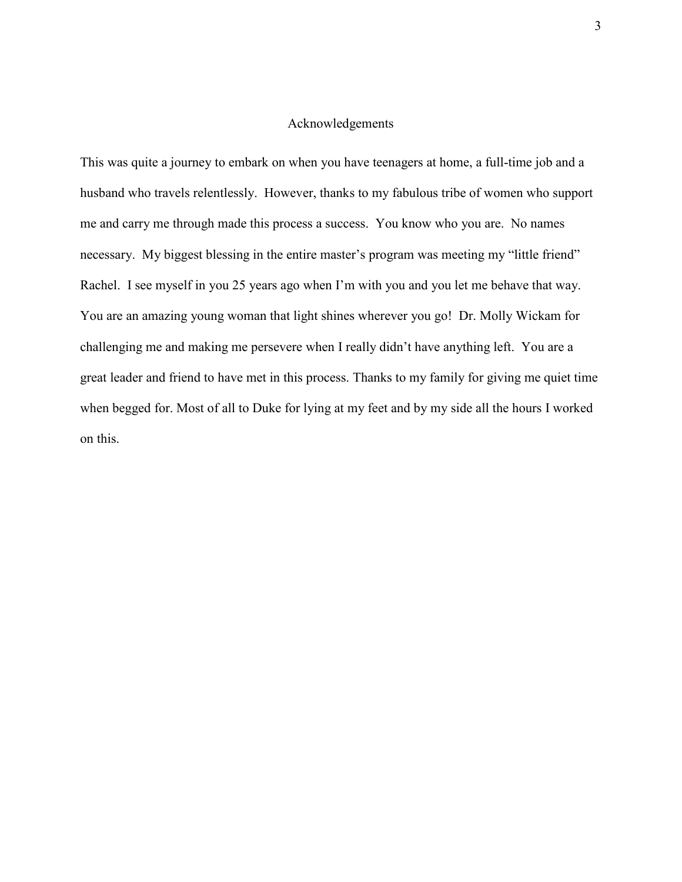# Acknowledgements

This was quite a journey to embark on when you have teenagers at home, a full-time job and a husband who travels relentlessly. However, thanks to my fabulous tribe of women who support me and carry me through made this process a success. You know who you are. No names necessary. My biggest blessing in the entire master's program was meeting my "little friend" Rachel. I see myself in you 25 years ago when I'm with you and you let me behave that way. You are an amazing young woman that light shines wherever you go! Dr. Molly Wickam for challenging me and making me persevere when I really didn't have anything left. You are a great leader and friend to have met in this process. Thanks to my family for giving me quiet time when begged for. Most of all to Duke for lying at my feet and by my side all the hours I worked on this.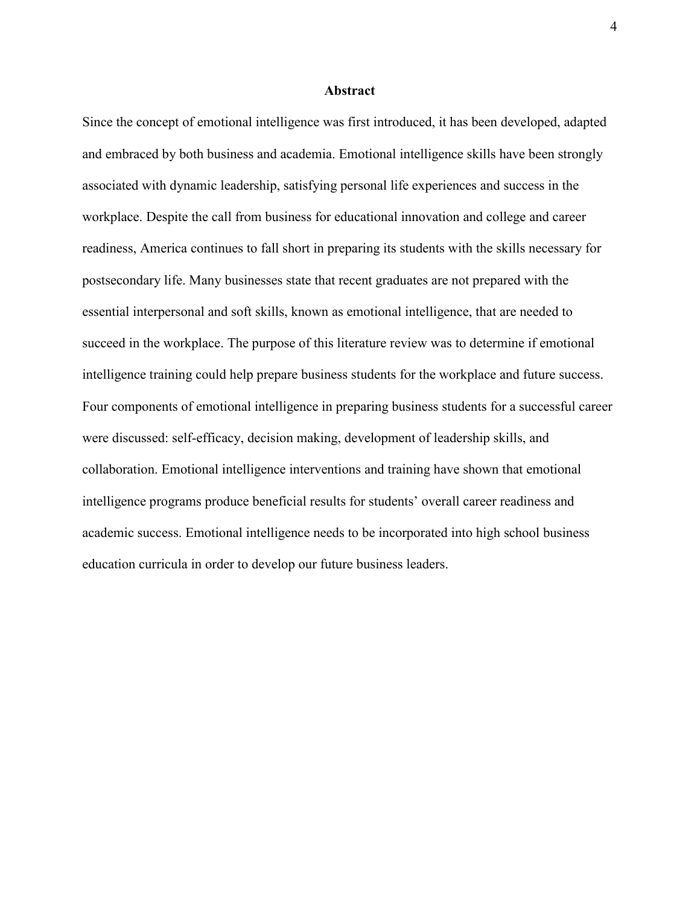## Abstract

Since the concept of emotional intelligence was first introduced, it has been developed, adapted and embraced by both business and academia. Emotional intelligence skills have been strongly associated with dynamic leadership, satisfying personal life experiences and success in the workplace. Despite the call from business for educational innovation and college and career readiness, America continues to fall short in preparing its students with the skills necessary for postsecondary life. Many businesses state that recent graduates are not prepared with the essential interpersonal and soft skills, known as emotional intelligence, that are needed to succeed in the workplace. The purpose of this literature review was to determine if emotional intelligence training could help prepare business students for the workplace and future success. Four components of emotional intelligence in preparing business students for a successful career were discussed: self-efficacy, decision making, development of leadership skills, and collaboration. Emotional intelligence interventions and training have shown that emotional intelligence programs produce beneficial results for students' overall career readiness and academic success. Emotional intelligence needs to be incorporated into high school business education curricula in order to develop our future business leaders.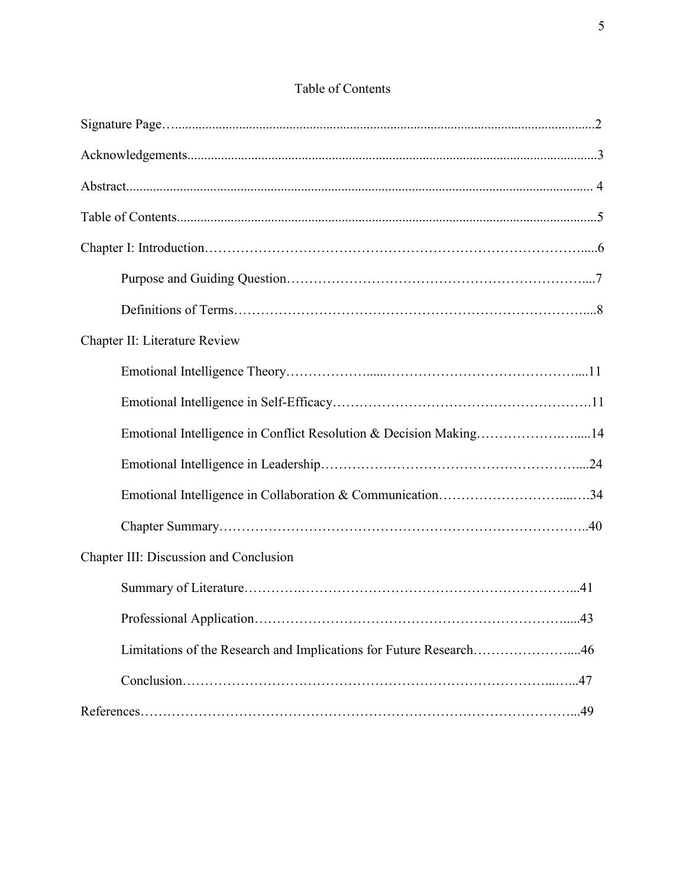# Table of Contents

Signature Page…..........................................................................................................................2

Acknowledgements.......................................................................................................................3

Abstract........................................................................................................................................ 4

Table of Contents..........................................................................................................................5

Chapter I: Introduction…………………………………………………………………….....6

Purpose and Guiding Question…………………………………………………………....7

Definitions of Terms……………………………………………………………………....8

Chapter II: Literature Review

Emotional Intelligence Theory………………......……………………………………....11

Emotional Intelligence in Self-Efficacy………………………………………………….11

Emotional Intelligence in Conflict Resolution & Decision Making……………….….....14

Emotional Intelligence in Leadership……………………………………………….....24

Emotional Intelligence in Collaboration & Communication……………………......….34

Chapter Summary………………………………………………………………………..40

Chapter III: Discussion and Conclusion

Summary of Literature………….……………………………………………………...41

Professional Application……………………………………………………………......43

Limitations of the Research and Implications for Future Research…………………....46

Conclusion………………………………………………………………………...…...47

References……………………………………………………………………………………...49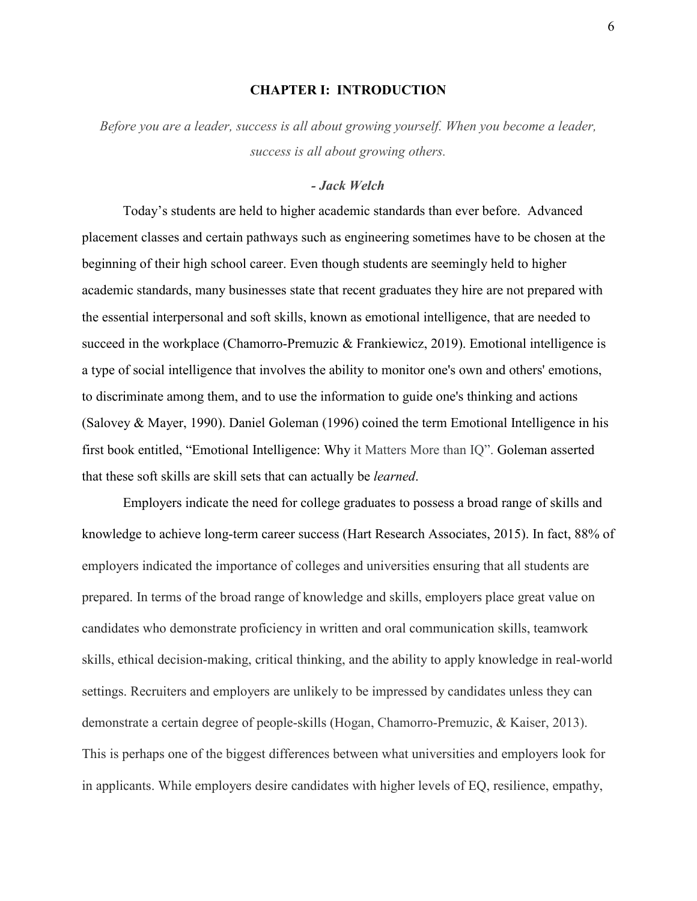# CHAPTER I: INTRODUCTION

*Before you are a leader, success is all about growing yourself. When you become a leader, success is all about growing others.*

***- Jack Welch***

Today's students are held to higher academic standards than ever before. Advanced placement classes and certain pathways such as engineering sometimes have to be chosen at the beginning of their high school career. Even though students are seemingly held to higher academic standards, many businesses state that recent graduates they hire are not prepared with the essential interpersonal and soft skills, known as emotional intelligence, that are needed to succeed in the workplace (Chamorro-Premuzic & Frankiewicz, 2019). Emotional intelligence is a type of social intelligence that involves the ability to monitor one's own and others' emotions, to discriminate among them, and to use the information to guide one's thinking and actions (Salovey & Mayer, 1990). Daniel Goleman (1996) coined the term Emotional Intelligence in his first book entitled, "Emotional Intelligence: Why it Matters More than IQ". Goleman asserted that these soft skills are skill sets that can actually be *learned*.

Employers indicate the need for college graduates to possess a broad range of skills and knowledge to achieve long-term career success (Hart Research Associates, 2015). In fact, 88% of employers indicated the importance of colleges and universities ensuring that all students are prepared. In terms of the broad range of knowledge and skills, employers place great value on candidates who demonstrate proficiency in written and oral communication skills, teamwork skills, ethical decision-making, critical thinking, and the ability to apply knowledge in real-world settings. Recruiters and employers are unlikely to be impressed by candidates unless they can demonstrate a certain degree of people-skills (Hogan, Chamorro-Premuzic, & Kaiser, 2013). This is perhaps one of the biggest differences between what universities and employers look for in applicants. While employers desire candidates with higher levels of EQ, resilience, empathy,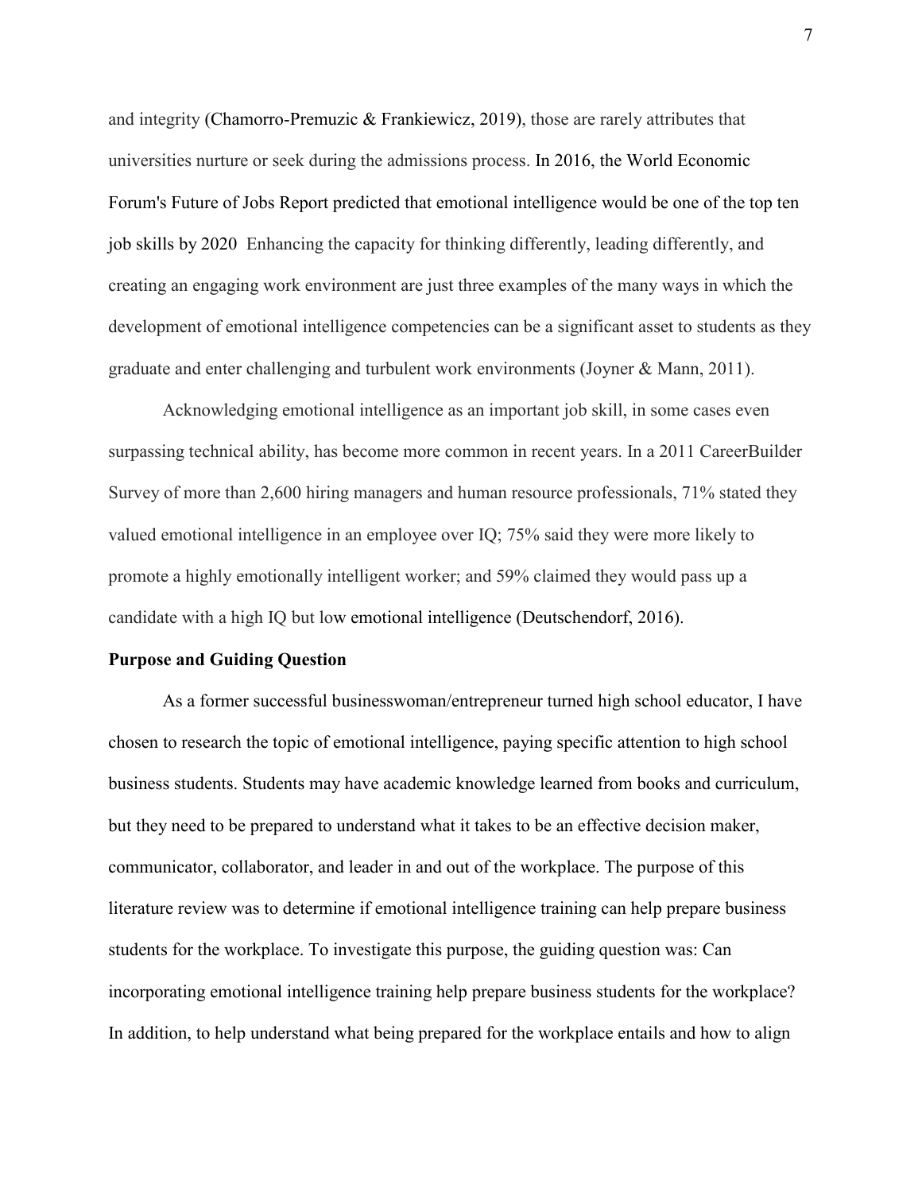and integrity (Chamorro-Premuzic & Frankiewicz, 2019), those are rarely attributes that universities nurture or seek during the admissions process. In 2016, the World Economic Forum's Future of Jobs Report predicted that emotional intelligence would be one of the top ten job skills by 2020 Enhancing the capacity for thinking differently, leading differently, and creating an engaging work environment are just three examples of the many ways in which the development of emotional intelligence competencies can be a significant asset to students as they graduate and enter challenging and turbulent work environments (Joyner & Mann, 2011).

Acknowledging emotional intelligence as an important job skill, in some cases even surpassing technical ability, has become more common in recent years. In a 2011 CareerBuilder Survey of more than 2,600 hiring managers and human resource professionals, 71% stated they valued emotional intelligence in an employee over IQ; 75% said they were more likely to promote a highly emotionally intelligent worker; and 59% claimed they would pass up a candidate with a high IQ but low emotional intelligence (Deutschendorf, 2016).

**Purpose and Guiding Question**

As a former successful businesswoman/entrepreneur turned high school educator, I have chosen to research the topic of emotional intelligence, paying specific attention to high school business students. Students may have academic knowledge learned from books and curriculum, but they need to be prepared to understand what it takes to be an effective decision maker, communicator, collaborator, and leader in and out of the workplace. The purpose of this literature review was to determine if emotional intelligence training can help prepare business students for the workplace. To investigate this purpose, the guiding question was: Can incorporating emotional intelligence training help prepare business students for the workplace? In addition, to help understand what being prepared for the workplace entails and how to align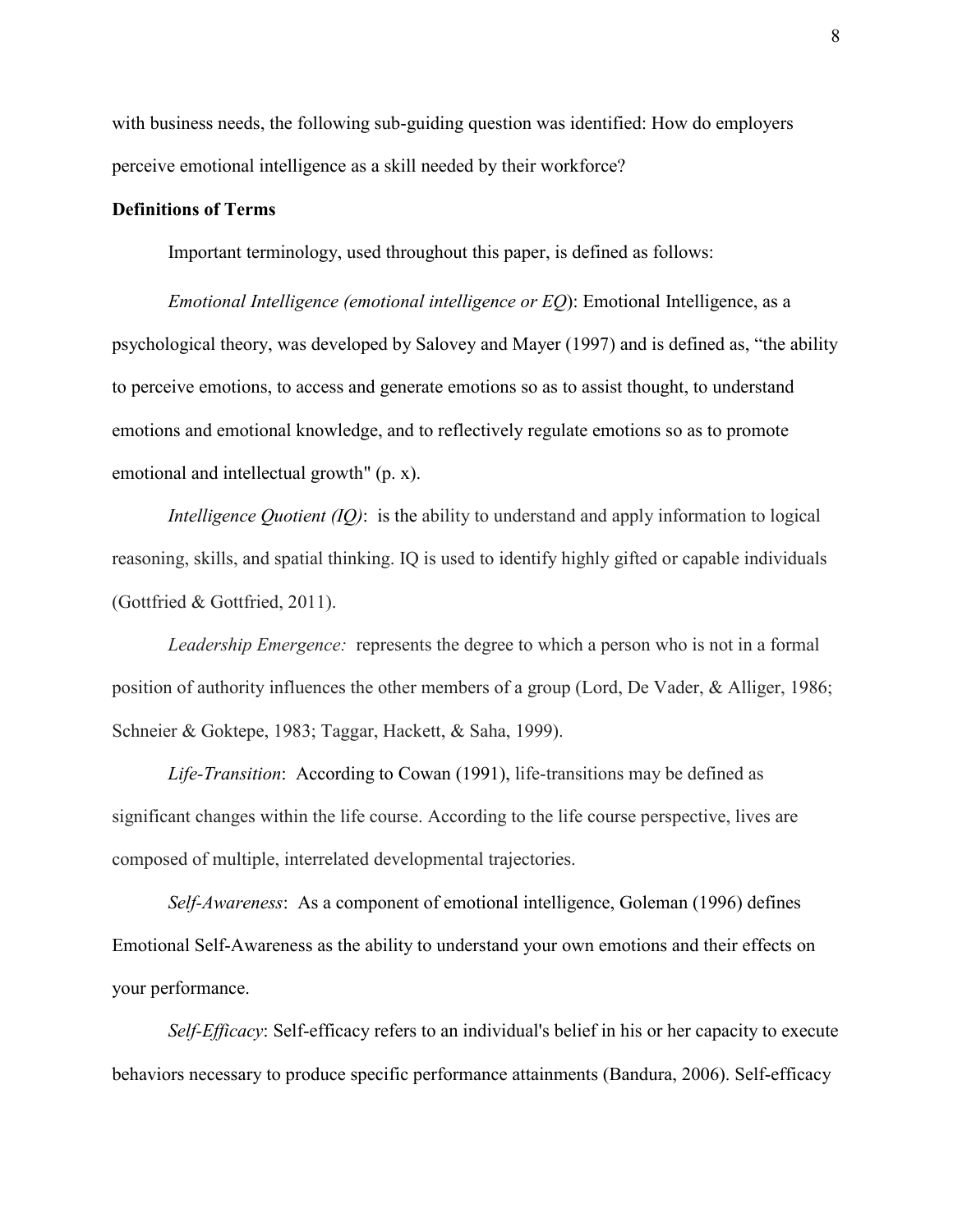with business needs, the following sub-guiding question was identified: How do employers perceive emotional intelligence as a skill needed by their workforce?

**Definitions of Terms**

Important terminology, used throughout this paper, is defined as follows:

*Emotional Intelligence (emotional intelligence or EQ)*: Emotional Intelligence, as a psychological theory, was developed by Salovey and Mayer (1997) and is defined as, "the ability to perceive emotions, to access and generate emotions so as to assist thought, to understand emotions and emotional knowledge, and to reflectively regulate emotions so as to promote emotional and intellectual growth" (p. x).

*Intelligence Quotient (IQ)*: is the ability to understand and apply information to logical reasoning, skills, and spatial thinking. IQ is used to identify highly gifted or capable individuals (Gottfried & Gottfried, 2011).

*Leadership Emergence:* represents the degree to which a person who is not in a formal position of authority influences the other members of a group (Lord, De Vader, & Alliger, 1986; Schneier & Goktepe, 1983; Taggar, Hackett, & Saha, 1999).

*Life-Transition*: According to Cowan (1991), life-transitions may be defined as significant changes within the life course. According to the life course perspective, lives are composed of multiple, interrelated developmental trajectories.

*Self-Awareness*: As a component of emotional intelligence, Goleman (1996) defines Emotional Self-Awareness as the ability to understand your own emotions and their effects on your performance.

*Self-Efficacy*: Self-efficacy refers to an individual's belief in his or her capacity to execute behaviors necessary to produce specific performance attainments (Bandura, 2006). Self-efficacy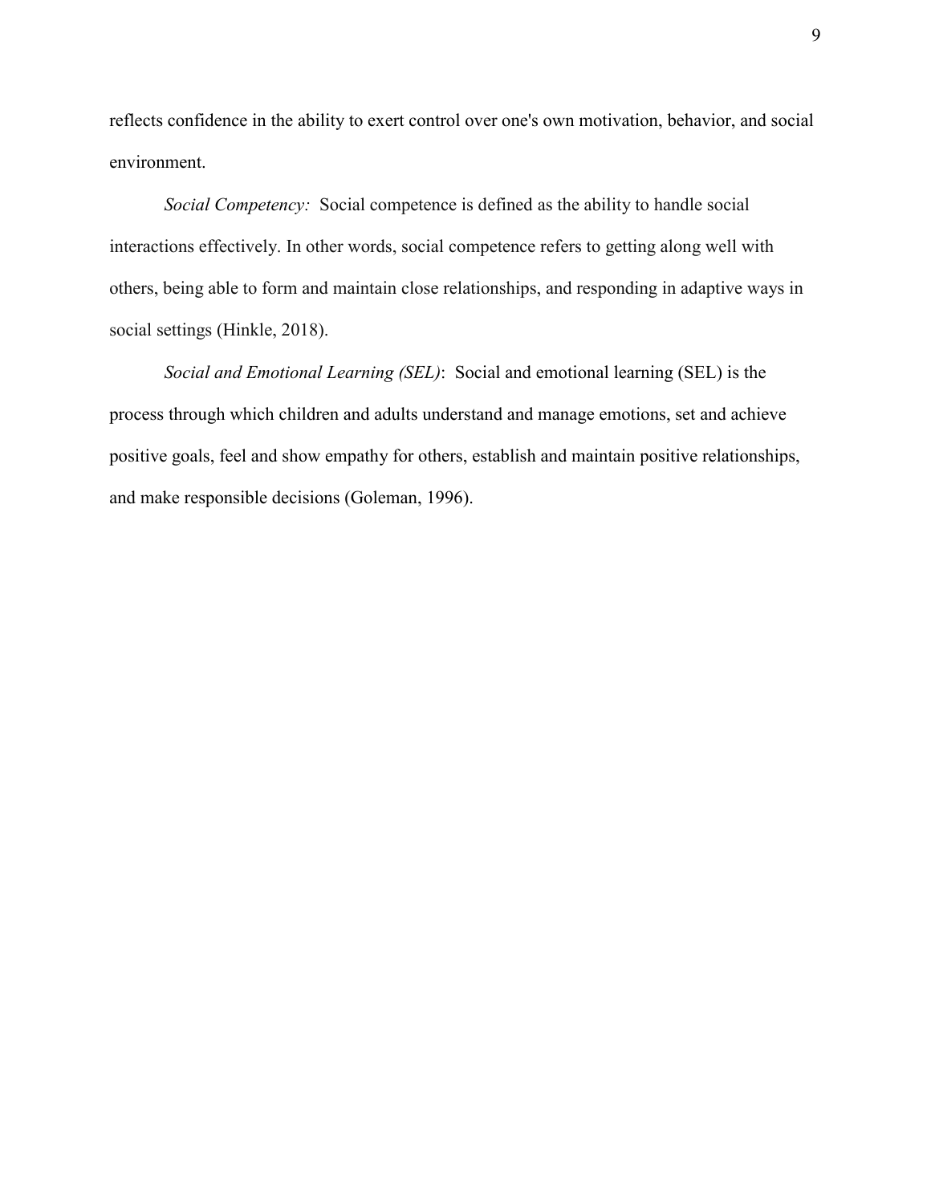reflects confidence in the ability to exert control over one's own motivation, behavior, and social environment.

*Social Competency:* Social competence is defined as the ability to handle social interactions effectively. In other words, social competence refers to getting along well with others, being able to form and maintain close relationships, and responding in adaptive ways in social settings (Hinkle, 2018).

*Social and Emotional Learning (SEL)*: Social and emotional learning (SEL) is the process through which children and adults understand and manage emotions, set and achieve positive goals, feel and show empathy for others, establish and maintain positive relationships, and make responsible decisions (Goleman, 1996).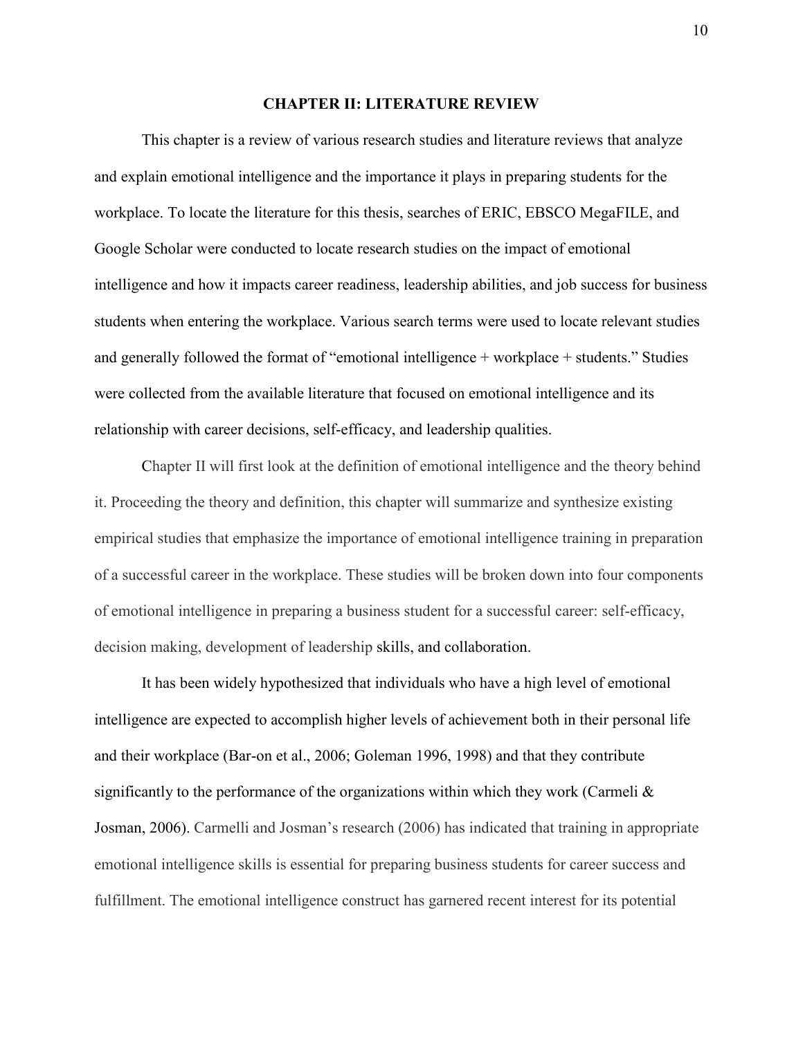# CHAPTER II: LITERATURE REVIEW

This chapter is a review of various research studies and literature reviews that analyze and explain emotional intelligence and the importance it plays in preparing students for the workplace. To locate the literature for this thesis, searches of ERIC, EBSCO MegaFILE, and Google Scholar were conducted to locate research studies on the impact of emotional intelligence and how it impacts career readiness, leadership abilities, and job success for business students when entering the workplace. Various search terms were used to locate relevant studies and generally followed the format of "emotional intelligence + workplace + students." Studies were collected from the available literature that focused on emotional intelligence and its relationship with career decisions, self-efficacy, and leadership qualities.

Chapter II will first look at the definition of emotional intelligence and the theory behind it. Proceeding the theory and definition, this chapter will summarize and synthesize existing empirical studies that emphasize the importance of emotional intelligence training in preparation of a successful career in the workplace. These studies will be broken down into four components of emotional intelligence in preparing a business student for a successful career: self-efficacy, decision making, development of leadership skills, and collaboration.

It has been widely hypothesized that individuals who have a high level of emotional intelligence are expected to accomplish higher levels of achievement both in their personal life and their workplace (Bar-on et al., 2006; Goleman 1996, 1998) and that they contribute significantly to the performance of the organizations within which they work (Carmeli & Josman, 2006). Carmelli and Josman's research (2006) has indicated that training in appropriate emotional intelligence skills is essential for preparing business students for career success and fulfillment. The emotional intelligence construct has garnered recent interest for its potential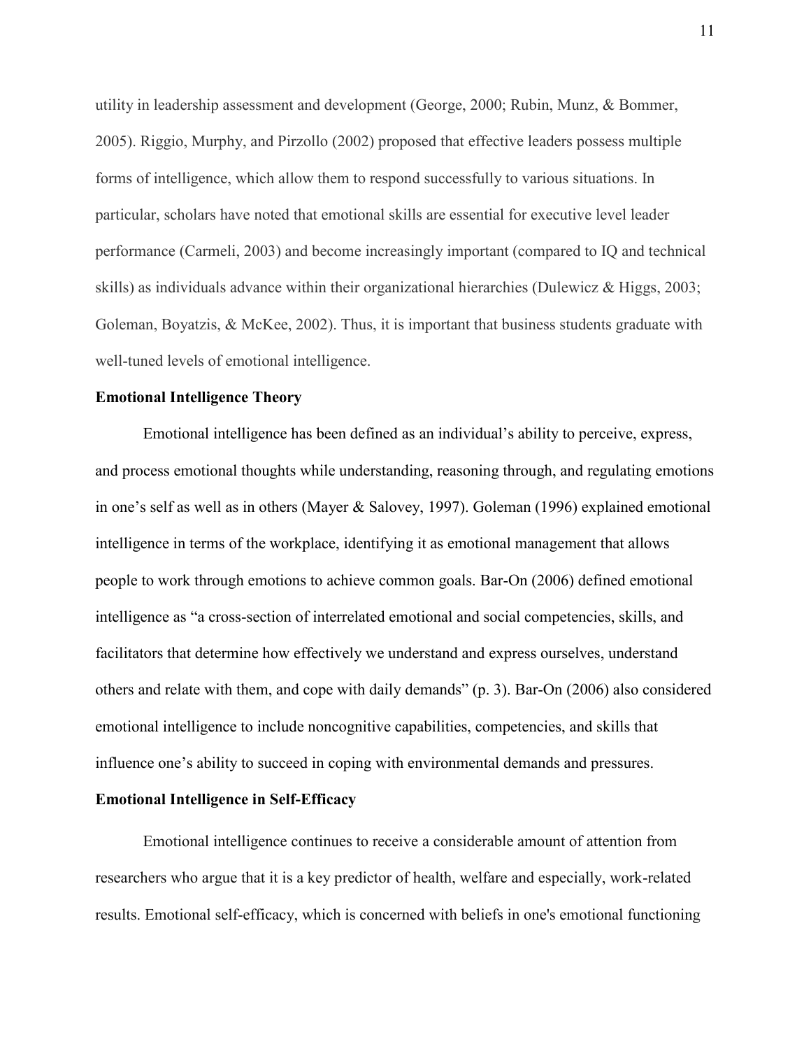utility in leadership assessment and development (George, 2000; Rubin, Munz, & Bommer, 2005). Riggio, Murphy, and Pirzollo (2002) proposed that effective leaders possess multiple forms of intelligence, which allow them to respond successfully to various situations. In particular, scholars have noted that emotional skills are essential for executive level leader performance (Carmeli, 2003) and become increasingly important (compared to IQ and technical skills) as individuals advance within their organizational hierarchies (Dulewicz & Higgs, 2003; Goleman, Boyatzis, & McKee, 2002). Thus, it is important that business students graduate with well-tuned levels of emotional intelligence.

## Emotional Intelligence Theory

Emotional intelligence has been defined as an individual's ability to perceive, express, and process emotional thoughts while understanding, reasoning through, and regulating emotions in one's self as well as in others (Mayer & Salovey, 1997). Goleman (1996) explained emotional intelligence in terms of the workplace, identifying it as emotional management that allows people to work through emotions to achieve common goals. Bar-On (2006) defined emotional intelligence as "a cross-section of interrelated emotional and social competencies, skills, and facilitators that determine how effectively we understand and express ourselves, understand others and relate with them, and cope with daily demands" (p. 3). Bar-On (2006) also considered emotional intelligence to include noncognitive capabilities, competencies, and skills that influence one's ability to succeed in coping with environmental demands and pressures.

## Emotional Intelligence in Self-Efficacy

Emotional intelligence continues to receive a considerable amount of attention from researchers who argue that it is a key predictor of health, welfare and especially, work-related results. Emotional self-efficacy, which is concerned with beliefs in one's emotional functioning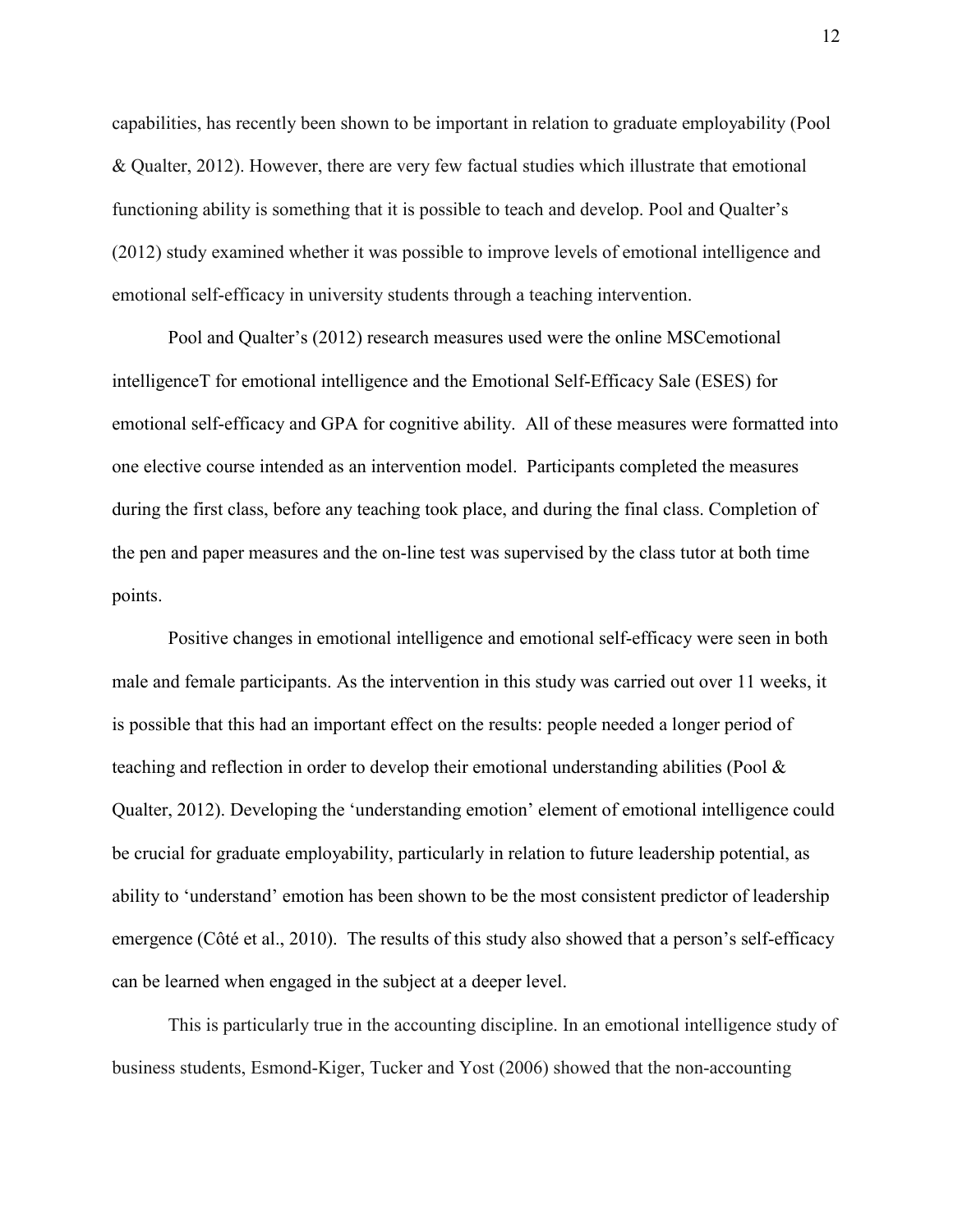capabilities, has recently been shown to be important in relation to graduate employability (Pool & Qualter, 2012). However, there are very few factual studies which illustrate that emotional functioning ability is something that it is possible to teach and develop. Pool and Qualter's (2012) study examined whether it was possible to improve levels of emotional intelligence and emotional self-efficacy in university students through a teaching intervention.

Pool and Qualter's (2012) research measures used were the online MSCemotional intelligenceT for emotional intelligence and the Emotional Self-Efficacy Sale (ESES) for emotional self-efficacy and GPA for cognitive ability. All of these measures were formatted into one elective course intended as an intervention model. Participants completed the measures during the first class, before any teaching took place, and during the final class. Completion of the pen and paper measures and the on-line test was supervised by the class tutor at both time points.

Positive changes in emotional intelligence and emotional self-efficacy were seen in both male and female participants. As the intervention in this study was carried out over 11 weeks, it is possible that this had an important effect on the results: people needed a longer period of teaching and reflection in order to develop their emotional understanding abilities (Pool & Qualter, 2012). Developing the 'understanding emotion' element of emotional intelligence could be crucial for graduate employability, particularly in relation to future leadership potential, as ability to 'understand' emotion has been shown to be the most consistent predictor of leadership emergence (Côté et al., 2010). The results of this study also showed that a person's self-efficacy can be learned when engaged in the subject at a deeper level.

This is particularly true in the accounting discipline. In an emotional intelligence study of business students, Esmond-Kiger, Tucker and Yost (2006) showed that the non-accounting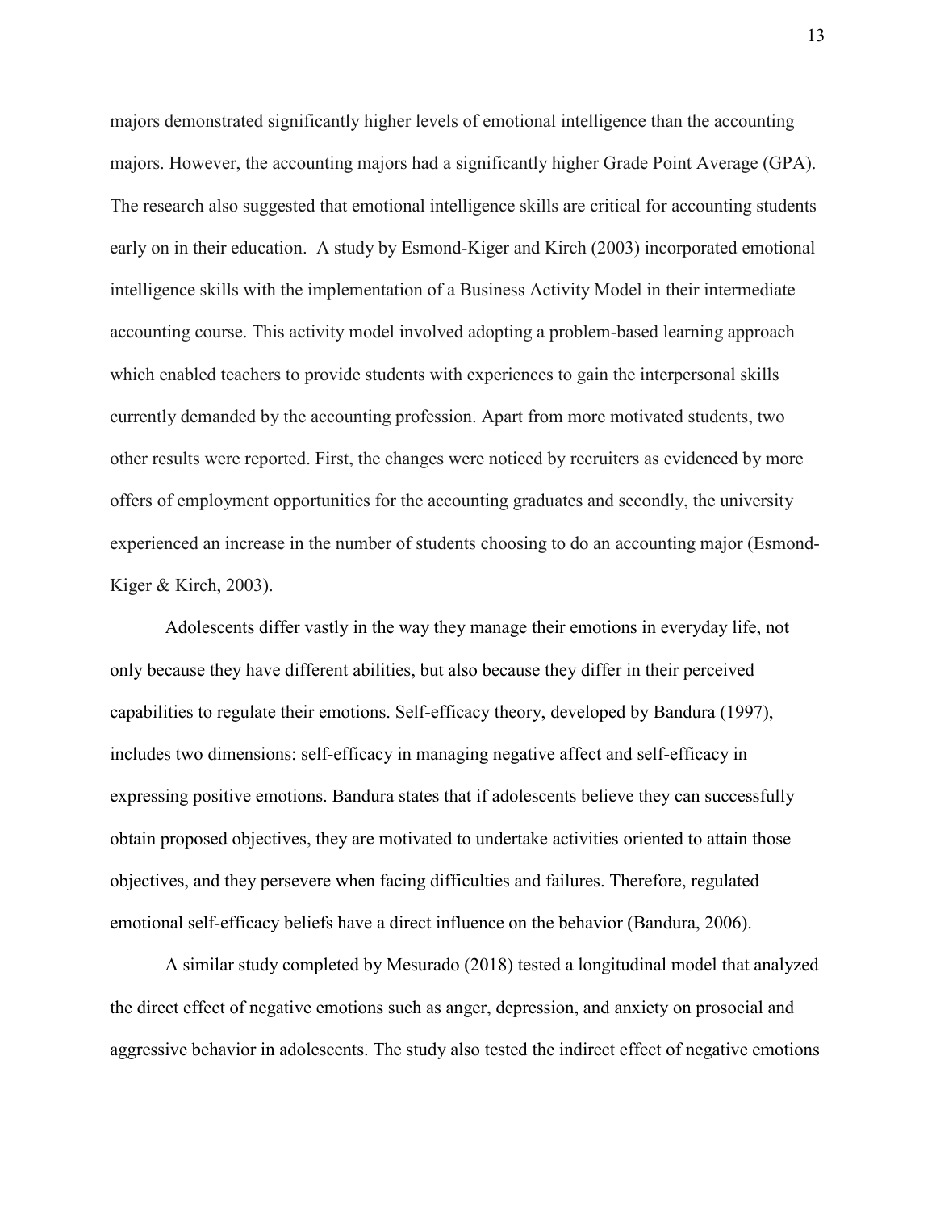majors demonstrated significantly higher levels of emotional intelligence than the accounting majors. However, the accounting majors had a significantly higher Grade Point Average (GPA). The research also suggested that emotional intelligence skills are critical for accounting students early on in their education. A study by Esmond-Kiger and Kirch (2003) incorporated emotional intelligence skills with the implementation of a Business Activity Model in their intermediate accounting course. This activity model involved adopting a problem-based learning approach which enabled teachers to provide students with experiences to gain the interpersonal skills currently demanded by the accounting profession. Apart from more motivated students, two other results were reported. First, the changes were noticed by recruiters as evidenced by more offers of employment opportunities for the accounting graduates and secondly, the university experienced an increase in the number of students choosing to do an accounting major (Esmond-Kiger & Kirch, 2003).

Adolescents differ vastly in the way they manage their emotions in everyday life, not only because they have different abilities, but also because they differ in their perceived capabilities to regulate their emotions. Self-efficacy theory, developed by Bandura (1997), includes two dimensions: self-efficacy in managing negative affect and self-efficacy in expressing positive emotions. Bandura states that if adolescents believe they can successfully obtain proposed objectives, they are motivated to undertake activities oriented to attain those objectives, and they persevere when facing difficulties and failures. Therefore, regulated emotional self-efficacy beliefs have a direct influence on the behavior (Bandura, 2006).

A similar study completed by Mesurado (2018) tested a longitudinal model that analyzed the direct effect of negative emotions such as anger, depression, and anxiety on prosocial and aggressive behavior in adolescents. The study also tested the indirect effect of negative emotions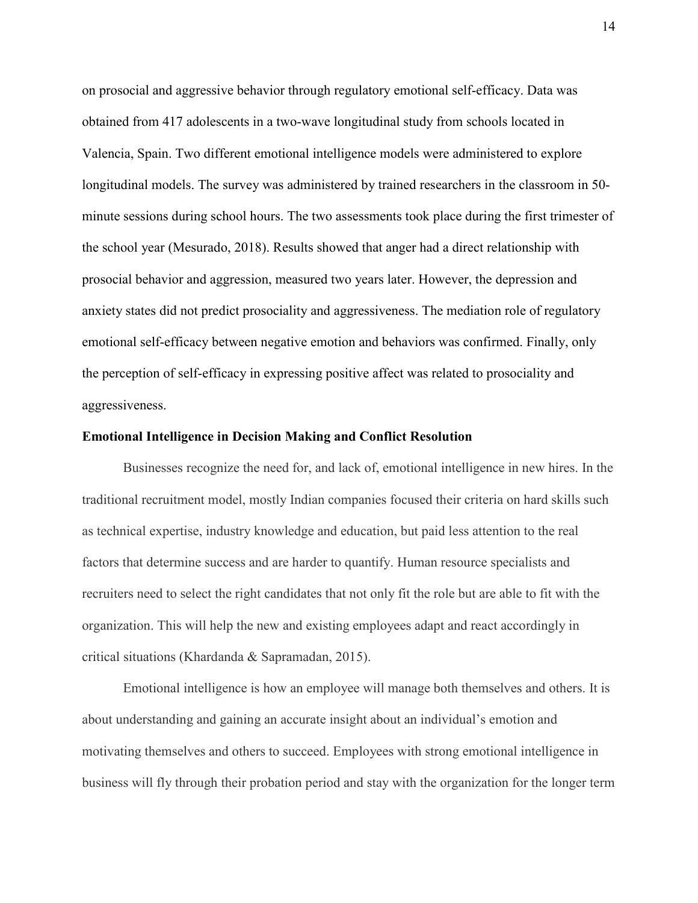on prosocial and aggressive behavior through regulatory emotional self-efficacy. Data was obtained from 417 adolescents in a two-wave longitudinal study from schools located in Valencia, Spain. Two different emotional intelligence models were administered to explore longitudinal models. The survey was administered by trained researchers in the classroom in 50-minute sessions during school hours. The two assessments took place during the first trimester of the school year (Mesurado, 2018). Results showed that anger had a direct relationship with prosocial behavior and aggression, measured two years later. However, the depression and anxiety states did not predict prosociality and aggressiveness. The mediation role of regulatory emotional self-efficacy between negative emotion and behaviors was confirmed. Finally, only the perception of self-efficacy in expressing positive affect was related to prosociality and aggressiveness.

### Emotional Intelligence in Decision Making and Conflict Resolution

Businesses recognize the need for, and lack of, emotional intelligence in new hires. In the traditional recruitment model, mostly Indian companies focused their criteria on hard skills such as technical expertise, industry knowledge and education, but paid less attention to the real factors that determine success and are harder to quantify. Human resource specialists and recruiters need to select the right candidates that not only fit the role but are able to fit with the organization. This will help the new and existing employees adapt and react accordingly in critical situations (Khardanda & Sapramadan, 2015).

Emotional intelligence is how an employee will manage both themselves and others. It is about understanding and gaining an accurate insight about an individual's emotion and motivating themselves and others to succeed. Employees with strong emotional intelligence in business will fly through their probation period and stay with the organization for the longer term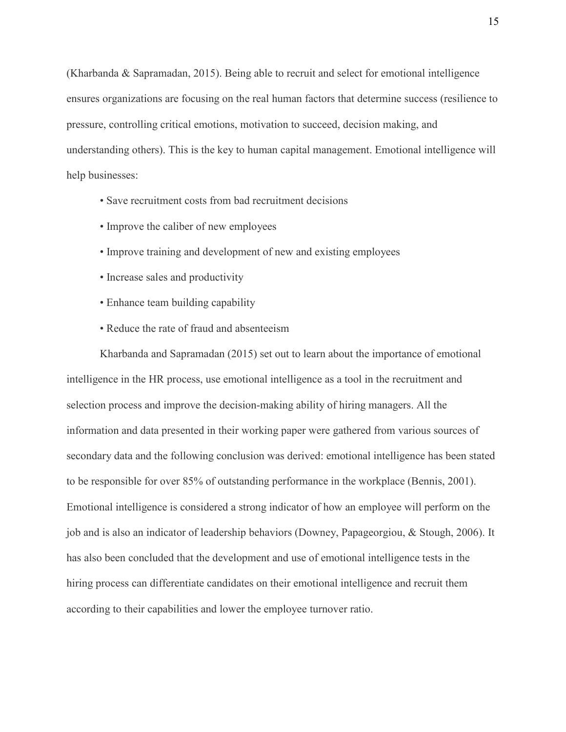(Kharbanda & Sapramadan, 2015). Being able to recruit and select for emotional intelligence ensures organizations are focusing on the real human factors that determine success (resilience to pressure, controlling critical emotions, motivation to succeed, decision making, and understanding others). This is the key to human capital management. Emotional intelligence will help businesses:

- Save recruitment costs from bad recruitment decisions
- Improve the caliber of new employees
- Improve training and development of new and existing employees
- Increase sales and productivity
- Enhance team building capability
- Reduce the rate of fraud and absenteeism

Kharbanda and Sapramadan (2015) set out to learn about the importance of emotional intelligence in the HR process, use emotional intelligence as a tool in the recruitment and selection process and improve the decision-making ability of hiring managers. All the information and data presented in their working paper were gathered from various sources of secondary data and the following conclusion was derived: emotional intelligence has been stated to be responsible for over 85% of outstanding performance in the workplace (Bennis, 2001). Emotional intelligence is considered a strong indicator of how an employee will perform on the job and is also an indicator of leadership behaviors (Downey, Papageorgiou, & Stough, 2006). It has also been concluded that the development and use of emotional intelligence tests in the hiring process can differentiate candidates on their emotional intelligence and recruit them according to their capabilities and lower the employee turnover ratio.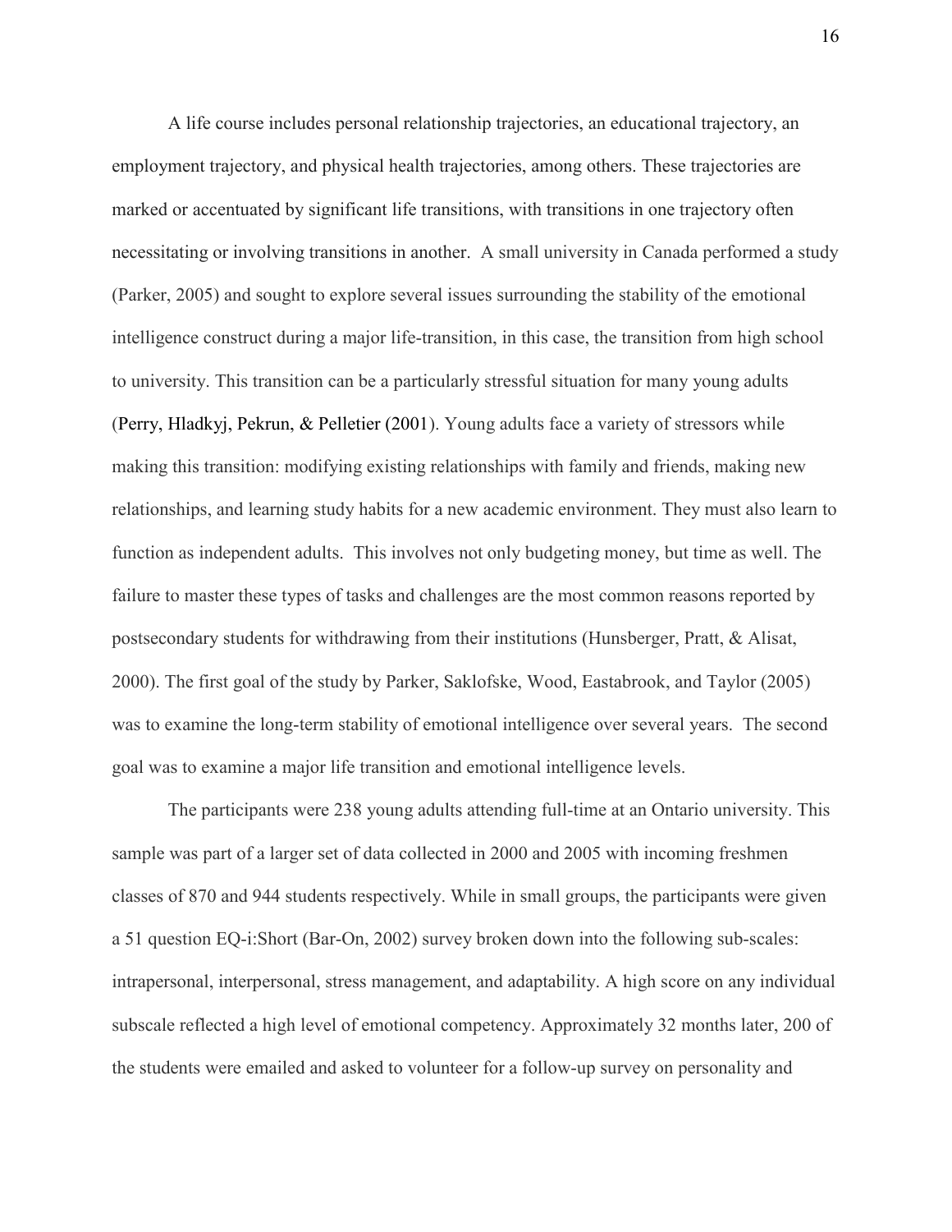A life course includes personal relationship trajectories, an educational trajectory, an employment trajectory, and physical health trajectories, among others. These trajectories are marked or accentuated by significant life transitions, with transitions in one trajectory often necessitating or involving transitions in another. A small university in Canada performed a study (Parker, 2005) and sought to explore several issues surrounding the stability of the emotional intelligence construct during a major life-transition, in this case, the transition from high school to university. This transition can be a particularly stressful situation for many young adults (Perry, Hladkyj, Pekrun, & Pelletier (2001). Young adults face a variety of stressors while making this transition: modifying existing relationships with family and friends, making new relationships, and learning study habits for a new academic environment. They must also learn to function as independent adults. This involves not only budgeting money, but time as well. The failure to master these types of tasks and challenges are the most common reasons reported by postsecondary students for withdrawing from their institutions (Hunsberger, Pratt, & Alisat, 2000). The first goal of the study by Parker, Saklofske, Wood, Eastabrook, and Taylor (2005) was to examine the long-term stability of emotional intelligence over several years. The second goal was to examine a major life transition and emotional intelligence levels.

The participants were 238 young adults attending full-time at an Ontario university. This sample was part of a larger set of data collected in 2000 and 2005 with incoming freshmen classes of 870 and 944 students respectively. While in small groups, the participants were given a 51 question EQ-i:Short (Bar-On, 2002) survey broken down into the following sub-scales: intrapersonal, interpersonal, stress management, and adaptability. A high score on any individual subscale reflected a high level of emotional competency. Approximately 32 months later, 200 of the students were emailed and asked to volunteer for a follow-up survey on personality and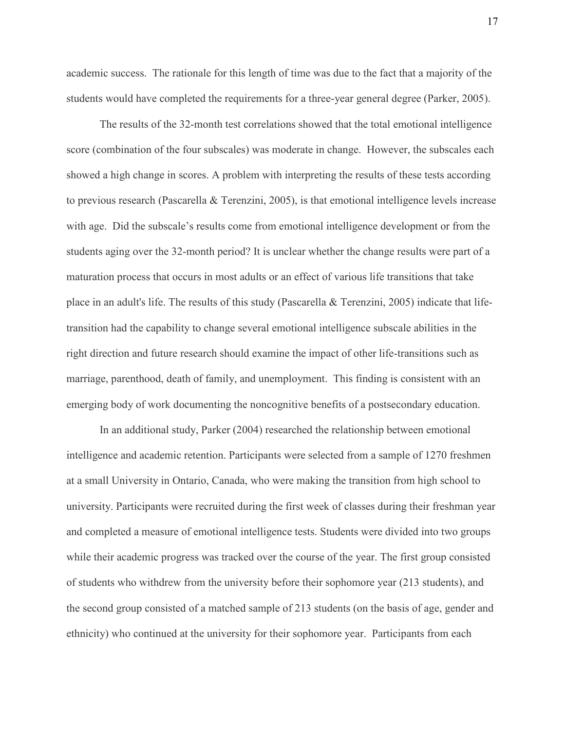academic success. The rationale for this length of time was due to the fact that a majority of the students would have completed the requirements for a three-year general degree (Parker, 2005).

The results of the 32-month test correlations showed that the total emotional intelligence score (combination of the four subscales) was moderate in change. However, the subscales each showed a high change in scores. A problem with interpreting the results of these tests according to previous research (Pascarella & Terenzini, 2005), is that emotional intelligence levels increase with age. Did the subscale's results come from emotional intelligence development or from the students aging over the 32-month period? It is unclear whether the change results were part of a maturation process that occurs in most adults or an effect of various life transitions that take place in an adult's life. The results of this study (Pascarella & Terenzini, 2005) indicate that life-transition had the capability to change several emotional intelligence subscale abilities in the right direction and future research should examine the impact of other life-transitions such as marriage, parenthood, death of family, and unemployment. This finding is consistent with an emerging body of work documenting the noncognitive benefits of a postsecondary education.

In an additional study, Parker (2004) researched the relationship between emotional intelligence and academic retention. Participants were selected from a sample of 1270 freshmen at a small University in Ontario, Canada, who were making the transition from high school to university. Participants were recruited during the first week of classes during their freshman year and completed a measure of emotional intelligence tests. Students were divided into two groups while their academic progress was tracked over the course of the year. The first group consisted of students who withdrew from the university before their sophomore year (213 students), and the second group consisted of a matched sample of 213 students (on the basis of age, gender and ethnicity) who continued at the university for their sophomore year. Participants from each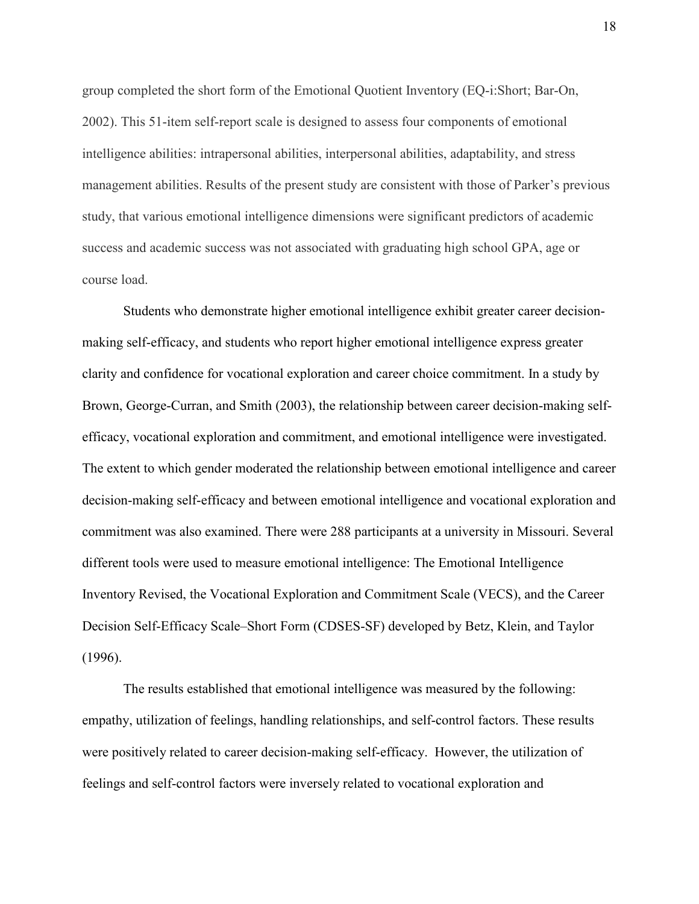group completed the short form of the Emotional Quotient Inventory (EQ-i:Short; Bar-On, 2002). This 51-item self-report scale is designed to assess four components of emotional intelligence abilities: intrapersonal abilities, interpersonal abilities, adaptability, and stress management abilities. Results of the present study are consistent with those of Parker's previous study, that various emotional intelligence dimensions were significant predictors of academic success and academic success was not associated with graduating high school GPA, age or course load.

Students who demonstrate higher emotional intelligence exhibit greater career decision-making self-efficacy, and students who report higher emotional intelligence express greater clarity and confidence for vocational exploration and career choice commitment. In a study by Brown, George-Curran, and Smith (2003), the relationship between career decision-making self-efficacy, vocational exploration and commitment, and emotional intelligence were investigated. The extent to which gender moderated the relationship between emotional intelligence and career decision-making self-efficacy and between emotional intelligence and vocational exploration and commitment was also examined. There were 288 participants at a university in Missouri. Several different tools were used to measure emotional intelligence: The Emotional Intelligence Inventory Revised, the Vocational Exploration and Commitment Scale (VECS), and the Career Decision Self-Efficacy Scale–Short Form (CDSES-SF) developed by Betz, Klein, and Taylor (1996).

The results established that emotional intelligence was measured by the following: empathy, utilization of feelings, handling relationships, and self-control factors. These results were positively related to career decision-making self-efficacy. However, the utilization of feelings and self-control factors were inversely related to vocational exploration and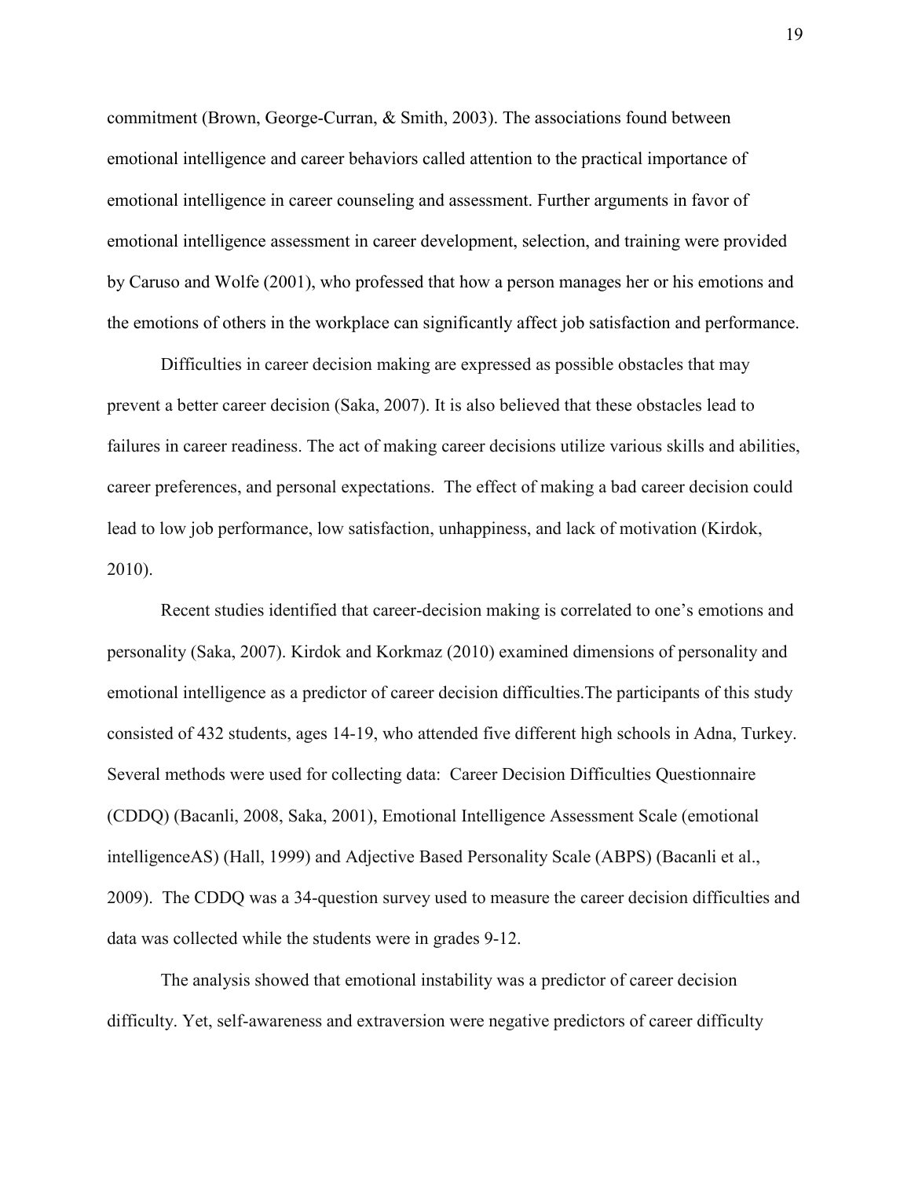commitment (Brown, George-Curran, & Smith, 2003). The associations found between emotional intelligence and career behaviors called attention to the practical importance of emotional intelligence in career counseling and assessment. Further arguments in favor of emotional intelligence assessment in career development, selection, and training were provided by Caruso and Wolfe (2001), who professed that how a person manages her or his emotions and the emotions of others in the workplace can significantly affect job satisfaction and performance.

Difficulties in career decision making are expressed as possible obstacles that may prevent a better career decision (Saka, 2007). It is also believed that these obstacles lead to failures in career readiness. The act of making career decisions utilize various skills and abilities, career preferences, and personal expectations.  The effect of making a bad career decision could lead to low job performance, low satisfaction, unhappiness, and lack of motivation (Kirdok, 2010).

Recent studies identified that career-decision making is correlated to one's emotions and personality (Saka, 2007). Kirdok and Korkmaz (2010) examined dimensions of personality and emotional intelligence as a predictor of career decision difficulties.The participants of this study consisted of 432 students, ages 14-19, who attended five different high schools in Adna, Turkey. Several methods were used for collecting data:  Career Decision Difficulties Questionnaire (CDDQ) (Bacanli, 2008, Saka, 2001), Emotional Intelligence Assessment Scale (emotional intelligenceAS) (Hall, 1999) and Adjective Based Personality Scale (ABPS) (Bacanli et al., 2009).  The CDDQ was a 34-question survey used to measure the career decision difficulties and data was collected while the students were in grades 9-12.

The analysis showed that emotional instability was a predictor of career decision difficulty. Yet, self-awareness and extraversion were negative predictors of career difficulty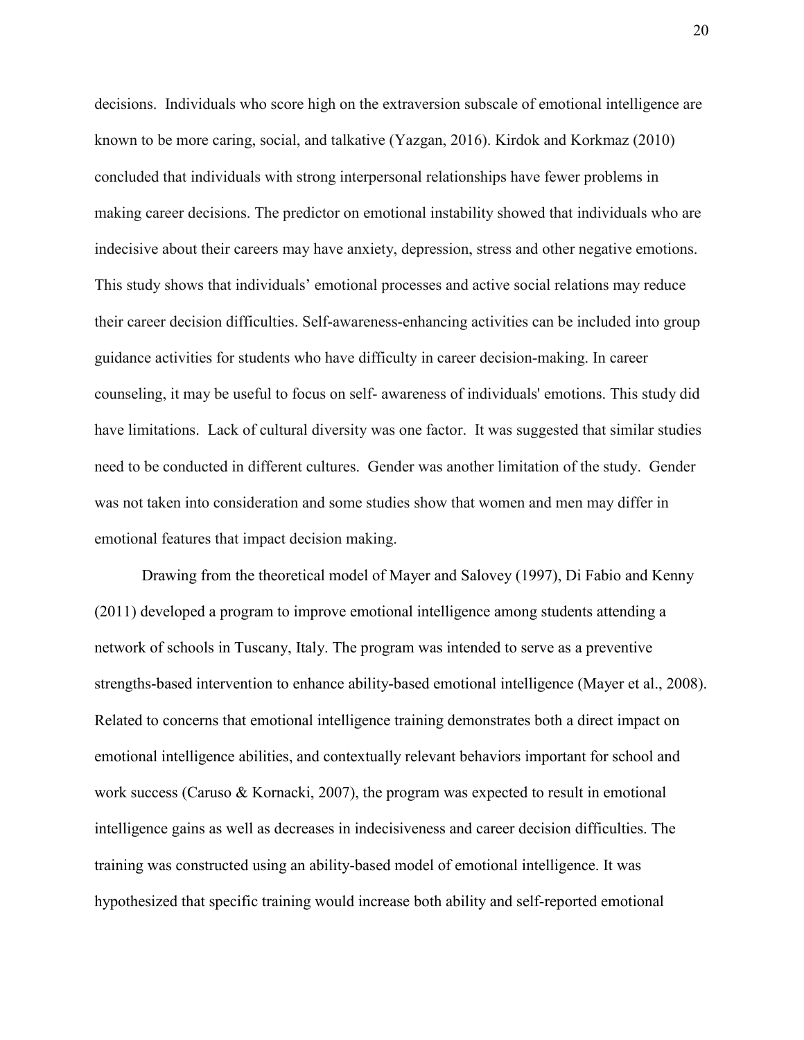decisions. Individuals who score high on the extraversion subscale of emotional intelligence are known to be more caring, social, and talkative (Yazgan, 2016). Kirdok and Korkmaz (2010) concluded that individuals with strong interpersonal relationships have fewer problems in making career decisions. The predictor on emotional instability showed that individuals who are indecisive about their careers may have anxiety, depression, stress and other negative emotions. This study shows that individuals' emotional processes and active social relations may reduce their career decision difficulties. Self-awareness-enhancing activities can be included into group guidance activities for students who have difficulty in career decision-making. In career counseling, it may be useful to focus on self- awareness of individuals' emotions. This study did have limitations. Lack of cultural diversity was one factor. It was suggested that similar studies need to be conducted in different cultures. Gender was another limitation of the study. Gender was not taken into consideration and some studies show that women and men may differ in emotional features that impact decision making.

Drawing from the theoretical model of Mayer and Salovey (1997), Di Fabio and Kenny (2011) developed a program to improve emotional intelligence among students attending a network of schools in Tuscany, Italy. The program was intended to serve as a preventive strengths-based intervention to enhance ability-based emotional intelligence (Mayer et al., 2008). Related to concerns that emotional intelligence training demonstrates both a direct impact on emotional intelligence abilities, and contextually relevant behaviors important for school and work success (Caruso & Kornacki, 2007), the program was expected to result in emotional intelligence gains as well as decreases in indecisiveness and career decision difficulties. The training was constructed using an ability-based model of emotional intelligence. It was hypothesized that specific training would increase both ability and self-reported emotional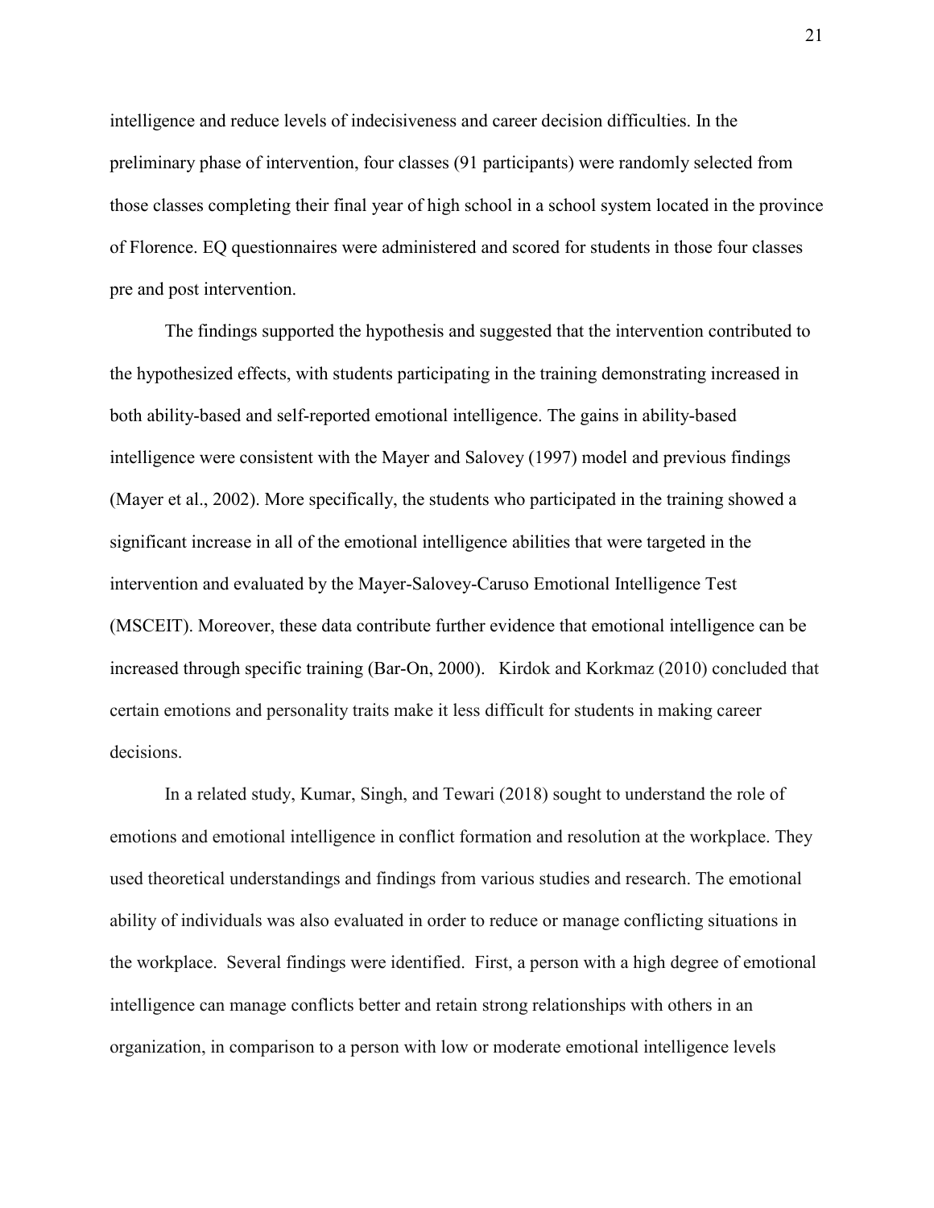intelligence and reduce levels of indecisiveness and career decision difficulties. In the preliminary phase of intervention, four classes (91 participants) were randomly selected from those classes completing their final year of high school in a school system located in the province of Florence. EQ questionnaires were administered and scored for students in those four classes pre and post intervention.

The findings supported the hypothesis and suggested that the intervention contributed to the hypothesized effects, with students participating in the training demonstrating increased in both ability-based and self-reported emotional intelligence. The gains in ability-based intelligence were consistent with the Mayer and Salovey (1997) model and previous findings (Mayer et al., 2002). More specifically, the students who participated in the training showed a significant increase in all of the emotional intelligence abilities that were targeted in the intervention and evaluated by the Mayer-Salovey-Caruso Emotional Intelligence Test (MSCEIT). Moreover, these data contribute further evidence that emotional intelligence can be increased through specific training (Bar-On, 2000). Kirdok and Korkmaz (2010) concluded that certain emotions and personality traits make it less difficult for students in making career decisions.

In a related study, Kumar, Singh, and Tewari (2018) sought to understand the role of emotions and emotional intelligence in conflict formation and resolution at the workplace. They used theoretical understandings and findings from various studies and research. The emotional ability of individuals was also evaluated in order to reduce or manage conflicting situations in the workplace. Several findings were identified. First, a person with a high degree of emotional intelligence can manage conflicts better and retain strong relationships with others in an organization, in comparison to a person with low or moderate emotional intelligence levels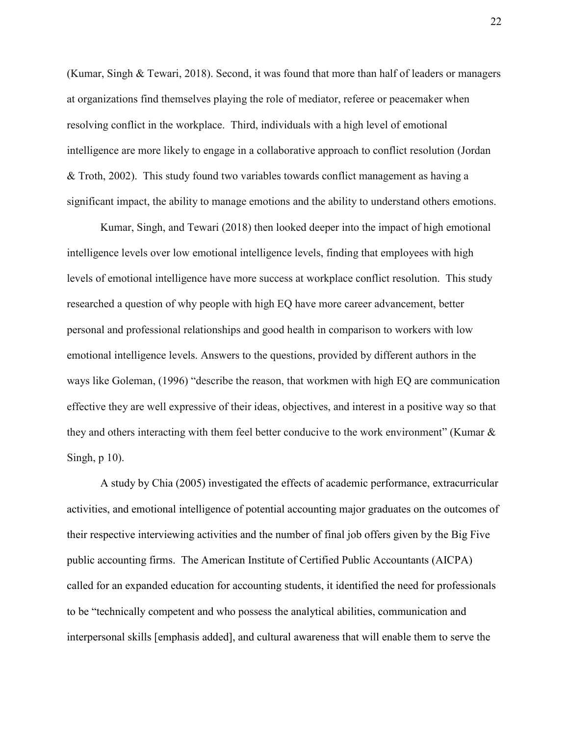(Kumar, Singh & Tewari, 2018). Second, it was found that more than half of leaders or managers at organizations find themselves playing the role of mediator, referee or peacemaker when resolving conflict in the workplace. Third, individuals with a high level of emotional intelligence are more likely to engage in a collaborative approach to conflict resolution (Jordan & Troth, 2002). This study found two variables towards conflict management as having a significant impact, the ability to manage emotions and the ability to understand others emotions.

Kumar, Singh, and Tewari (2018) then looked deeper into the impact of high emotional intelligence levels over low emotional intelligence levels, finding that employees with high levels of emotional intelligence have more success at workplace conflict resolution. This study researched a question of why people with high EQ have more career advancement, better personal and professional relationships and good health in comparison to workers with low emotional intelligence levels. Answers to the questions, provided by different authors in the ways like Goleman, (1996) "describe the reason, that workmen with high EQ are communication effective they are well expressive of their ideas, objectives, and interest in a positive way so that they and others interacting with them feel better conducive to the work environment" (Kumar & Singh, p 10).

A study by Chia (2005) investigated the effects of academic performance, extracurricular activities, and emotional intelligence of potential accounting major graduates on the outcomes of their respective interviewing activities and the number of final job offers given by the Big Five public accounting firms. The American Institute of Certified Public Accountants (AICPA) called for an expanded education for accounting students, it identified the need for professionals to be "technically competent and who possess the analytical abilities, communication and interpersonal skills [emphasis added], and cultural awareness that will enable them to serve the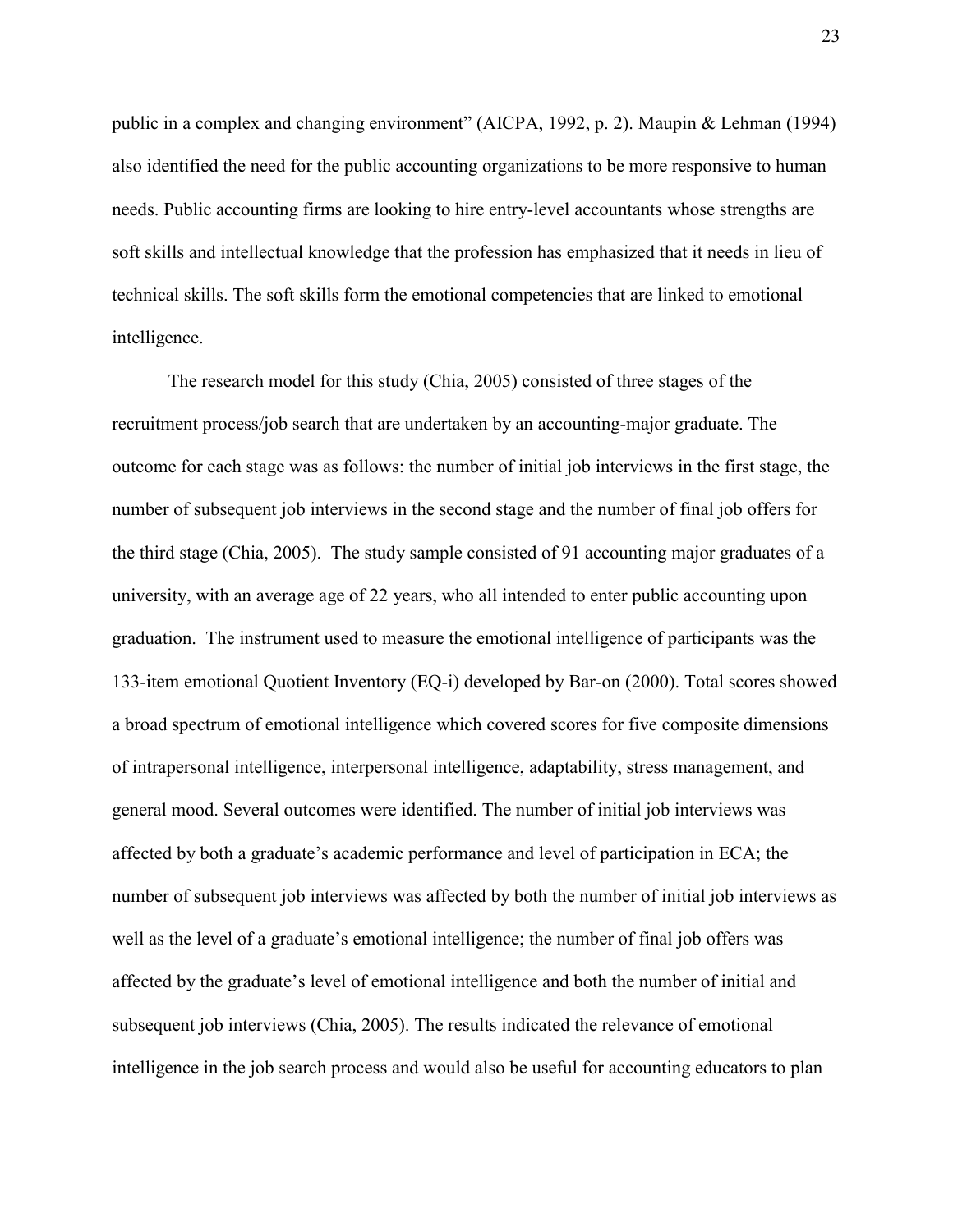public in a complex and changing environment" (AICPA, 1992, p. 2). Maupin & Lehman (1994) also identified the need for the public accounting organizations to be more responsive to human needs. Public accounting firms are looking to hire entry-level accountants whose strengths are soft skills and intellectual knowledge that the profession has emphasized that it needs in lieu of technical skills. The soft skills form the emotional competencies that are linked to emotional intelligence.

The research model for this study (Chia, 2005) consisted of three stages of the recruitment process/job search that are undertaken by an accounting-major graduate. The outcome for each stage was as follows: the number of initial job interviews in the first stage, the number of subsequent job interviews in the second stage and the number of final job offers for the third stage (Chia, 2005). The study sample consisted of 91 accounting major graduates of a university, with an average age of 22 years, who all intended to enter public accounting upon graduation. The instrument used to measure the emotional intelligence of participants was the 133-item emotional Quotient Inventory (EQ-i) developed by Bar-on (2000). Total scores showed a broad spectrum of emotional intelligence which covered scores for five composite dimensions of intrapersonal intelligence, interpersonal intelligence, adaptability, stress management, and general mood. Several outcomes were identified. The number of initial job interviews was affected by both a graduate's academic performance and level of participation in ECA; the number of subsequent job interviews was affected by both the number of initial job interviews as well as the level of a graduate's emotional intelligence; the number of final job offers was affected by the graduate's level of emotional intelligence and both the number of initial and subsequent job interviews (Chia, 2005). The results indicated the relevance of emotional intelligence in the job search process and would also be useful for accounting educators to plan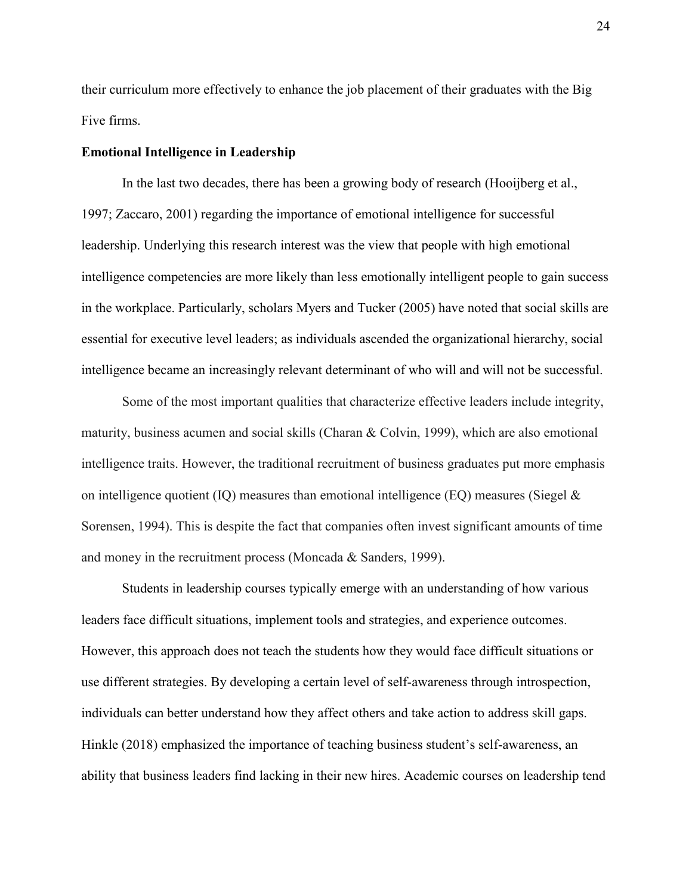their curriculum more effectively to enhance the job placement of their graduates with the Big Five firms.

### Emotional Intelligence in Leadership

In the last two decades, there has been a growing body of research (Hooijberg et al., 1997; Zaccaro, 2001) regarding the importance of emotional intelligence for successful leadership. Underlying this research interest was the view that people with high emotional intelligence competencies are more likely than less emotionally intelligent people to gain success in the workplace. Particularly, scholars Myers and Tucker (2005) have noted that social skills are essential for executive level leaders; as individuals ascended the organizational hierarchy, social intelligence became an increasingly relevant determinant of who will and will not be successful.

Some of the most important qualities that characterize effective leaders include integrity, maturity, business acumen and social skills (Charan & Colvin, 1999), which are also emotional intelligence traits. However, the traditional recruitment of business graduates put more emphasis on intelligence quotient (IQ) measures than emotional intelligence (EQ) measures (Siegel & Sorensen, 1994). This is despite the fact that companies often invest significant amounts of time and money in the recruitment process (Moncada & Sanders, 1999).

Students in leadership courses typically emerge with an understanding of how various leaders face difficult situations, implement tools and strategies, and experience outcomes. However, this approach does not teach the students how they would face difficult situations or use different strategies. By developing a certain level of self-awareness through introspection, individuals can better understand how they affect others and take action to address skill gaps. Hinkle (2018) emphasized the importance of teaching business student's self-awareness, an ability that business leaders find lacking in their new hires. Academic courses on leadership tend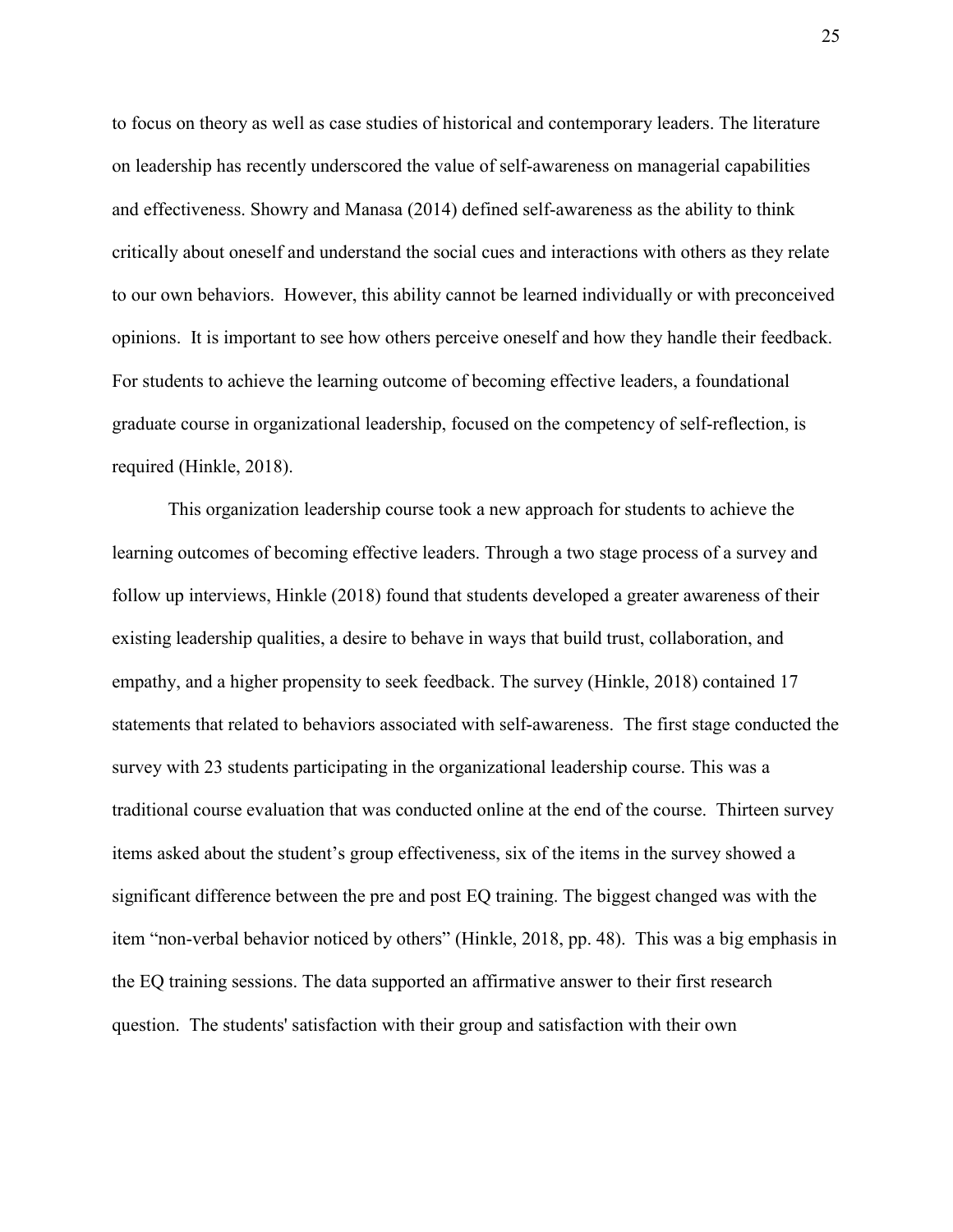to focus on theory as well as case studies of historical and contemporary leaders. The literature on leadership has recently underscored the value of self-awareness on managerial capabilities and effectiveness. Showry and Manasa (2014) defined self-awareness as the ability to think critically about oneself and understand the social cues and interactions with others as they relate to our own behaviors. However, this ability cannot be learned individually or with preconceived opinions. It is important to see how others perceive oneself and how they handle their feedback. For students to achieve the learning outcome of becoming effective leaders, a foundational graduate course in organizational leadership, focused on the competency of self-reflection, is required (Hinkle, 2018).

This organization leadership course took a new approach for students to achieve the learning outcomes of becoming effective leaders. Through a two stage process of a survey and follow up interviews, Hinkle (2018) found that students developed a greater awareness of their existing leadership qualities, a desire to behave in ways that build trust, collaboration, and empathy, and a higher propensity to seek feedback. The survey (Hinkle, 2018) contained 17 statements that related to behaviors associated with self-awareness. The first stage conducted the survey with 23 students participating in the organizational leadership course. This was a traditional course evaluation that was conducted online at the end of the course. Thirteen survey items asked about the student's group effectiveness, six of the items in the survey showed a significant difference between the pre and post EQ training. The biggest changed was with the item "non-verbal behavior noticed by others" (Hinkle, 2018, pp. 48). This was a big emphasis in the EQ training sessions. The data supported an affirmative answer to their first research question. The students' satisfaction with their group and satisfaction with their own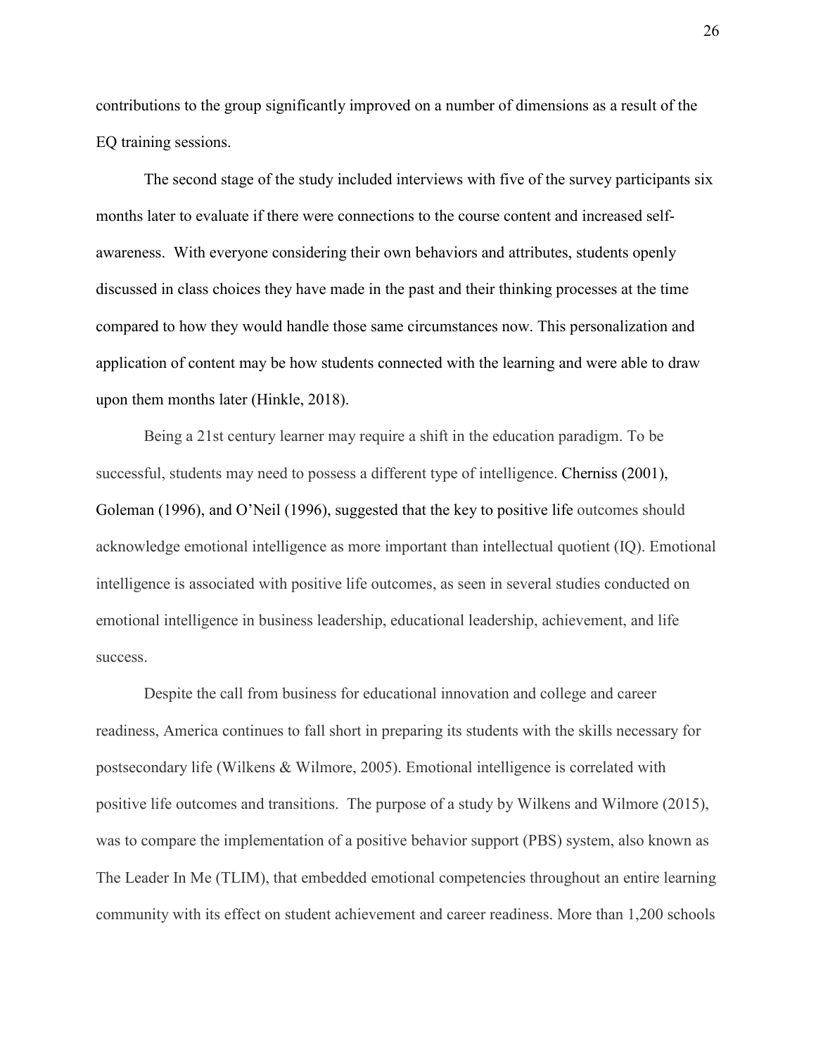contributions to the group significantly improved on a number of dimensions as a result of the EQ training sessions.

The second stage of the study included interviews with five of the survey participants six months later to evaluate if there were connections to the course content and increased self-awareness. With everyone considering their own behaviors and attributes, students openly discussed in class choices they have made in the past and their thinking processes at the time compared to how they would handle those same circumstances now. This personalization and application of content may be how students connected with the learning and were able to draw upon them months later (Hinkle, 2018).

Being a 21st century learner may require a shift in the education paradigm. To be successful, students may need to possess a different type of intelligence. Cherniss (2001), Goleman (1996), and O'Neil (1996), suggested that the key to positive life outcomes should acknowledge emotional intelligence as more important than intellectual quotient (IQ). Emotional intelligence is associated with positive life outcomes, as seen in several studies conducted on emotional intelligence in business leadership, educational leadership, achievement, and life success.

Despite the call from business for educational innovation and college and career readiness, America continues to fall short in preparing its students with the skills necessary for postsecondary life (Wilkens & Wilmore, 2005). Emotional intelligence is correlated with positive life outcomes and transitions. The purpose of a study by Wilkens and Wilmore (2015), was to compare the implementation of a positive behavior support (PBS) system, also known as The Leader In Me (TLIM), that embedded emotional competencies throughout an entire learning community with its effect on student achievement and career readiness. More than 1,200 schools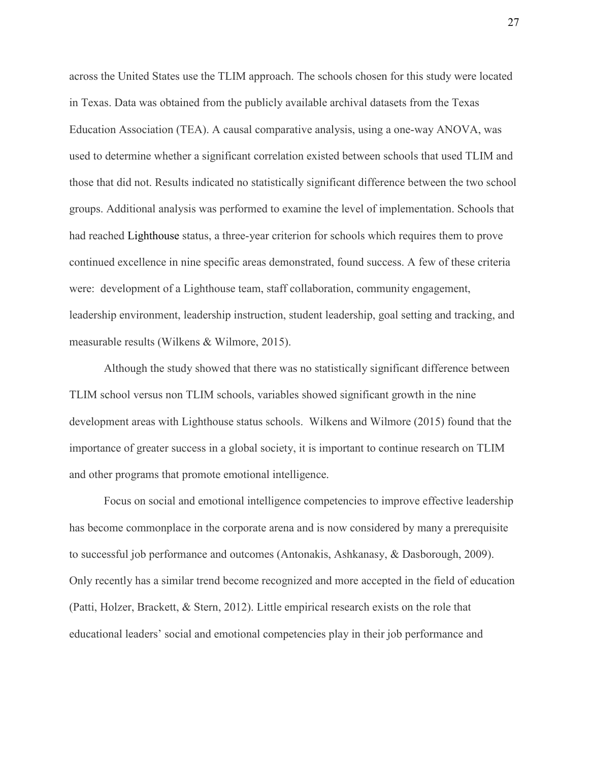across the United States use the TLIM approach. The schools chosen for this study were located in Texas. Data was obtained from the publicly available archival datasets from the Texas Education Association (TEA). A causal comparative analysis, using a one-way ANOVA, was used to determine whether a significant correlation existed between schools that used TLIM and those that did not. Results indicated no statistically significant difference between the two school groups. Additional analysis was performed to examine the level of implementation. Schools that had reached Lighthouse status, a three-year criterion for schools which requires them to prove continued excellence in nine specific areas demonstrated, found success. A few of these criteria were: development of a Lighthouse team, staff collaboration, community engagement, leadership environment, leadership instruction, student leadership, goal setting and tracking, and measurable results (Wilkens & Wilmore, 2015).

Although the study showed that there was no statistically significant difference between TLIM school versus non TLIM schools, variables showed significant growth in the nine development areas with Lighthouse status schools. Wilkens and Wilmore (2015) found that the importance of greater success in a global society, it is important to continue research on TLIM and other programs that promote emotional intelligence.

Focus on social and emotional intelligence competencies to improve effective leadership has become commonplace in the corporate arena and is now considered by many a prerequisite to successful job performance and outcomes (Antonakis, Ashkanasy, & Dasborough, 2009). Only recently has a similar trend become recognized and more accepted in the field of education (Patti, Holzer, Brackett, & Stern, 2012). Little empirical research exists on the role that educational leaders' social and emotional competencies play in their job performance and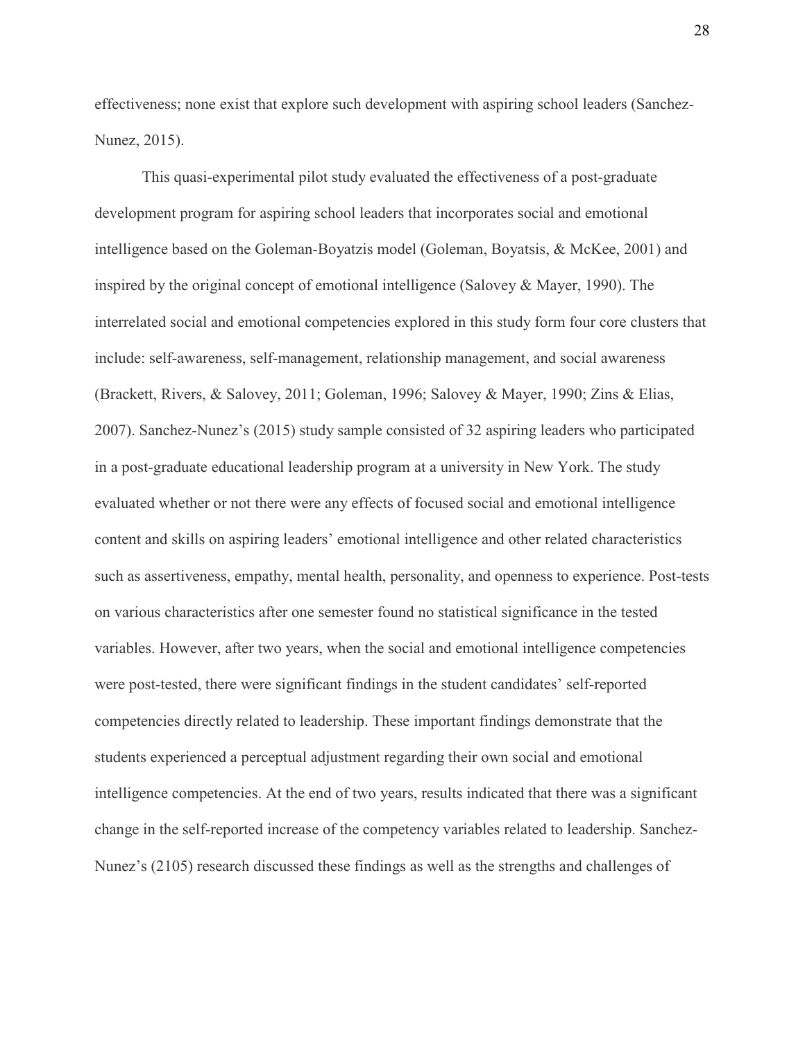effectiveness; none exist that explore such development with aspiring school leaders (Sanchez-Nunez, 2015).

This quasi-experimental pilot study evaluated the effectiveness of a post-graduate development program for aspiring school leaders that incorporates social and emotional intelligence based on the Goleman-Boyatzis model (Goleman, Boyatsis, & McKee, 2001) and inspired by the original concept of emotional intelligence (Salovey & Mayer, 1990). The interrelated social and emotional competencies explored in this study form four core clusters that include: self-awareness, self-management, relationship management, and social awareness (Brackett, Rivers, & Salovey, 2011; Goleman, 1996; Salovey & Mayer, 1990; Zins & Elias, 2007). Sanchez-Nunez's (2015) study sample consisted of 32 aspiring leaders who participated in a post-graduate educational leadership program at a university in New York. The study evaluated whether or not there were any effects of focused social and emotional intelligence content and skills on aspiring leaders' emotional intelligence and other related characteristics such as assertiveness, empathy, mental health, personality, and openness to experience. Post-tests on various characteristics after one semester found no statistical significance in the tested variables. However, after two years, when the social and emotional intelligence competencies were post-tested, there were significant findings in the student candidates' self-reported competencies directly related to leadership. These important findings demonstrate that the students experienced a perceptual adjustment regarding their own social and emotional intelligence competencies. At the end of two years, results indicated that there was a significant change in the self-reported increase of the competency variables related to leadership. Sanchez-Nunez's (2105) research discussed these findings as well as the strengths and challenges of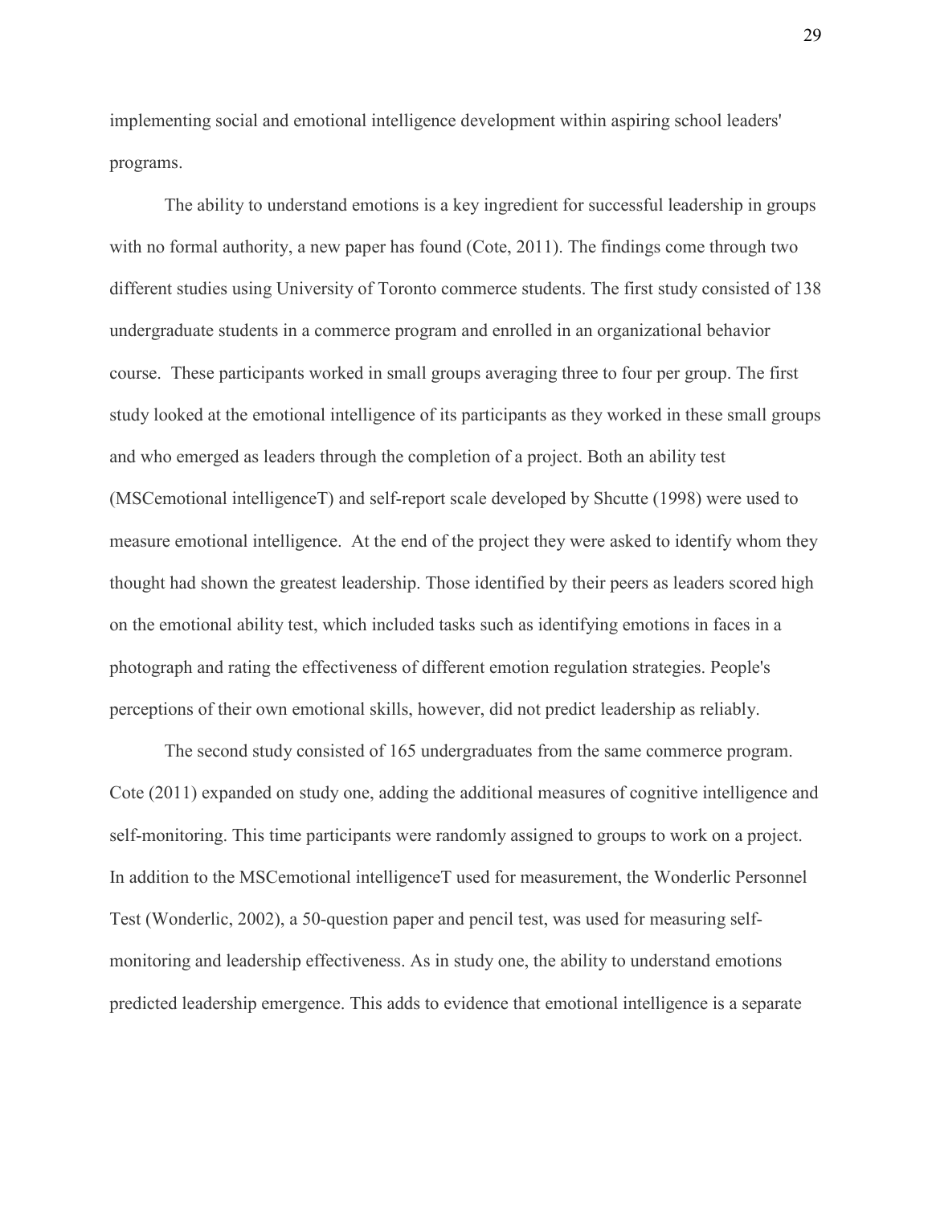implementing social and emotional intelligence development within aspiring school leaders' programs.

The ability to understand emotions is a key ingredient for successful leadership in groups with no formal authority, a new paper has found (Cote, 2011). The findings come through two different studies using University of Toronto commerce students. The first study consisted of 138 undergraduate students in a commerce program and enrolled in an organizational behavior course. These participants worked in small groups averaging three to four per group. The first study looked at the emotional intelligence of its participants as they worked in these small groups and who emerged as leaders through the completion of a project. Both an ability test (MSCemotional intelligenceT) and self-report scale developed by Shcutte (1998) were used to measure emotional intelligence. At the end of the project they were asked to identify whom they thought had shown the greatest leadership. Those identified by their peers as leaders scored high on the emotional ability test, which included tasks such as identifying emotions in faces in a photograph and rating the effectiveness of different emotion regulation strategies. People's perceptions of their own emotional skills, however, did not predict leadership as reliably.

The second study consisted of 165 undergraduates from the same commerce program. Cote (2011) expanded on study one, adding the additional measures of cognitive intelligence and self-monitoring. This time participants were randomly assigned to groups to work on a project. In addition to the MSCemotional intelligenceT used for measurement, the Wonderlic Personnel Test (Wonderlic, 2002), a 50-question paper and pencil test, was used for measuring self-monitoring and leadership effectiveness. As in study one, the ability to understand emotions predicted leadership emergence. This adds to evidence that emotional intelligence is a separate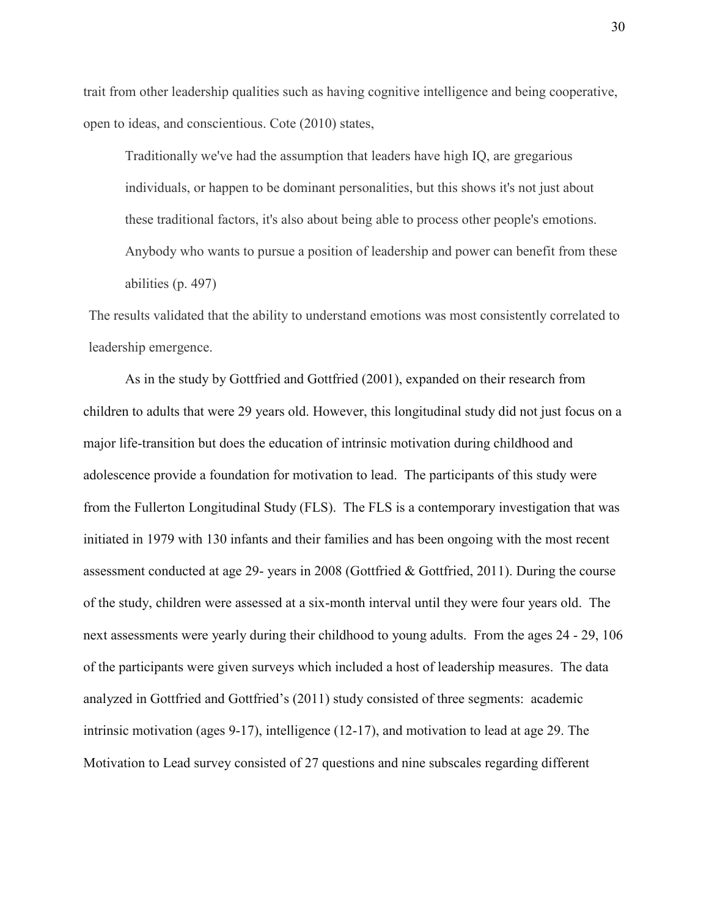trait from other leadership qualities such as having cognitive intelligence and being cooperative, open to ideas, and conscientious. Cote (2010) states,

> Traditionally we've had the assumption that leaders have high IQ, are gregarious individuals, or happen to be dominant personalities, but this shows it's not just about these traditional factors, it's also about being able to process other people's emotions. Anybody who wants to pursue a position of leadership and power can benefit from these abilities (p. 497)

The results validated that the ability to understand emotions was most consistently correlated to leadership emergence.

As in the study by Gottfried and Gottfried (2001), expanded on their research from children to adults that were 29 years old. However, this longitudinal study did not just focus on a major life-transition but does the education of intrinsic motivation during childhood and adolescence provide a foundation for motivation to lead. The participants of this study were from the Fullerton Longitudinal Study (FLS). The FLS is a contemporary investigation that was initiated in 1979 with 130 infants and their families and has been ongoing with the most recent assessment conducted at age 29- years in 2008 (Gottfried & Gottfried, 2011). During the course of the study, children were assessed at a six-month interval until they were four years old. The next assessments were yearly during their childhood to young adults. From the ages 24 - 29, 106 of the participants were given surveys which included a host of leadership measures. The data analyzed in Gottfried and Gottfried's (2011) study consisted of three segments: academic intrinsic motivation (ages 9-17), intelligence (12-17), and motivation to lead at age 29. The Motivation to Lead survey consisted of 27 questions and nine subscales regarding different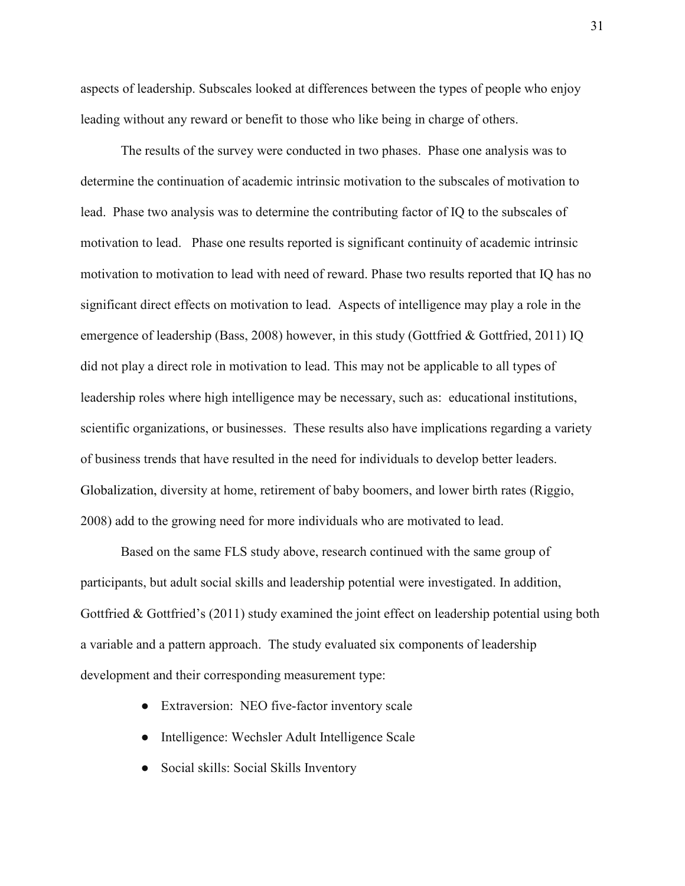aspects of leadership. Subscales looked at differences between the types of people who enjoy leading without any reward or benefit to those who like being in charge of others.

The results of the survey were conducted in two phases. Phase one analysis was to determine the continuation of academic intrinsic motivation to the subscales of motivation to lead. Phase two analysis was to determine the contributing factor of IQ to the subscales of motivation to lead. Phase one results reported is significant continuity of academic intrinsic motivation to motivation to lead with need of reward. Phase two results reported that IQ has no significant direct effects on motivation to lead. Aspects of intelligence may play a role in the emergence of leadership (Bass, 2008) however, in this study (Gottfried & Gottfried, 2011) IQ did not play a direct role in motivation to lead. This may not be applicable to all types of leadership roles where high intelligence may be necessary, such as: educational institutions, scientific organizations, or businesses. These results also have implications regarding a variety of business trends that have resulted in the need for individuals to develop better leaders. Globalization, diversity at home, retirement of baby boomers, and lower birth rates (Riggio, 2008) add to the growing need for more individuals who are motivated to lead.

Based on the same FLS study above, research continued with the same group of participants, but adult social skills and leadership potential were investigated. In addition, Gottfried & Gottfried's (2011) study examined the joint effect on leadership potential using both a variable and a pattern approach. The study evaluated six components of leadership development and their corresponding measurement type:

- Extraversion: NEO five-factor inventory scale
- Intelligence: Wechsler Adult Intelligence Scale
- Social skills: Social Skills Inventory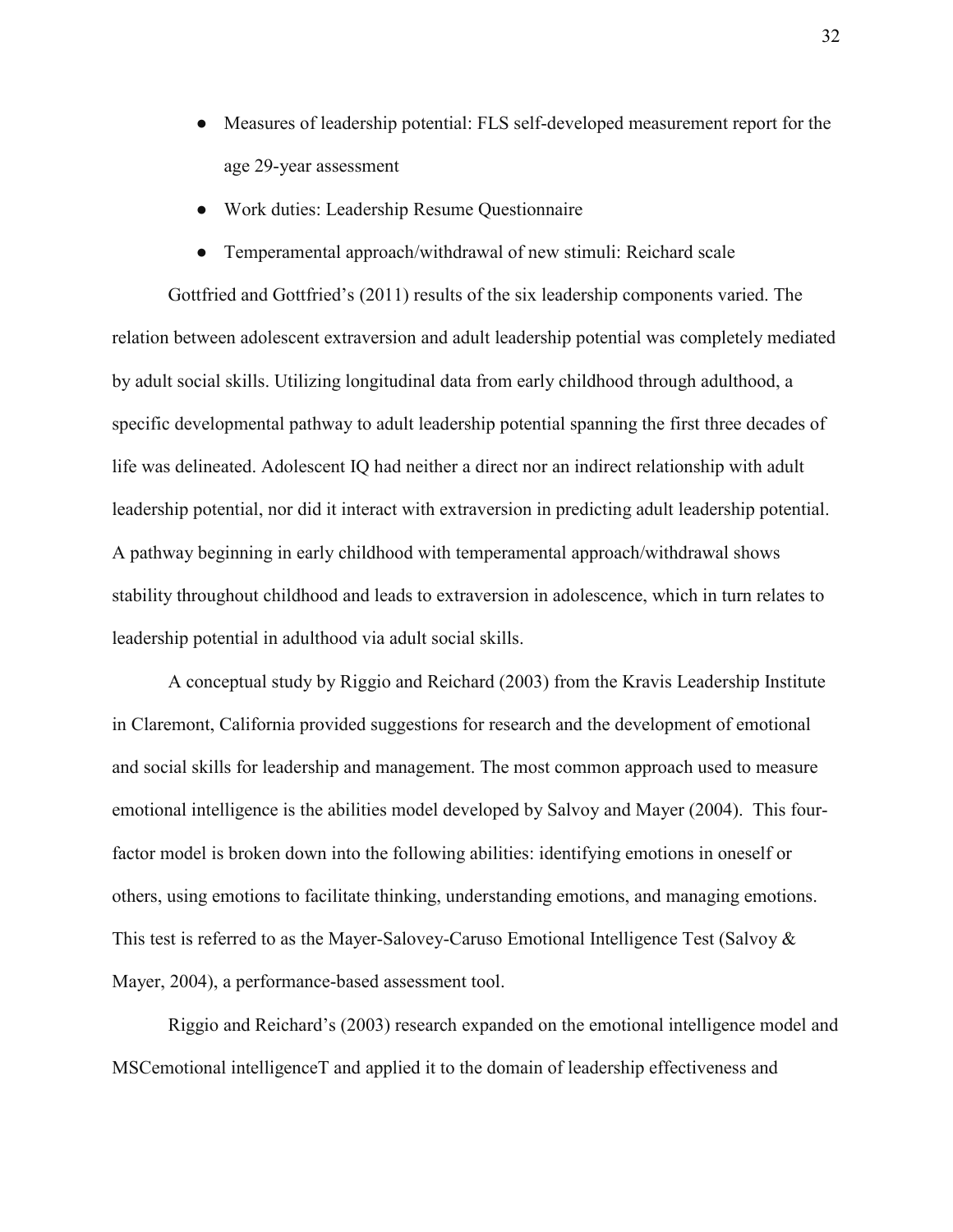- Measures of leadership potential: FLS self-developed measurement report for the age 29-year assessment
- Work duties: Leadership Resume Questionnaire
- Temperamental approach/withdrawal of new stimuli: Reichard scale

Gottfried and Gottfried's (2011) results of the six leadership components varied. The relation between adolescent extraversion and adult leadership potential was completely mediated by adult social skills. Utilizing longitudinal data from early childhood through adulthood, a specific developmental pathway to adult leadership potential spanning the first three decades of life was delineated. Adolescent IQ had neither a direct nor an indirect relationship with adult leadership potential, nor did it interact with extraversion in predicting adult leadership potential. A pathway beginning in early childhood with temperamental approach/withdrawal shows stability throughout childhood and leads to extraversion in adolescence, which in turn relates to leadership potential in adulthood via adult social skills.

A conceptual study by Riggio and Reichard (2003) from the Kravis Leadership Institute in Claremont, California provided suggestions for research and the development of emotional and social skills for leadership and management. The most common approach used to measure emotional intelligence is the abilities model developed by Salvoy and Mayer (2004). This four-factor model is broken down into the following abilities: identifying emotions in oneself or others, using emotions to facilitate thinking, understanding emotions, and managing emotions. This test is referred to as the Mayer-Salovey-Caruso Emotional Intelligence Test (Salvoy & Mayer, 2004), a performance-based assessment tool.

Riggio and Reichard's (2003) research expanded on the emotional intelligence model and MSCemotional intelligenceT and applied it to the domain of leadership effectiveness and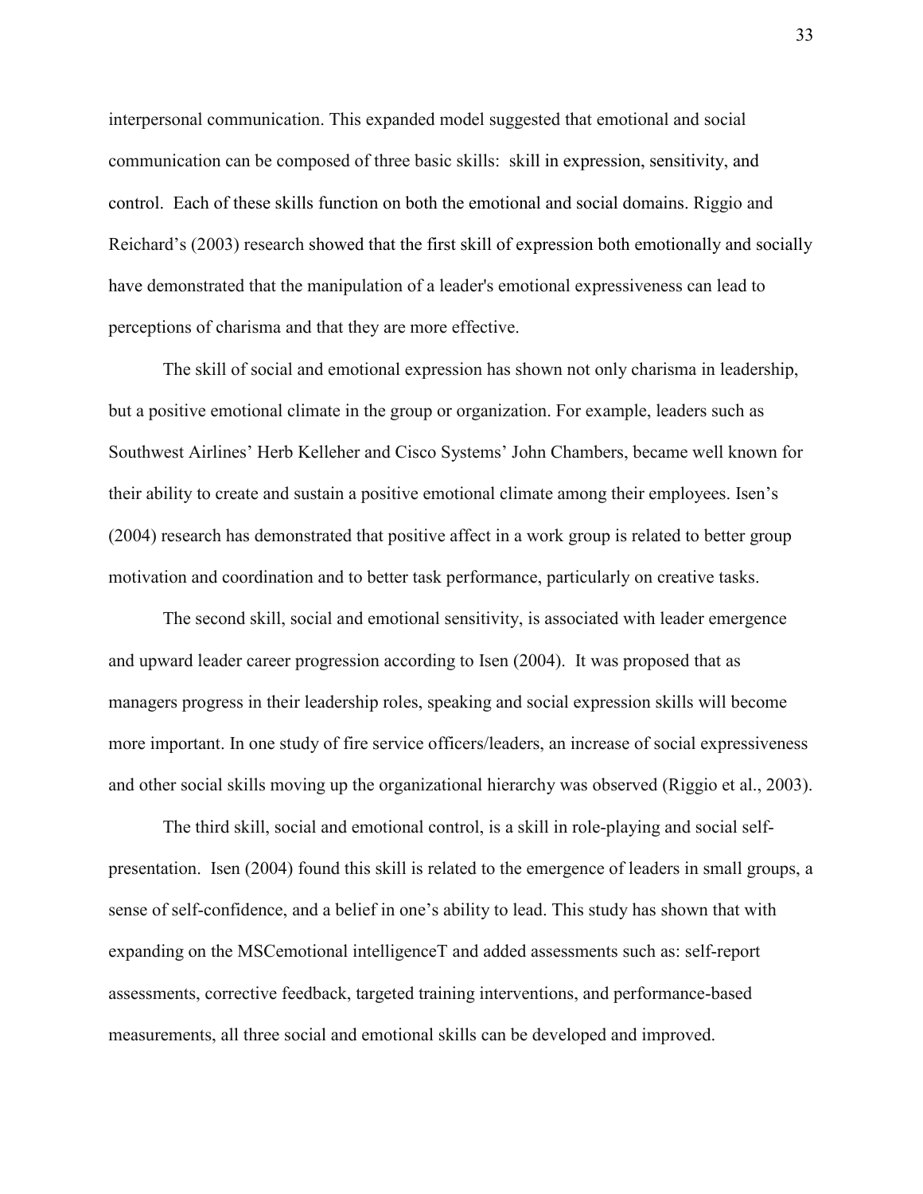interpersonal communication. This expanded model suggested that emotional and social communication can be composed of three basic skills: skill in expression, sensitivity, and control. Each of these skills function on both the emotional and social domains. Riggio and Reichard's (2003) research showed that the first skill of expression both emotionally and socially have demonstrated that the manipulation of a leader's emotional expressiveness can lead to perceptions of charisma and that they are more effective.

The skill of social and emotional expression has shown not only charisma in leadership, but a positive emotional climate in the group or organization. For example, leaders such as Southwest Airlines' Herb Kelleher and Cisco Systems' John Chambers, became well known for their ability to create and sustain a positive emotional climate among their employees. Isen's (2004) research has demonstrated that positive affect in a work group is related to better group motivation and coordination and to better task performance, particularly on creative tasks.

The second skill, social and emotional sensitivity, is associated with leader emergence and upward leader career progression according to Isen (2004). It was proposed that as managers progress in their leadership roles, speaking and social expression skills will become more important. In one study of fire service officers/leaders, an increase of social expressiveness and other social skills moving up the organizational hierarchy was observed (Riggio et al., 2003).

The third skill, social and emotional control, is a skill in role-playing and social self-presentation. Isen (2004) found this skill is related to the emergence of leaders in small groups, a sense of self-confidence, and a belief in one's ability to lead. This study has shown that with expanding on the MSCemotional intelligenceT and added assessments such as: self-report assessments, corrective feedback, targeted training interventions, and performance-based measurements, all three social and emotional skills can be developed and improved.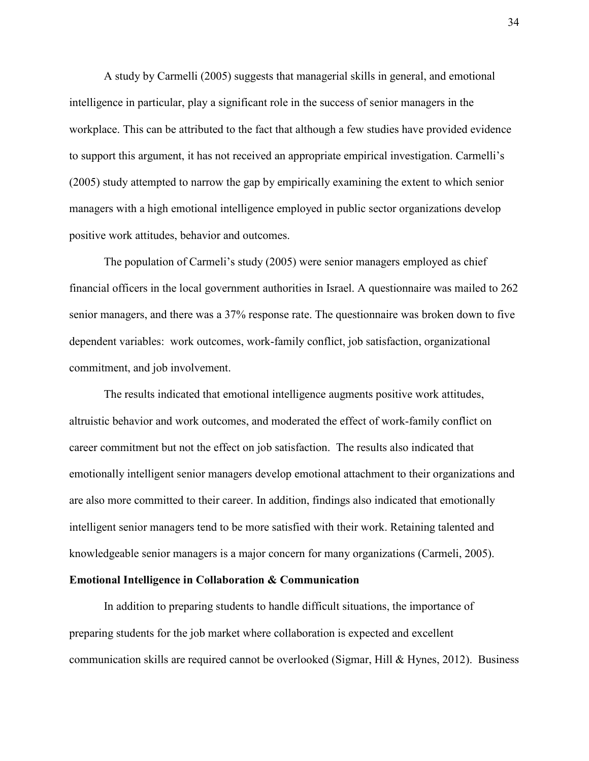A study by Carmelli (2005) suggests that managerial skills in general, and emotional intelligence in particular, play a significant role in the success of senior managers in the workplace. This can be attributed to the fact that although a few studies have provided evidence to support this argument, it has not received an appropriate empirical investigation. Carmelli's (2005) study attempted to narrow the gap by empirically examining the extent to which senior managers with a high emotional intelligence employed in public sector organizations develop positive work attitudes, behavior and outcomes.

The population of Carmeli's study (2005) were senior managers employed as chief financial officers in the local government authorities in Israel. A questionnaire was mailed to 262 senior managers, and there was a 37% response rate. The questionnaire was broken down to five dependent variables: work outcomes, work-family conflict, job satisfaction, organizational commitment, and job involvement.

The results indicated that emotional intelligence augments positive work attitudes, altruistic behavior and work outcomes, and moderated the effect of work-family conflict on career commitment but not the effect on job satisfaction. The results also indicated that emotionally intelligent senior managers develop emotional attachment to their organizations and are also more committed to their career. In addition, findings also indicated that emotionally intelligent senior managers tend to be more satisfied with their work. Retaining talented and knowledgeable senior managers is a major concern for many organizations (Carmeli, 2005).

**Emotional Intelligence in Collaboration & Communication**

In addition to preparing students to handle difficult situations, the importance of preparing students for the job market where collaboration is expected and excellent communication skills are required cannot be overlooked (Sigmar, Hill & Hynes, 2012). Business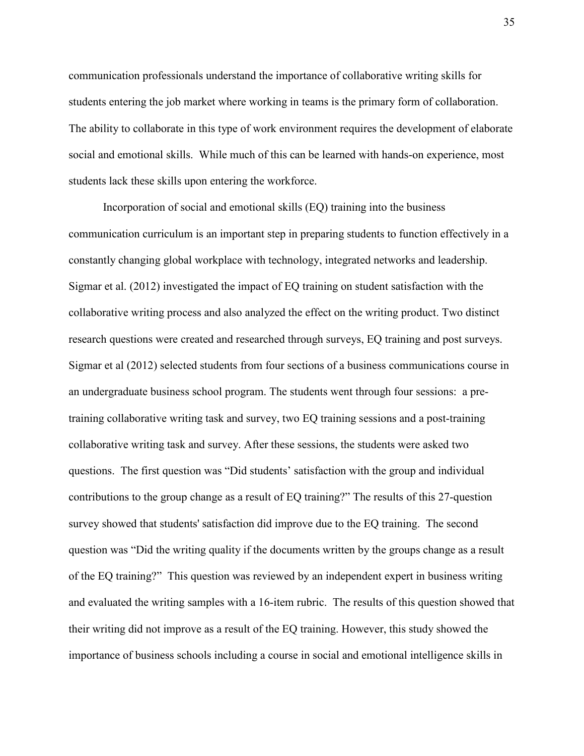communication professionals understand the importance of collaborative writing skills for students entering the job market where working in teams is the primary form of collaboration. The ability to collaborate in this type of work environment requires the development of elaborate social and emotional skills. While much of this can be learned with hands-on experience, most students lack these skills upon entering the workforce.

Incorporation of social and emotional skills (EQ) training into the business communication curriculum is an important step in preparing students to function effectively in a constantly changing global workplace with technology, integrated networks and leadership. Sigmar et al. (2012) investigated the impact of EQ training on student satisfaction with the collaborative writing process and also analyzed the effect on the writing product. Two distinct research questions were created and researched through surveys, EQ training and post surveys. Sigmar et al (2012) selected students from four sections of a business communications course in an undergraduate business school program. The students went through four sessions: a pre-training collaborative writing task and survey, two EQ training sessions and a post-training collaborative writing task and survey. After these sessions, the students were asked two questions. The first question was "Did students' satisfaction with the group and individual contributions to the group change as a result of EQ training?" The results of this 27-question survey showed that students' satisfaction did improve due to the EQ training. The second question was "Did the writing quality if the documents written by the groups change as a result of the EQ training?" This question was reviewed by an independent expert in business writing and evaluated the writing samples with a 16-item rubric. The results of this question showed that their writing did not improve as a result of the EQ training. However, this study showed the importance of business schools including a course in social and emotional intelligence skills in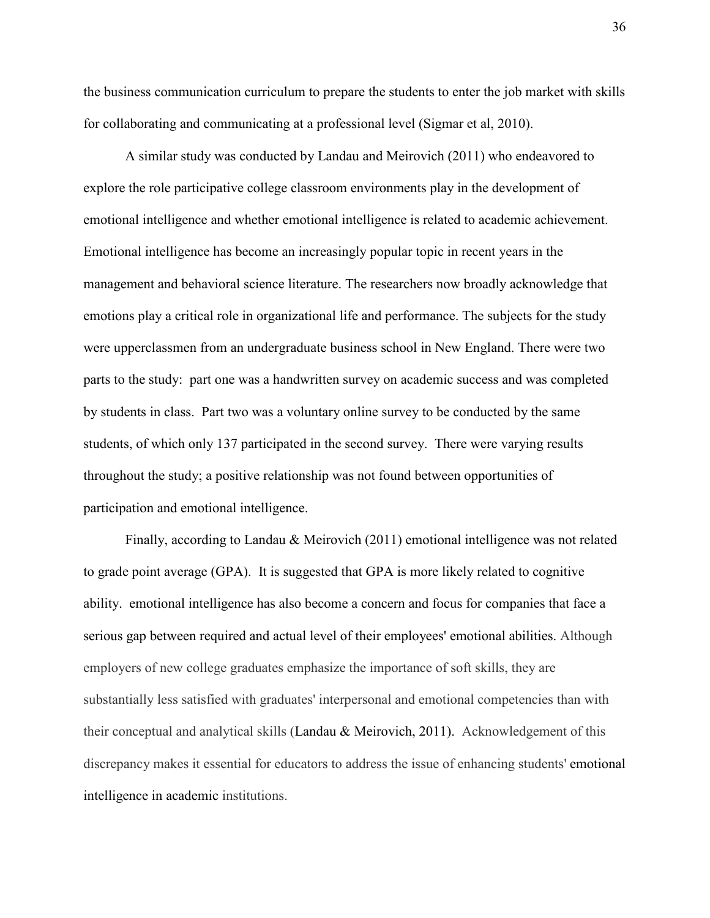the business communication curriculum to prepare the students to enter the job market with skills for collaborating and communicating at a professional level (Sigmar et al, 2010).

A similar study was conducted by Landau and Meirovich (2011) who endeavored to explore the role participative college classroom environments play in the development of emotional intelligence and whether emotional intelligence is related to academic achievement. Emotional intelligence has become an increasingly popular topic in recent years in the management and behavioral science literature. The researchers now broadly acknowledge that emotions play a critical role in organizational life and performance. The subjects for the study were upperclassmen from an undergraduate business school in New England. There were two parts to the study: part one was a handwritten survey on academic success and was completed by students in class. Part two was a voluntary online survey to be conducted by the same students, of which only 137 participated in the second survey. There were varying results throughout the study; a positive relationship was not found between opportunities of participation and emotional intelligence.

Finally, according to Landau & Meirovich (2011) emotional intelligence was not related to grade point average (GPA). It is suggested that GPA is more likely related to cognitive ability. emotional intelligence has also become a concern and focus for companies that face a serious gap between required and actual level of their employees' emotional abilities. Although employers of new college graduates emphasize the importance of soft skills, they are substantially less satisfied with graduates' interpersonal and emotional competencies than with their conceptual and analytical skills (Landau & Meirovich, 2011). Acknowledgement of this discrepancy makes it essential for educators to address the issue of enhancing students' emotional intelligence in academic institutions.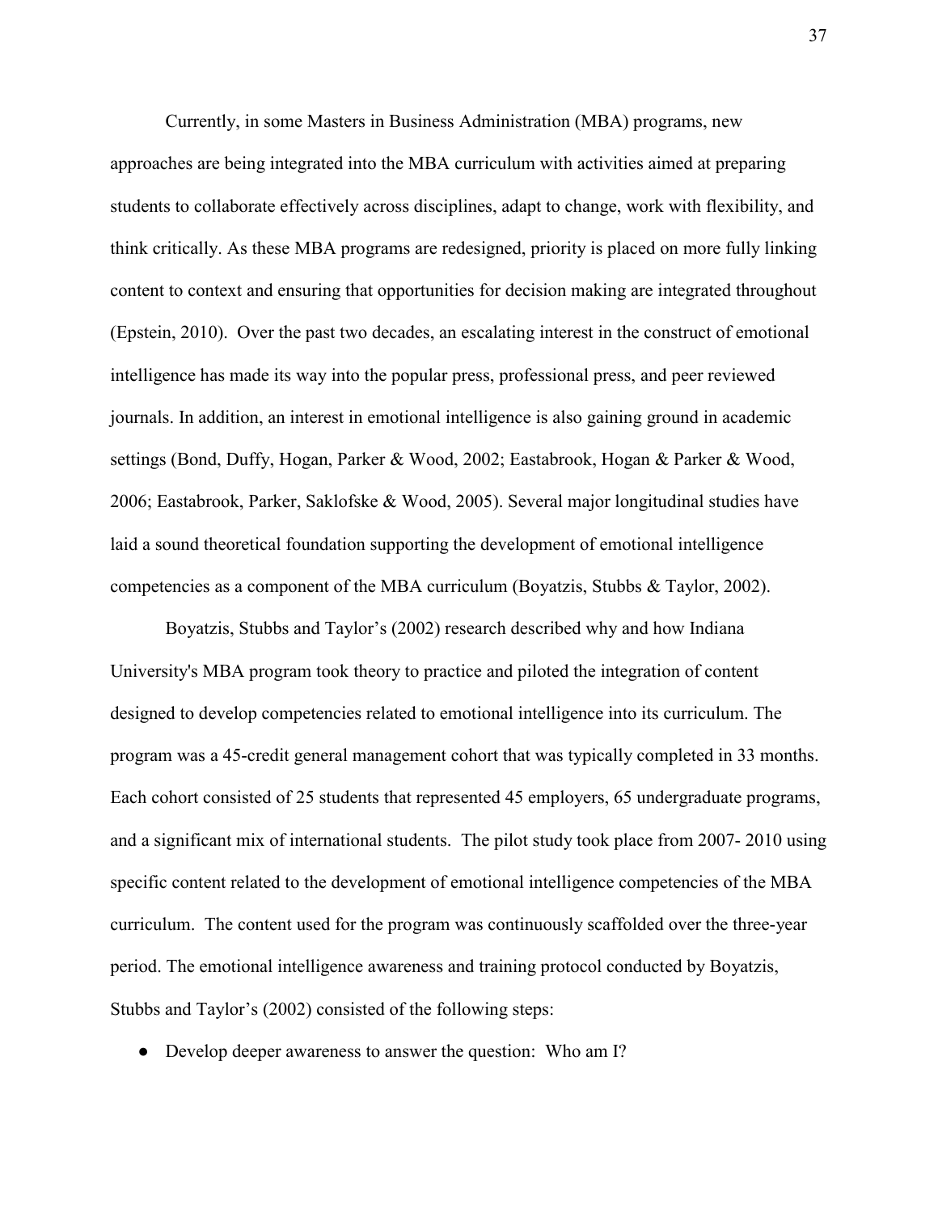Currently, in some Masters in Business Administration (MBA) programs, new approaches are being integrated into the MBA curriculum with activities aimed at preparing students to collaborate effectively across disciplines, adapt to change, work with flexibility, and think critically. As these MBA programs are redesigned, priority is placed on more fully linking content to context and ensuring that opportunities for decision making are integrated throughout (Epstein, 2010). Over the past two decades, an escalating interest in the construct of emotional intelligence has made its way into the popular press, professional press, and peer reviewed journals. In addition, an interest in emotional intelligence is also gaining ground in academic settings (Bond, Duffy, Hogan, Parker & Wood, 2002; Eastabrook, Hogan & Parker & Wood, 2006; Eastabrook, Parker, Saklofske & Wood, 2005). Several major longitudinal studies have laid a sound theoretical foundation supporting the development of emotional intelligence competencies as a component of the MBA curriculum (Boyatzis, Stubbs & Taylor, 2002).

Boyatzis, Stubbs and Taylor's (2002) research described why and how Indiana University's MBA program took theory to practice and piloted the integration of content designed to develop competencies related to emotional intelligence into its curriculum. The program was a 45-credit general management cohort that was typically completed in 33 months. Each cohort consisted of 25 students that represented 45 employers, 65 undergraduate programs, and a significant mix of international students. The pilot study took place from 2007- 2010 using specific content related to the development of emotional intelligence competencies of the MBA curriculum. The content used for the program was continuously scaffolded over the three-year period. The emotional intelligence awareness and training protocol conducted by Boyatzis, Stubbs and Taylor's (2002) consisted of the following steps:

- Develop deeper awareness to answer the question: Who am I?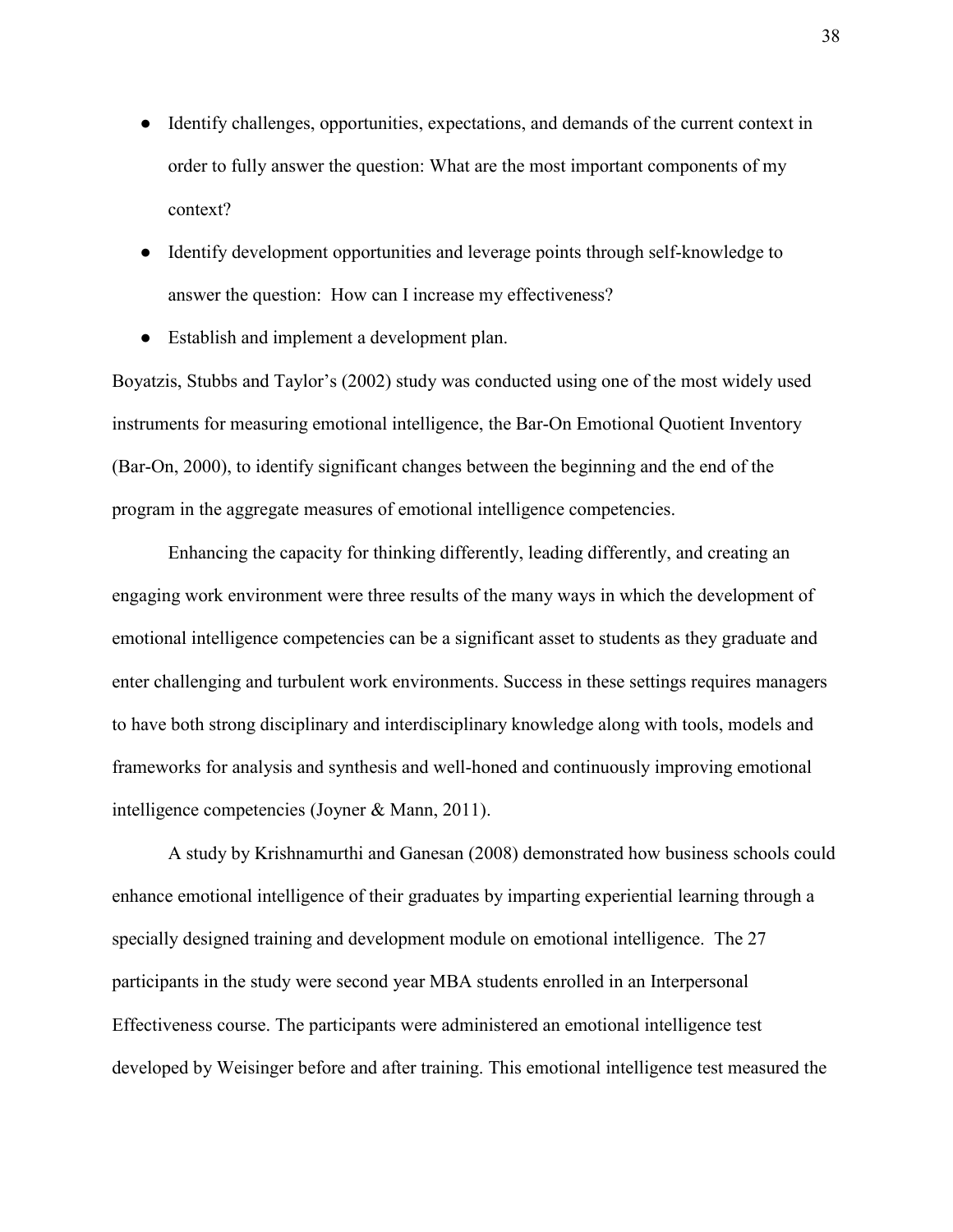- Identify challenges, opportunities, expectations, and demands of the current context in order to fully answer the question: What are the most important components of my context?
- Identify development opportunities and leverage points through self-knowledge to answer the question: How can I increase my effectiveness?
- Establish and implement a development plan.

Boyatzis, Stubbs and Taylor's (2002) study was conducted using one of the most widely used instruments for measuring emotional intelligence, the Bar-On Emotional Quotient Inventory (Bar-On, 2000), to identify significant changes between the beginning and the end of the program in the aggregate measures of emotional intelligence competencies.

Enhancing the capacity for thinking differently, leading differently, and creating an engaging work environment were three results of the many ways in which the development of emotional intelligence competencies can be a significant asset to students as they graduate and enter challenging and turbulent work environments. Success in these settings requires managers to have both strong disciplinary and interdisciplinary knowledge along with tools, models and frameworks for analysis and synthesis and well-honed and continuously improving emotional intelligence competencies (Joyner & Mann, 2011).

A study by Krishnamurthi and Ganesan (2008) demonstrated how business schools could enhance emotional intelligence of their graduates by imparting experiential learning through a specially designed training and development module on emotional intelligence. The 27 participants in the study were second year MBA students enrolled in an Interpersonal Effectiveness course. The participants were administered an emotional intelligence test developed by Weisinger before and after training. This emotional intelligence test measured the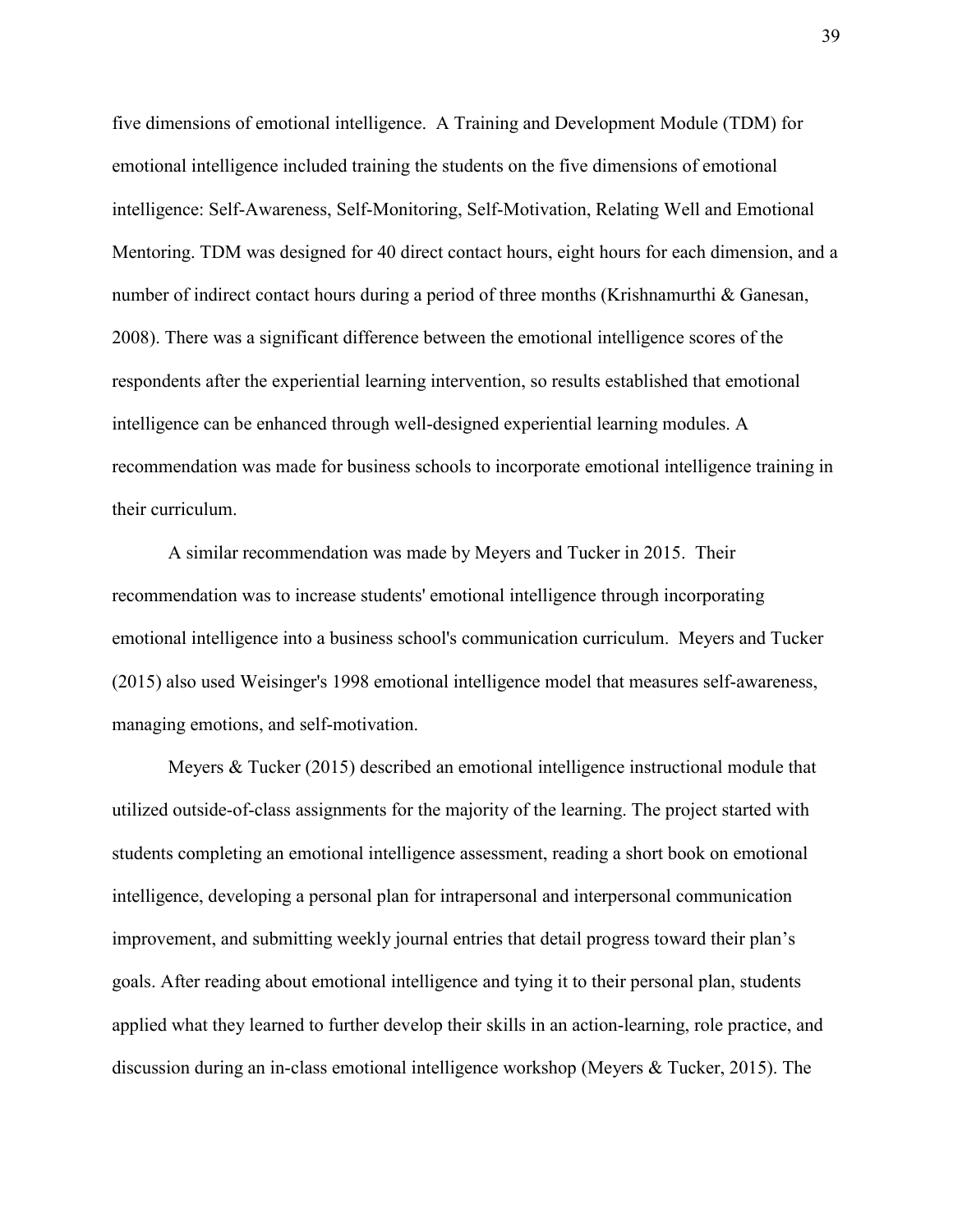five dimensions of emotional intelligence. A Training and Development Module (TDM) for emotional intelligence included training the students on the five dimensions of emotional intelligence: Self-Awareness, Self-Monitoring, Self-Motivation, Relating Well and Emotional Mentoring. TDM was designed for 40 direct contact hours, eight hours for each dimension, and a number of indirect contact hours during a period of three months (Krishnamurthi & Ganesan, 2008). There was a significant difference between the emotional intelligence scores of the respondents after the experiential learning intervention, so results established that emotional intelligence can be enhanced through well-designed experiential learning modules. A recommendation was made for business schools to incorporate emotional intelligence training in their curriculum.

A similar recommendation was made by Meyers and Tucker in 2015. Their recommendation was to increase students' emotional intelligence through incorporating emotional intelligence into a business school's communication curriculum. Meyers and Tucker (2015) also used Weisinger's 1998 emotional intelligence model that measures self-awareness, managing emotions, and self-motivation.

Meyers & Tucker (2015) described an emotional intelligence instructional module that utilized outside-of-class assignments for the majority of the learning. The project started with students completing an emotional intelligence assessment, reading a short book on emotional intelligence, developing a personal plan for intrapersonal and interpersonal communication improvement, and submitting weekly journal entries that detail progress toward their plan's goals. After reading about emotional intelligence and tying it to their personal plan, students applied what they learned to further develop their skills in an action-learning, role practice, and discussion during an in-class emotional intelligence workshop (Meyers & Tucker, 2015). The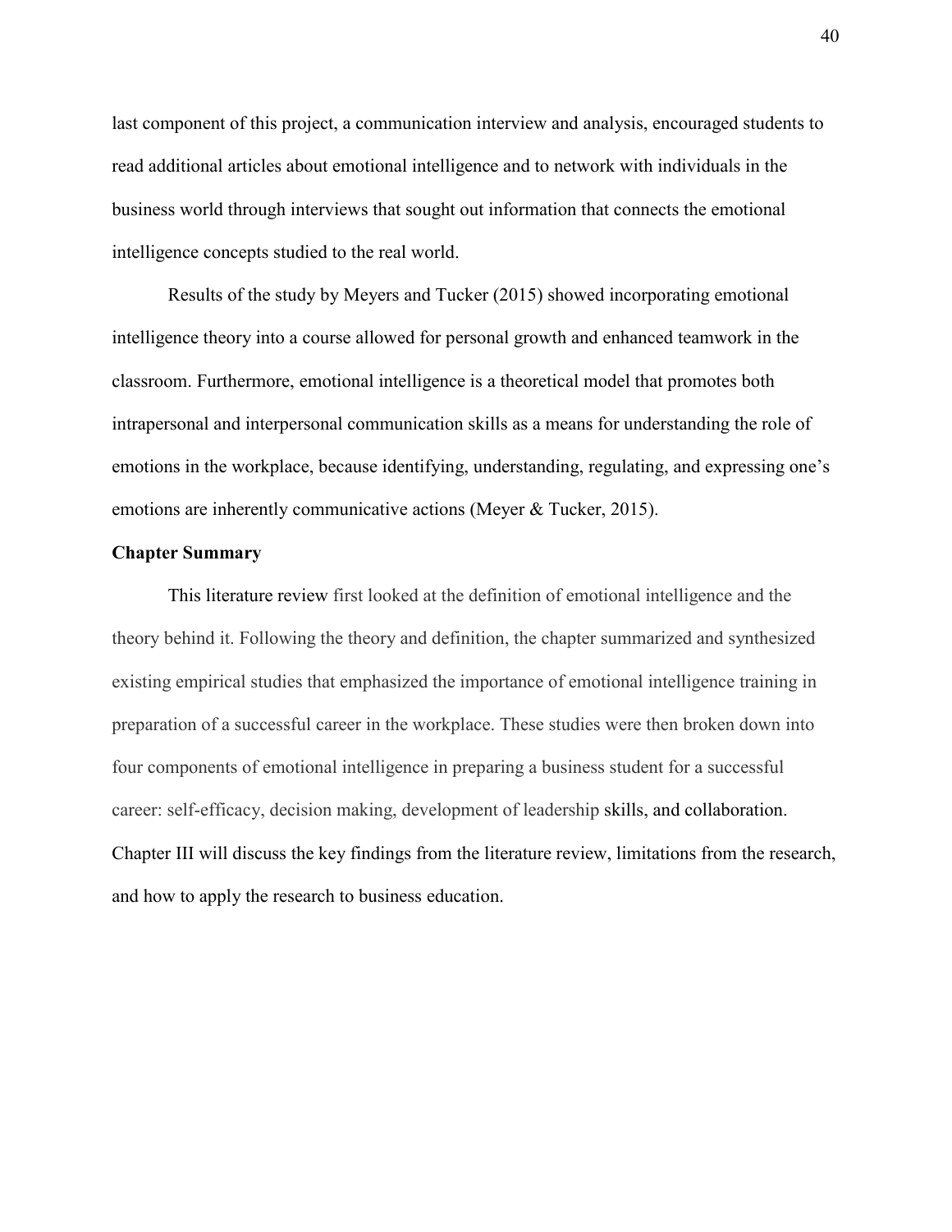last component of this project, a communication interview and analysis, encouraged students to read additional articles about emotional intelligence and to network with individuals in the business world through interviews that sought out information that connects the emotional intelligence concepts studied to the real world.

Results of the study by Meyers and Tucker (2015) showed incorporating emotional intelligence theory into a course allowed for personal growth and enhanced teamwork in the classroom. Furthermore, emotional intelligence is a theoretical model that promotes both intrapersonal and interpersonal communication skills as a means for understanding the role of emotions in the workplace, because identifying, understanding, regulating, and expressing one's emotions are inherently communicative actions (Meyer & Tucker, 2015).

**Chapter Summary**

This literature review first looked at the definition of emotional intelligence and the theory behind it. Following the theory and definition, the chapter summarized and synthesized existing empirical studies that emphasized the importance of emotional intelligence training in preparation of a successful career in the workplace. These studies were then broken down into four components of emotional intelligence in preparing a business student for a successful career: self-efficacy, decision making, development of leadership skills, and collaboration. Chapter III will discuss the key findings from the literature review, limitations from the research, and how to apply the research to business education.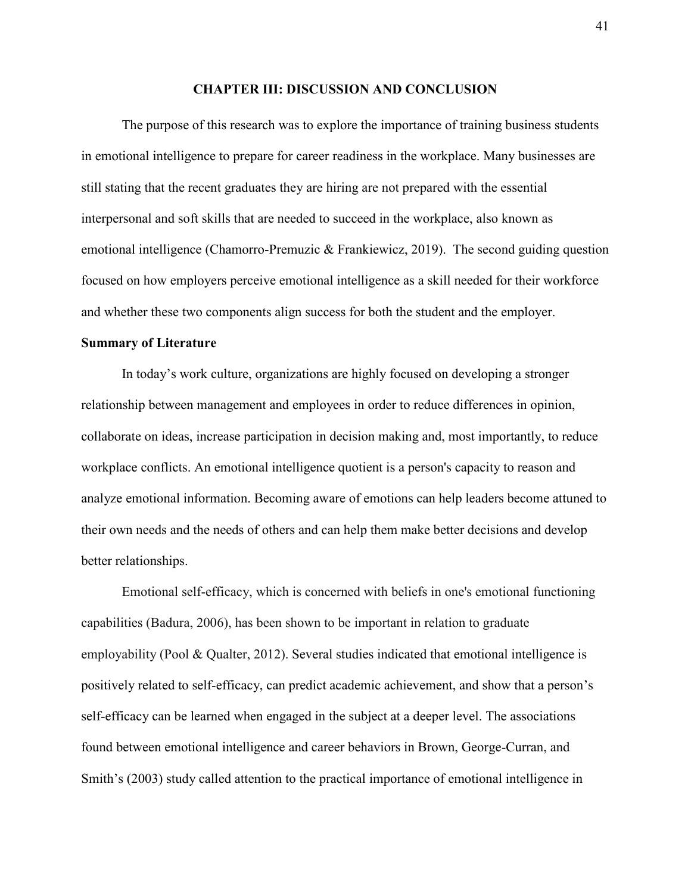# CHAPTER III: DISCUSSION AND CONCLUSION

The purpose of this research was to explore the importance of training business students in emotional intelligence to prepare for career readiness in the workplace. Many businesses are still stating that the recent graduates they are hiring are not prepared with the essential interpersonal and soft skills that are needed to succeed in the workplace, also known as emotional intelligence (Chamorro-Premuzic & Frankiewicz, 2019). The second guiding question focused on how employers perceive emotional intelligence as a skill needed for their workforce and whether these two components align success for both the student and the employer.

## Summary of Literature

In today's work culture, organizations are highly focused on developing a stronger relationship between management and employees in order to reduce differences in opinion, collaborate on ideas, increase participation in decision making and, most importantly, to reduce workplace conflicts. An emotional intelligence quotient is a person's capacity to reason and analyze emotional information. Becoming aware of emotions can help leaders become attuned to their own needs and the needs of others and can help them make better decisions and develop better relationships.

Emotional self-efficacy, which is concerned with beliefs in one's emotional functioning capabilities (Badura, 2006), has been shown to be important in relation to graduate employability (Pool & Qualter, 2012). Several studies indicated that emotional intelligence is positively related to self-efficacy, can predict academic achievement, and show that a person's self-efficacy can be learned when engaged in the subject at a deeper level. The associations found between emotional intelligence and career behaviors in Brown, George-Curran, and Smith's (2003) study called attention to the practical importance of emotional intelligence in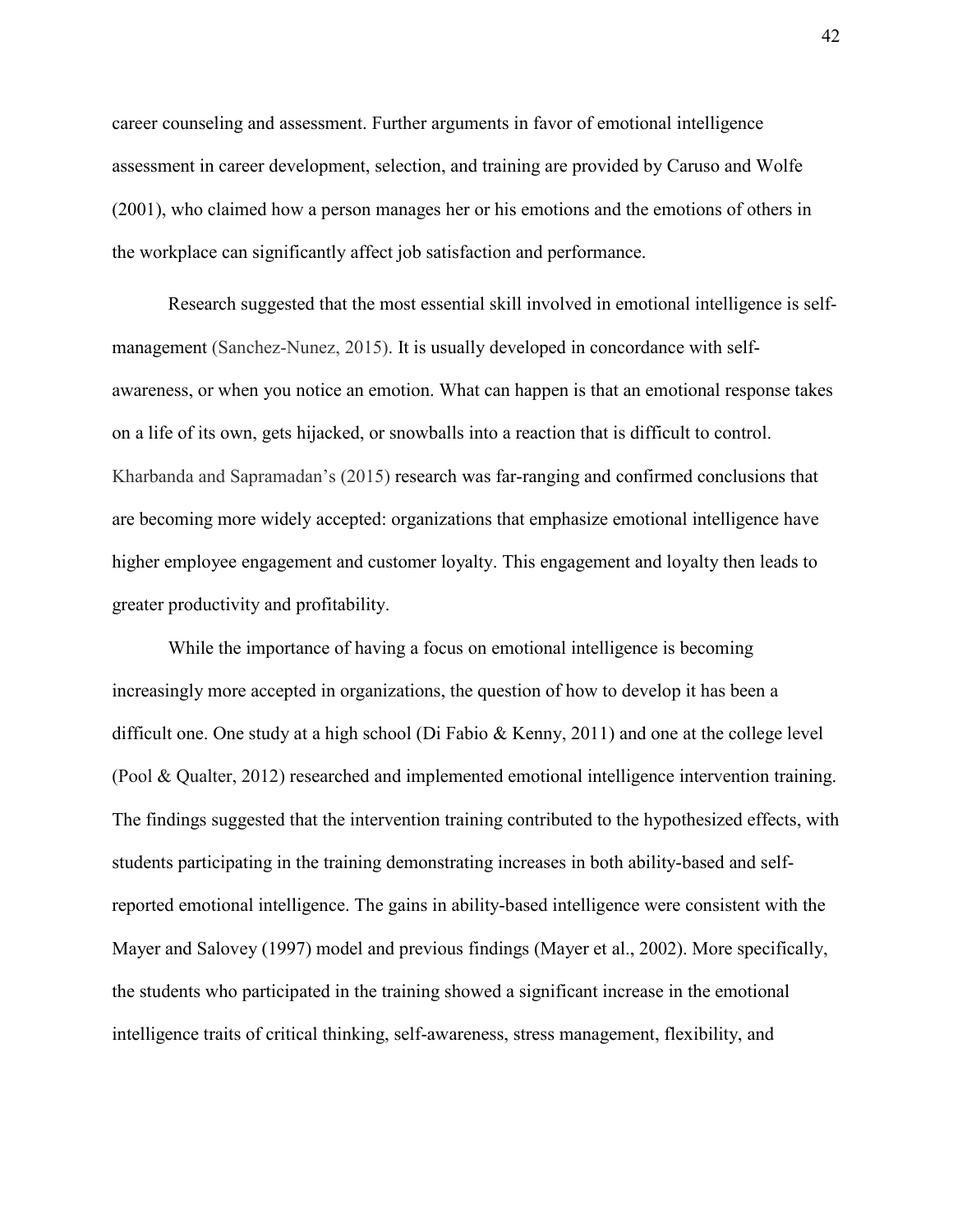career counseling and assessment. Further arguments in favor of emotional intelligence assessment in career development, selection, and training are provided by Caruso and Wolfe (2001), who claimed how a person manages her or his emotions and the emotions of others in the workplace can significantly affect job satisfaction and performance.

Research suggested that the most essential skill involved in emotional intelligence is self-management (Sanchez-Nunez, 2015). It is usually developed in concordance with self-awareness, or when you notice an emotion. What can happen is that an emotional response takes on a life of its own, gets hijacked, or snowballs into a reaction that is difficult to control. Kharbanda and Sapramadan's (2015) research was far-ranging and confirmed conclusions that are becoming more widely accepted: organizations that emphasize emotional intelligence have higher employee engagement and customer loyalty. This engagement and loyalty then leads to greater productivity and profitability.

While the importance of having a focus on emotional intelligence is becoming increasingly more accepted in organizations, the question of how to develop it has been a difficult one. One study at a high school (Di Fabio & Kenny, 2011) and one at the college level (Pool & Qualter, 2012) researched and implemented emotional intelligence intervention training. The findings suggested that the intervention training contributed to the hypothesized effects, with students participating in the training demonstrating increases in both ability-based and self-reported emotional intelligence. The gains in ability-based intelligence were consistent with the Mayer and Salovey (1997) model and previous findings (Mayer et al., 2002). More specifically, the students who participated in the training showed a significant increase in the emotional intelligence traits of critical thinking, self-awareness, stress management, flexibility, and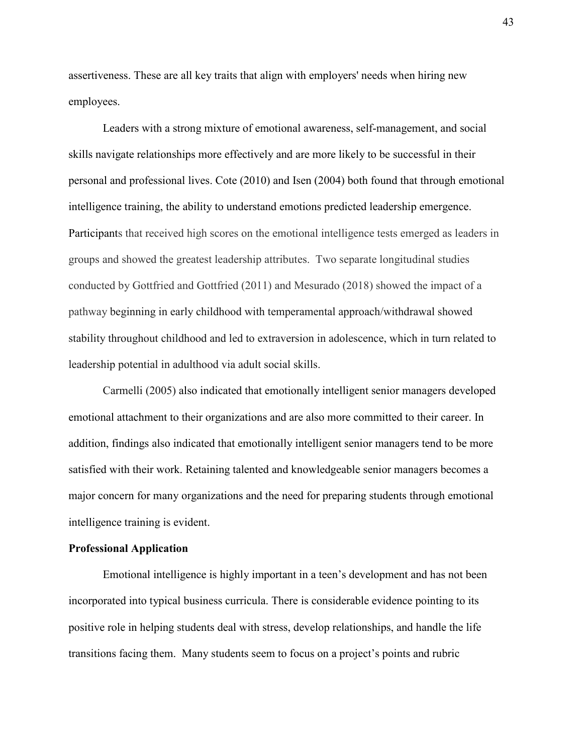assertiveness. These are all key traits that align with employers' needs when hiring new employees.

Leaders with a strong mixture of emotional awareness, self-management, and social skills navigate relationships more effectively and are more likely to be successful in their personal and professional lives. Cote (2010) and Isen (2004) both found that through emotional intelligence training, the ability to understand emotions predicted leadership emergence. Participants that received high scores on the emotional intelligence tests emerged as leaders in groups and showed the greatest leadership attributes. Two separate longitudinal studies conducted by Gottfried and Gottfried (2011) and Mesurado (2018) showed the impact of a pathway beginning in early childhood with temperamental approach/withdrawal showed stability throughout childhood and led to extraversion in adolescence, which in turn related to leadership potential in adulthood via adult social skills.

Carmelli (2005) also indicated that emotionally intelligent senior managers developed emotional attachment to their organizations and are also more committed to their career. In addition, findings also indicated that emotionally intelligent senior managers tend to be more satisfied with their work. Retaining talented and knowledgeable senior managers becomes a major concern for many organizations and the need for preparing students through emotional intelligence training is evident.

**Professional Application**

Emotional intelligence is highly important in a teen's development and has not been incorporated into typical business curricula. There is considerable evidence pointing to its positive role in helping students deal with stress, develop relationships, and handle the life transitions facing them. Many students seem to focus on a project's points and rubric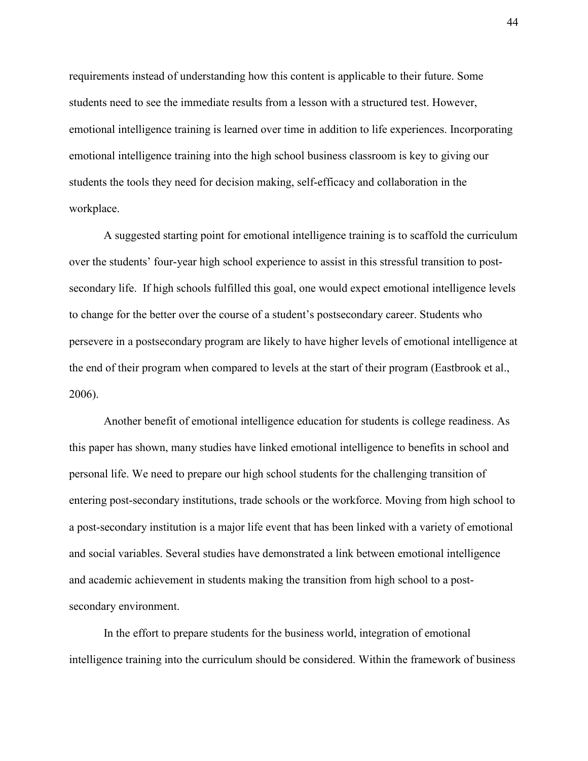requirements instead of understanding how this content is applicable to their future. Some students need to see the immediate results from a lesson with a structured test. However, emotional intelligence training is learned over time in addition to life experiences. Incorporating emotional intelligence training into the high school business classroom is key to giving our students the tools they need for decision making, self-efficacy and collaboration in the workplace.

A suggested starting point for emotional intelligence training is to scaffold the curriculum over the students' four-year high school experience to assist in this stressful transition to post-secondary life. If high schools fulfilled this goal, one would expect emotional intelligence levels to change for the better over the course of a student's postsecondary career. Students who persevere in a postsecondary program are likely to have higher levels of emotional intelligence at the end of their program when compared to levels at the start of their program (Eastbrook et al., 2006).

Another benefit of emotional intelligence education for students is college readiness. As this paper has shown, many studies have linked emotional intelligence to benefits in school and personal life. We need to prepare our high school students for the challenging transition of entering post-secondary institutions, trade schools or the workforce. Moving from high school to a post-secondary institution is a major life event that has been linked with a variety of emotional and social variables. Several studies have demonstrated a link between emotional intelligence and academic achievement in students making the transition from high school to a post-secondary environment.

In the effort to prepare students for the business world, integration of emotional intelligence training into the curriculum should be considered. Within the framework of business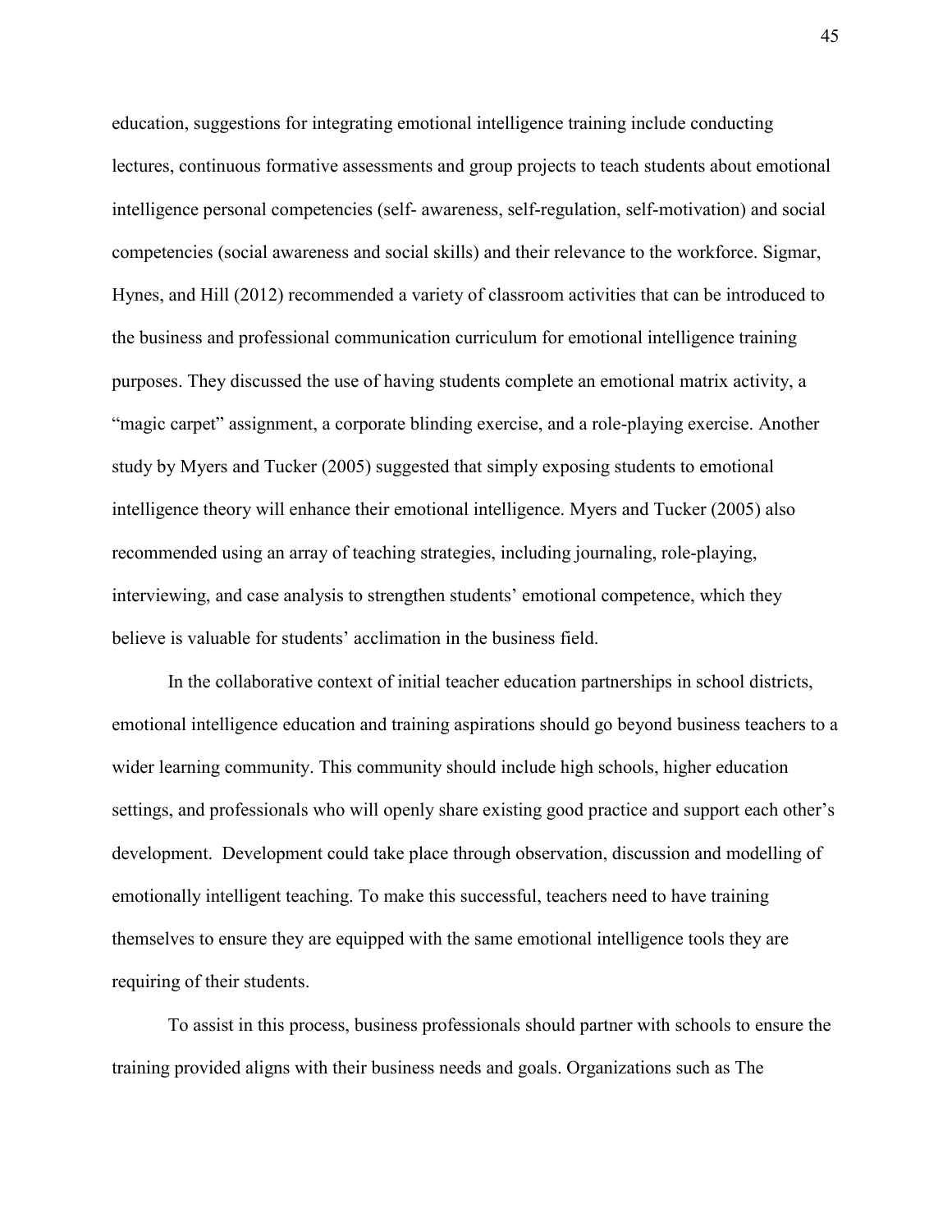education, suggestions for integrating emotional intelligence training include conducting lectures, continuous formative assessments and group projects to teach students about emotional intelligence personal competencies (self- awareness, self-regulation, self-motivation) and social competencies (social awareness and social skills) and their relevance to the workforce. Sigmar, Hynes, and Hill (2012) recommended a variety of classroom activities that can be introduced to the business and professional communication curriculum for emotional intelligence training purposes. They discussed the use of having students complete an emotional matrix activity, a "magic carpet" assignment, a corporate blinding exercise, and a role-playing exercise. Another study by Myers and Tucker (2005) suggested that simply exposing students to emotional intelligence theory will enhance their emotional intelligence. Myers and Tucker (2005) also recommended using an array of teaching strategies, including journaling, role-playing, interviewing, and case analysis to strengthen students' emotional competence, which they believe is valuable for students' acclimation in the business field.

In the collaborative context of initial teacher education partnerships in school districts, emotional intelligence education and training aspirations should go beyond business teachers to a wider learning community. This community should include high schools, higher education settings, and professionals who will openly share existing good practice and support each other's development. Development could take place through observation, discussion and modelling of emotionally intelligent teaching. To make this successful, teachers need to have training themselves to ensure they are equipped with the same emotional intelligence tools they are requiring of their students.

To assist in this process, business professionals should partner with schools to ensure the training provided aligns with their business needs and goals. Organizations such as The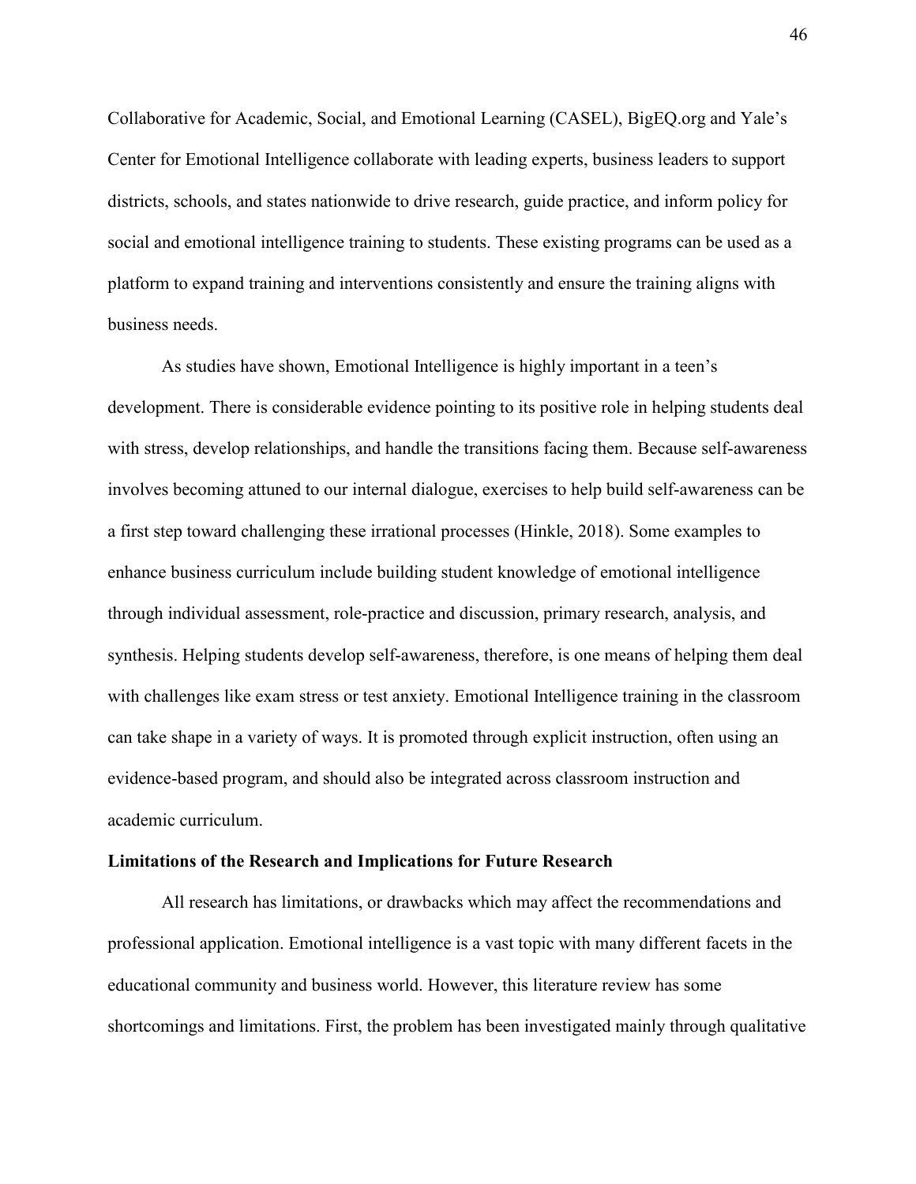Collaborative for Academic, Social, and Emotional Learning (CASEL), BigEQ.org and Yale's Center for Emotional Intelligence collaborate with leading experts, business leaders to support districts, schools, and states nationwide to drive research, guide practice, and inform policy for social and emotional intelligence training to students. These existing programs can be used as a platform to expand training and interventions consistently and ensure the training aligns with business needs.

As studies have shown, Emotional Intelligence is highly important in a teen's development. There is considerable evidence pointing to its positive role in helping students deal with stress, develop relationships, and handle the transitions facing them. Because self-awareness involves becoming attuned to our internal dialogue, exercises to help build self-awareness can be a first step toward challenging these irrational processes (Hinkle, 2018). Some examples to enhance business curriculum include building student knowledge of emotional intelligence through individual assessment, role-practice and discussion, primary research, analysis, and synthesis. Helping students develop self-awareness, therefore, is one means of helping them deal with challenges like exam stress or test anxiety. Emotional Intelligence training in the classroom can take shape in a variety of ways. It is promoted through explicit instruction, often using an evidence-based program, and should also be integrated across classroom instruction and academic curriculum.

**Limitations of the Research and Implications for Future Research**

All research has limitations, or drawbacks which may affect the recommendations and professional application. Emotional intelligence is a vast topic with many different facets in the educational community and business world. However, this literature review has some shortcomings and limitations. First, the problem has been investigated mainly through qualitative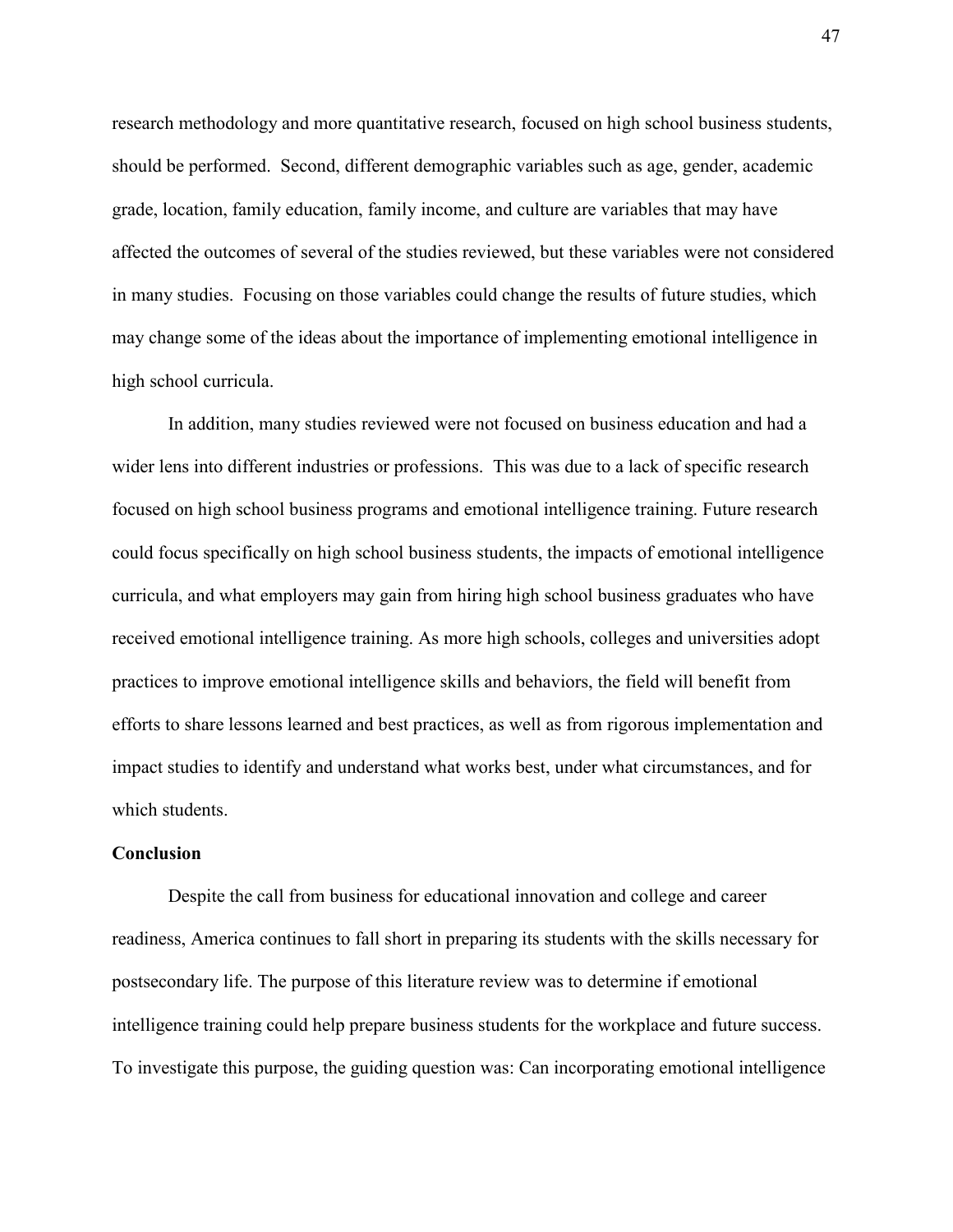research methodology and more quantitative research, focused on high school business students, should be performed. Second, different demographic variables such as age, gender, academic grade, location, family education, family income, and culture are variables that may have affected the outcomes of several of the studies reviewed, but these variables were not considered in many studies. Focusing on those variables could change the results of future studies, which may change some of the ideas about the importance of implementing emotional intelligence in high school curricula.

In addition, many studies reviewed were not focused on business education and had a wider lens into different industries or professions. This was due to a lack of specific research focused on high school business programs and emotional intelligence training. Future research could focus specifically on high school business students, the impacts of emotional intelligence curricula, and what employers may gain from hiring high school business graduates who have received emotional intelligence training. As more high schools, colleges and universities adopt practices to improve emotional intelligence skills and behaviors, the field will benefit from efforts to share lessons learned and best practices, as well as from rigorous implementation and impact studies to identify and understand what works best, under what circumstances, and for which students.

**Conclusion**

Despite the call from business for educational innovation and college and career readiness, America continues to fall short in preparing its students with the skills necessary for postsecondary life. The purpose of this literature review was to determine if emotional intelligence training could help prepare business students for the workplace and future success. To investigate this purpose, the guiding question was: Can incorporating emotional intelligence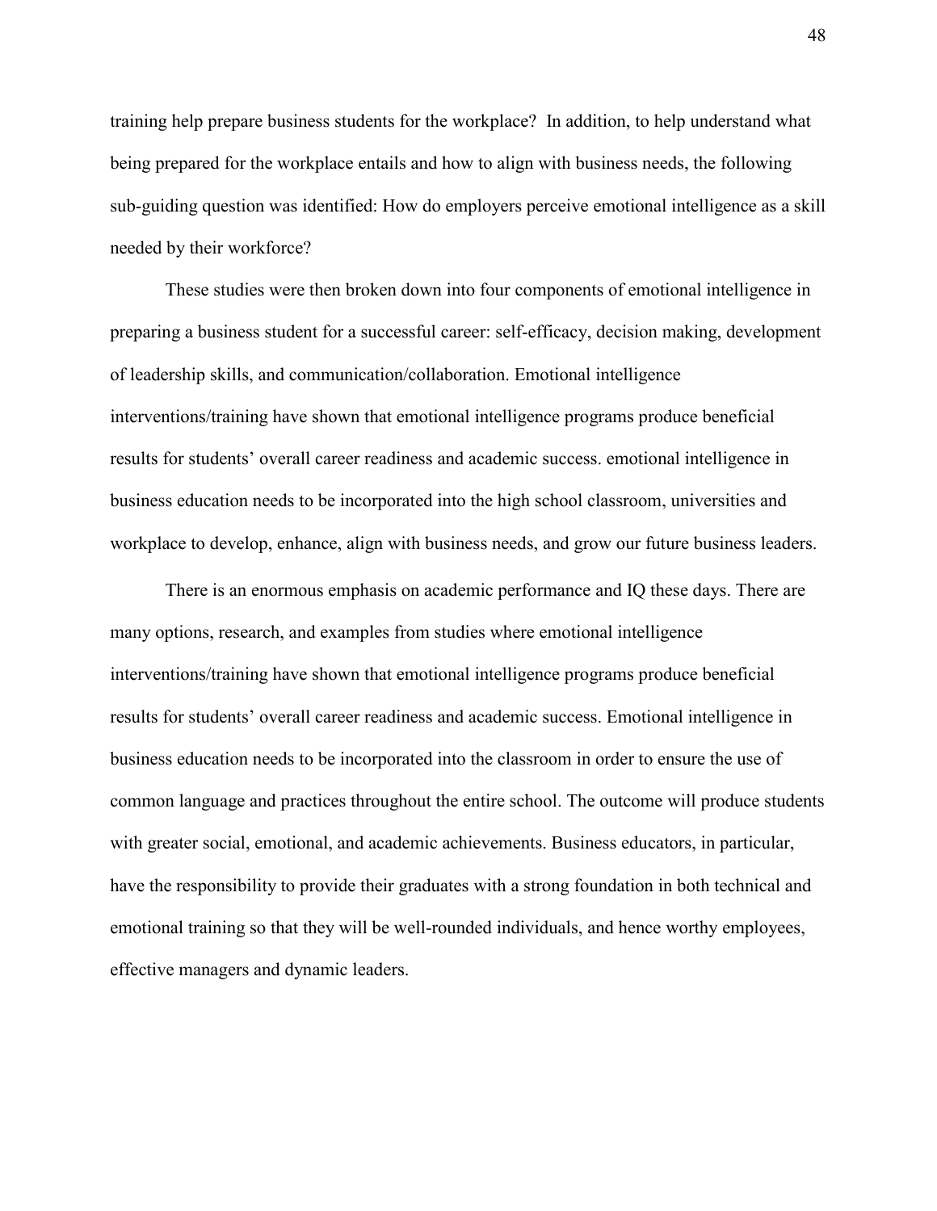training help prepare business students for the workplace? In addition, to help understand what being prepared for the workplace entails and how to align with business needs, the following sub-guiding question was identified: How do employers perceive emotional intelligence as a skill needed by their workforce?

These studies were then broken down into four components of emotional intelligence in preparing a business student for a successful career: self-efficacy, decision making, development of leadership skills, and communication/collaboration. Emotional intelligence interventions/training have shown that emotional intelligence programs produce beneficial results for students' overall career readiness and academic success. emotional intelligence in business education needs to be incorporated into the high school classroom, universities and workplace to develop, enhance, align with business needs, and grow our future business leaders.

There is an enormous emphasis on academic performance and IQ these days. There are many options, research, and examples from studies where emotional intelligence interventions/training have shown that emotional intelligence programs produce beneficial results for students' overall career readiness and academic success. Emotional intelligence in business education needs to be incorporated into the classroom in order to ensure the use of common language and practices throughout the entire school. The outcome will produce students with greater social, emotional, and academic achievements. Business educators, in particular, have the responsibility to provide their graduates with a strong foundation in both technical and emotional training so that they will be well-rounded individuals, and hence worthy employees, effective managers and dynamic leaders.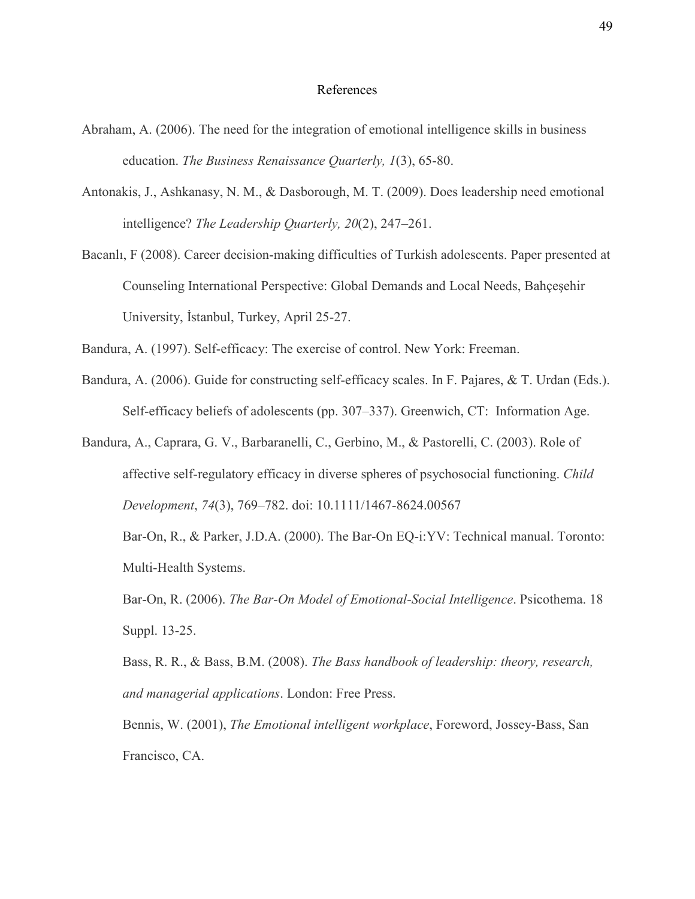# References

Abraham, A. (2006). The need for the integration of emotional intelligence skills in business education. *The Business Renaissance Quarterly, 1*(3), 65-80.

Antonakis, J., Ashkanasy, N. M., & Dasborough, M. T. (2009). Does leadership need emotional intelligence? *The Leadership Quarterly, 20*(2), 247–261.

Bacanlı, F (2008). Career decision-making difficulties of Turkish adolescents. Paper presented at Counseling International Perspective: Global Demands and Local Needs, Bahçeşehir University, İstanbul, Turkey, April 25-27.

Bandura, A. (1997). Self-efficacy: The exercise of control. New York: Freeman.

Bandura, A. (2006). Guide for constructing self-efficacy scales. In F. Pajares, & T. Urdan (Eds.). Self-efficacy beliefs of adolescents (pp. 307–337). Greenwich, CT: Information Age.

Bandura, A., Caprara, G. V., Barbaranelli, C., Gerbino, M., & Pastorelli, C. (2003). Role of affective self-regulatory efficacy in diverse spheres of psychosocial functioning. *Child Development*, *74*(3), 769–782. doi: 10.1111/1467-8624.00567

Bar-On, R., & Parker, J.D.A. (2000). The Bar-On EQ-i:YV: Technical manual. Toronto: Multi-Health Systems.

Bar-On, R. (2006). *The Bar-On Model of Emotional-Social Intelligence*. Psicothema. 18 Suppl. 13-25.

Bass, R. R., & Bass, B.M. (2008). *The Bass handbook of leadership: theory, research, and managerial applications*. London: Free Press.

Bennis, W. (2001), *The Emotional intelligent workplace*, Foreword, Jossey-Bass, San Francisco, CA.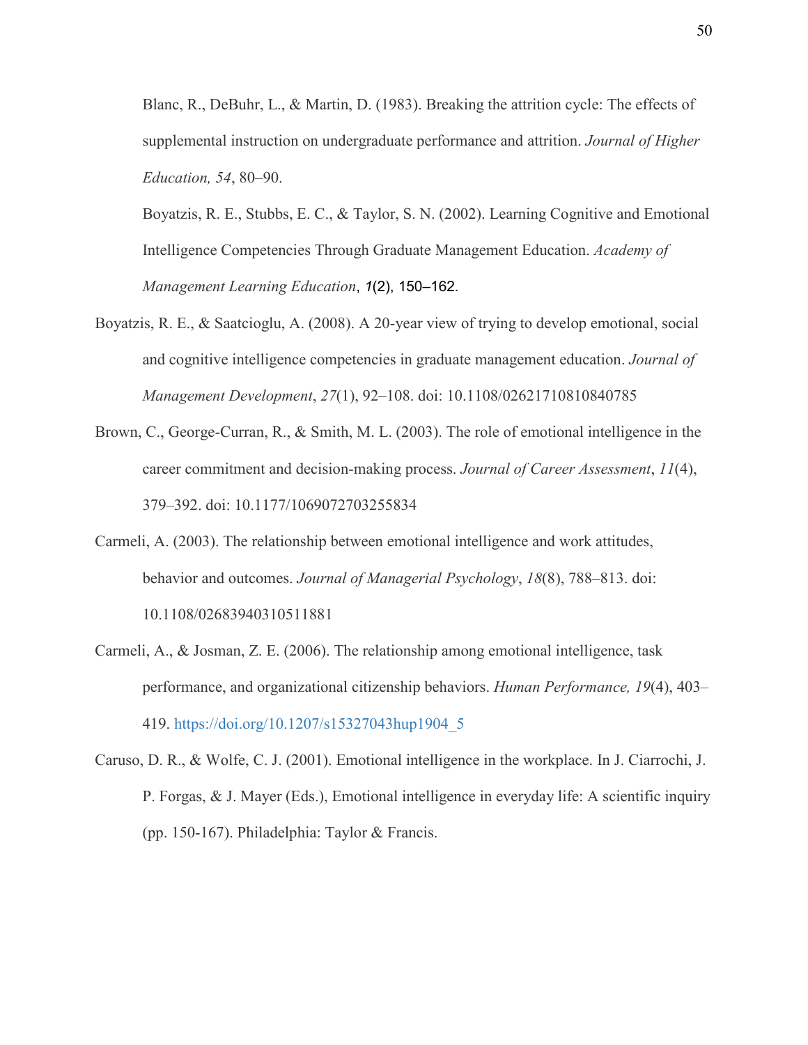Blanc, R., DeBuhr, L., & Martin, D. (1983). Breaking the attrition cycle: The effects of supplemental instruction on undergraduate performance and attrition. *Journal of Higher Education, 54*, 80–90.

Boyatzis, R. E., Stubbs, E. C., & Taylor, S. N. (2002). Learning Cognitive and Emotional Intelligence Competencies Through Graduate Management Education. *Academy of Management Learning Education*, *1*(2), 150–162.

Boyatzis, R. E., & Saatcioglu, A. (2008). A 20-year view of trying to develop emotional, social and cognitive intelligence competencies in graduate management education. *Journal of Management Development*, *27*(1), 92–108. doi: 10.1108/02621710810840785

Brown, C., George-Curran, R., & Smith, M. L. (2003). The role of emotional intelligence in the career commitment and decision-making process. *Journal of Career Assessment*, *11*(4), 379–392. doi: 10.1177/1069072703255834

Carmeli, A. (2003). The relationship between emotional intelligence and work attitudes, behavior and outcomes. *Journal of Managerial Psychology*, *18*(8), 788–813. doi: 10.1108/02683940310511881

Carmeli, A., & Josman, Z. E. (2006). The relationship among emotional intelligence, task performance, and organizational citizenship behaviors. *Human Performance, 19*(4), 403–419. https://doi.org/10.1207/s15327043hup1904_5

Caruso, D. R., & Wolfe, C. J. (2001). Emotional intelligence in the workplace. In J. Ciarrochi, J. P. Forgas, & J. Mayer (Eds.), Emotional intelligence in everyday life: A scientific inquiry (pp. 150-167). Philadelphia: Taylor & Francis.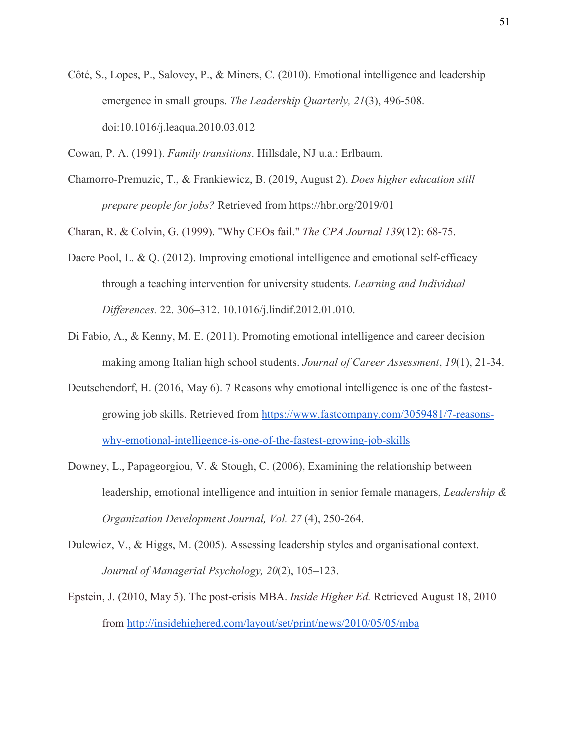Côté, S., Lopes, P., Salovey, P., & Miners, C. (2010). Emotional intelligence and leadership emergence in small groups. *The Leadership Quarterly, 21*(3), 496-508. doi:10.1016/j.leaqua.2010.03.012

Cowan, P. A. (1991). *Family transitions*. Hillsdale, NJ u.a.: Erlbaum.

Chamorro-Premuzic, T., & Frankiewicz, B. (2019, August 2). *Does higher education still prepare people for jobs?* Retrieved from https://hbr.org/2019/01

Charan, R. & Colvin, G. (1999). "Why CEOs fail." *The CPA Journal 139*(12): 68-75.

Dacre Pool, L. & Q. (2012). Improving emotional intelligence and emotional self-efficacy through a teaching intervention for university students. *Learning and Individual Differences.* 22. 306–312. 10.1016/j.lindif.2012.01.010.

Di Fabio, A., & Kenny, M. E. (2011). Promoting emotional intelligence and career decision making among Italian high school students. *Journal of Career Assessment*, *19*(1), 21-34.

Deutschendorf, H. (2016, May 6). 7 Reasons why emotional intelligence is one of the fastest-growing job skills. Retrieved from https://www.fastcompany.com/3059481/7-reasons-why-emotional-intelligence-is-one-of-the-fastest-growing-job-skills

Downey, L., Papageorgiou, V. & Stough, C. (2006), Examining the relationship between leadership, emotional intelligence and intuition in senior female managers, *Leadership & Organization Development Journal, Vol. 27* (4), 250-264.

Dulewicz, V., & Higgs, M. (2005). Assessing leadership styles and organisational context. *Journal of Managerial Psychology, 20*(2), 105–123.

Epstein, J. (2010, May 5). The post-crisis MBA. *Inside Higher Ed.* Retrieved August 18, 2010 from http://insidehighered.com/layout/set/print/news/2010/05/05/mba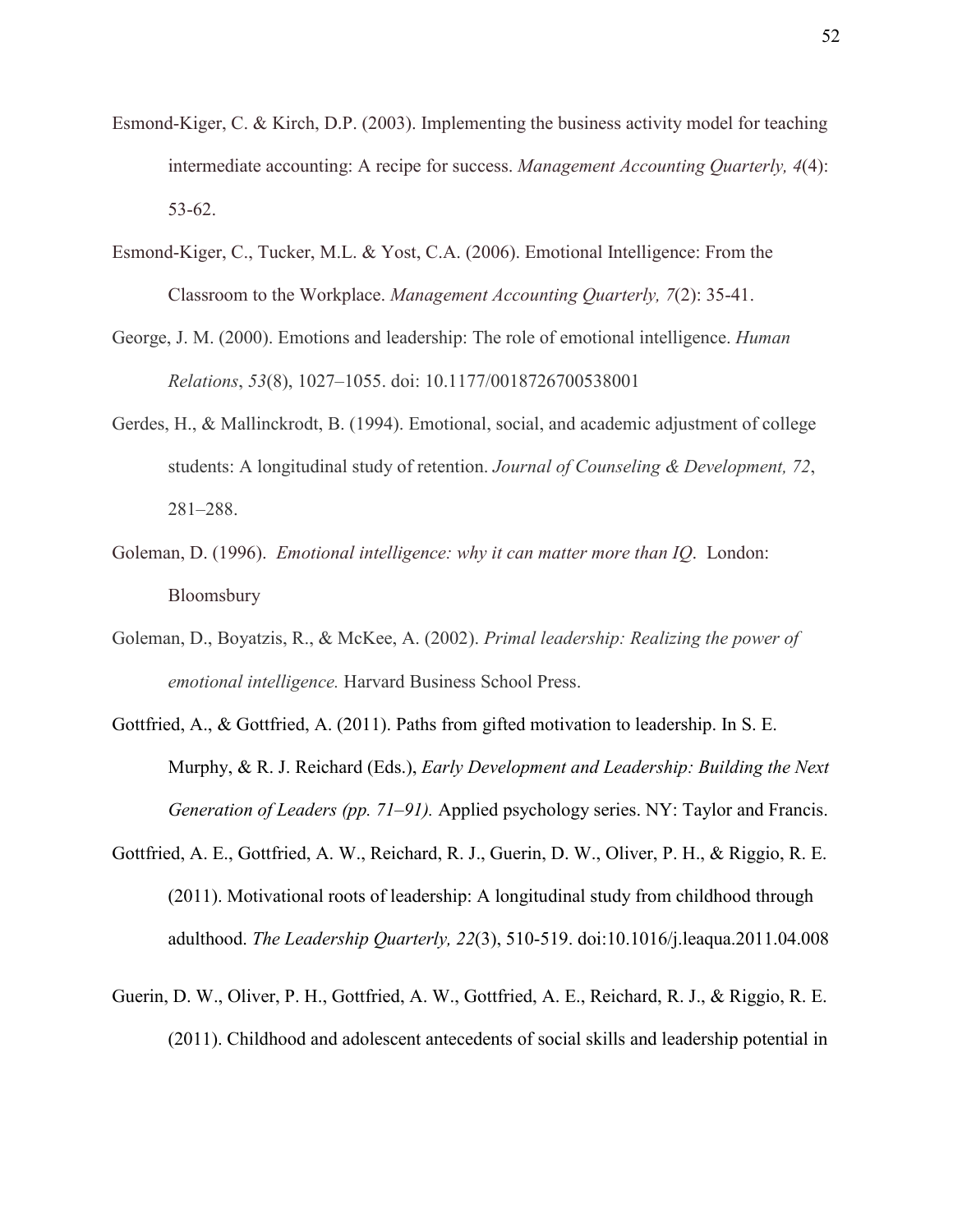Esmond-Kiger, C. & Kirch, D.P. (2003). Implementing the business activity model for teaching intermediate accounting: A recipe for success. *Management Accounting Quarterly, 4*(4): 53-62.

Esmond-Kiger, C., Tucker, M.L. & Yost, C.A. (2006). Emotional Intelligence: From the Classroom to the Workplace. *Management Accounting Quarterly, 7*(2): 35-41.

George, J. M. (2000). Emotions and leadership: The role of emotional intelligence. *Human Relations*, *53*(8), 1027–1055. doi: 10.1177/0018726700538001

Gerdes, H., & Mallinckrodt, B. (1994). Emotional, social, and academic adjustment of college students: A longitudinal study of retention. *Journal of Counseling & Development, 72*, 281–288.

Goleman, D. (1996). *Emotional intelligence: why it can matter more than IQ*. London: Bloomsbury

Goleman, D., Boyatzis, R., & McKee, A. (2002). *Primal leadership: Realizing the power of emotional intelligence.* Harvard Business School Press.

Gottfried, A., & Gottfried, A. (2011). Paths from gifted motivation to leadership. In S. E. Murphy, & R. J. Reichard (Eds.), *Early Development and Leadership: Building the Next Generation of Leaders (pp. 71–91).* Applied psychology series. NY: Taylor and Francis.

Gottfried, A. E., Gottfried, A. W., Reichard, R. J., Guerin, D. W., Oliver, P. H., & Riggio, R. E. (2011). Motivational roots of leadership: A longitudinal study from childhood through adulthood. *The Leadership Quarterly, 22*(3), 510-519. doi:10.1016/j.leaqua.2011.04.008

Guerin, D. W., Oliver, P. H., Gottfried, A. W., Gottfried, A. E., Reichard, R. J., & Riggio, R. E. (2011). Childhood and adolescent antecedents of social skills and leadership potential in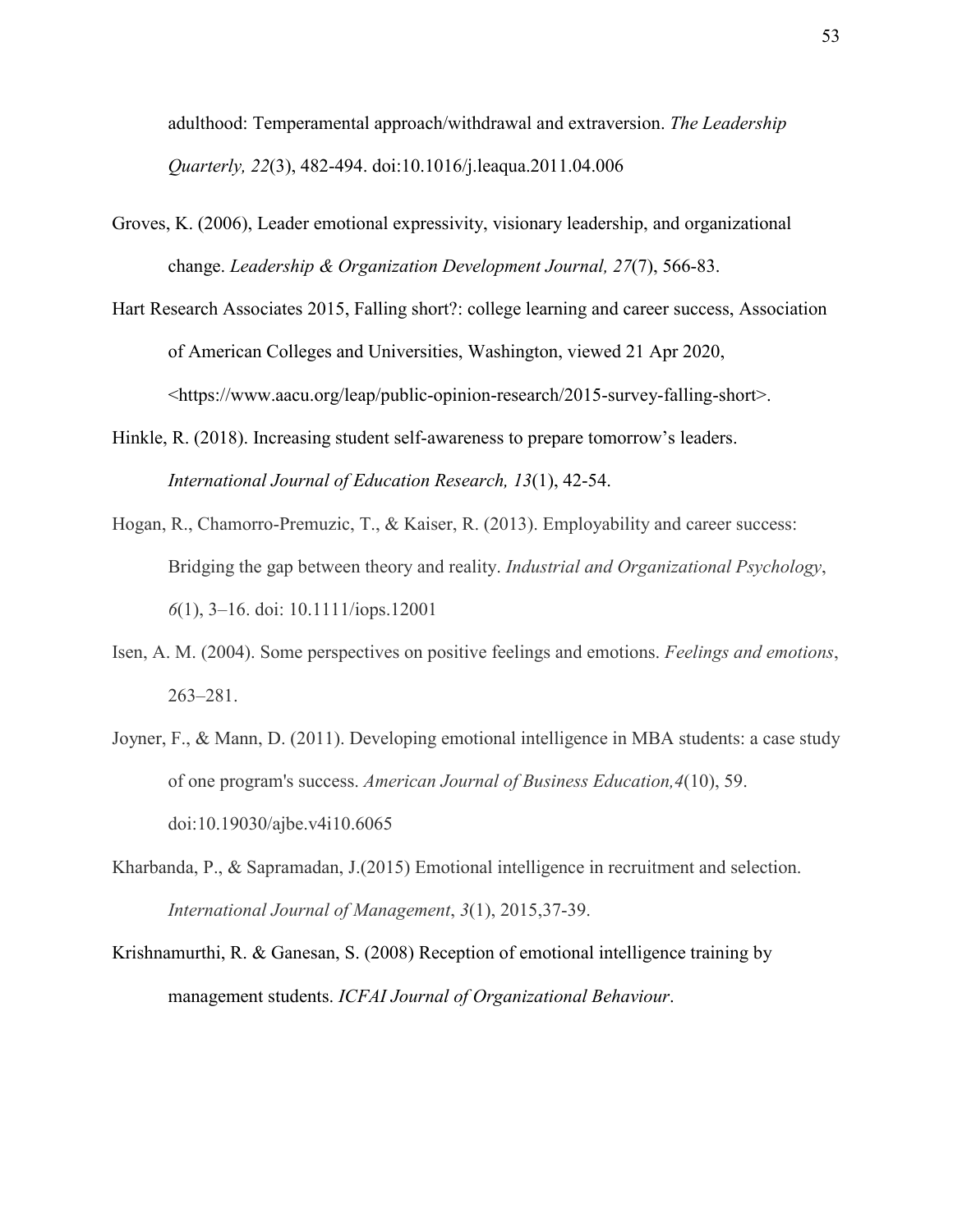adulthood: Temperamental approach/withdrawal and extraversion. *The Leadership Quarterly, 22*(3), 482-494. doi:10.1016/j.leaqua.2011.04.006

Groves, K. (2006), Leader emotional expressivity, visionary leadership, and organizational change. *Leadership & Organization Development Journal, 27*(7), 566-83.

Hart Research Associates 2015, Falling short?: college learning and career success, Association of American Colleges and Universities, Washington, viewed 21 Apr 2020, <https://www.aacu.org/leap/public-opinion-research/2015-survey-falling-short>.

Hinkle, R. (2018). Increasing student self-awareness to prepare tomorrow's leaders. *International Journal of Education Research, 13*(1), 42-54.

Hogan, R., Chamorro-Premuzic, T., & Kaiser, R. (2013). Employability and career success: Bridging the gap between theory and reality. *Industrial and Organizational Psychology*, *6*(1), 3–16. doi: 10.1111/iops.12001

Isen, A. M. (2004). Some perspectives on positive feelings and emotions. *Feelings and emotions*, 263–281.

Joyner, F., & Mann, D. (2011). Developing emotional intelligence in MBA students: a case study of one program's success. *American Journal of Business Education,4*(10), 59. doi:10.19030/ajbe.v4i10.6065

Kharbanda, P., & Sapramadan, J.(2015) Emotional intelligence in recruitment and selection. *International Journal of Management*, *3*(1), 2015,37-39.

Krishnamurthi, R. & Ganesan, S. (2008) Reception of emotional intelligence training by management students. *ICFAI Journal of Organizational Behaviour*.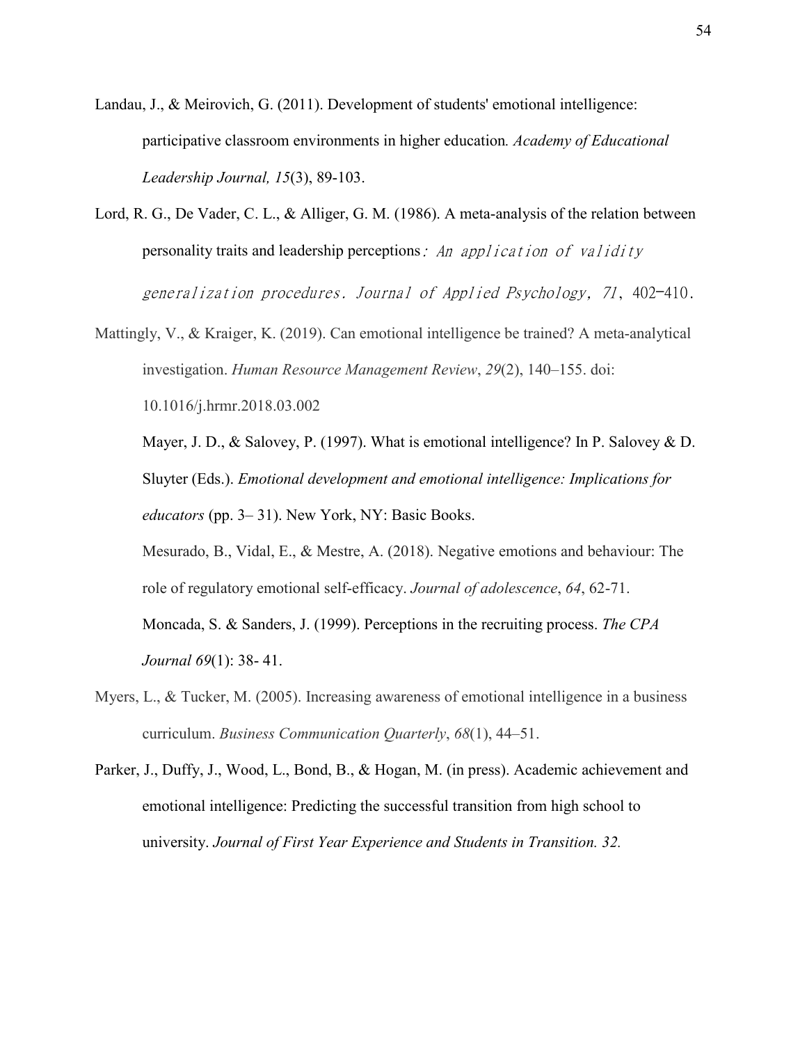Landau, J., & Meirovich, G. (2011). Development of students' emotional intelligence: participative classroom environments in higher education. *Academy of Educational Leadership Journal, 15*(3), 89-103.

Lord, R. G., De Vader, C. L., & Alliger, G. M. (1986). A meta-analysis of the relation between personality traits and leadership perceptions: *An application of validity generalization procedures. Journal of Applied Psychology, 71*, 402–410.

Mattingly, V., & Kraiger, K. (2019). Can emotional intelligence be trained? A meta-analytical investigation. *Human Resource Management Review*, *29*(2), 140–155. doi: 10.1016/j.hrmr.2018.03.002

Mayer, J. D., & Salovey, P. (1997). What is emotional intelligence? In P. Salovey & D. Sluyter (Eds.). *Emotional development and emotional intelligence: Implications for educators* (pp. 3– 31). New York, NY: Basic Books.

Mesurado, B., Vidal, E., & Mestre, A. (2018). Negative emotions and behaviour: The role of regulatory emotional self-efficacy. *Journal of adolescence*, *64*, 62-71.

Moncada, S. & Sanders, J. (1999). Perceptions in the recruiting process. *The CPA Journal 69*(1): 38- 41.

Myers, L., & Tucker, M. (2005). Increasing awareness of emotional intelligence in a business curriculum. *Business Communication Quarterly*, *68*(1), 44–51.

Parker, J., Duffy, J., Wood, L., Bond, B., & Hogan, M. (in press). Academic achievement and emotional intelligence: Predicting the successful transition from high school to university. *Journal of First Year Experience and Students in Transition. 32.*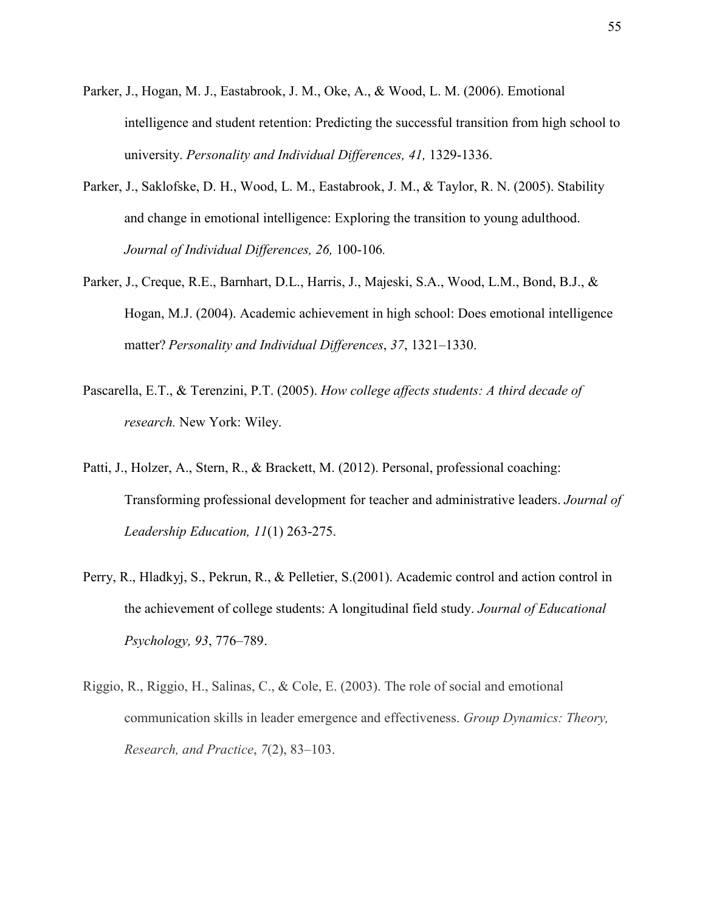Parker, J., Hogan, M. J., Eastabrook, J. M., Oke, A., & Wood, L. M. (2006). Emotional intelligence and student retention: Predicting the successful transition from high school to university. *Personality and Individual Differences, 41,* 1329-1336.

Parker, J., Saklofske, D. H., Wood, L. M., Eastabrook, J. M., & Taylor, R. N. (2005). Stability and change in emotional intelligence: Exploring the transition to young adulthood. *Journal of Individual Differences, 26,* 100-106*.*

Parker, J., Creque, R.E., Barnhart, D.L., Harris, J., Majeski, S.A., Wood, L.M., Bond, B.J., & Hogan, M.J. (2004). Academic achievement in high school: Does emotional intelligence matter? *Personality and Individual Differences*, *37*, 1321–1330.

Pascarella, E.T., & Terenzini, P.T. (2005). *How college affects students: A third decade of research.* New York: Wiley.

Patti, J., Holzer, A., Stern, R., & Brackett, M. (2012). Personal, professional coaching: Transforming professional development for teacher and administrative leaders. *Journal of Leadership Education, 11*(1) 263-275.

Perry, R., Hladkyj, S., Pekrun, R., & Pelletier, S.(2001). Academic control and action control in the achievement of college students: A longitudinal field study. *Journal of Educational Psychology, 93*, 776–789.

Riggio, R., Riggio, H., Salinas, C., & Cole, E. (2003). The role of social and emotional communication skills in leader emergence and effectiveness. *Group Dynamics: Theory, Research, and Practice*, *7*(2), 83–103.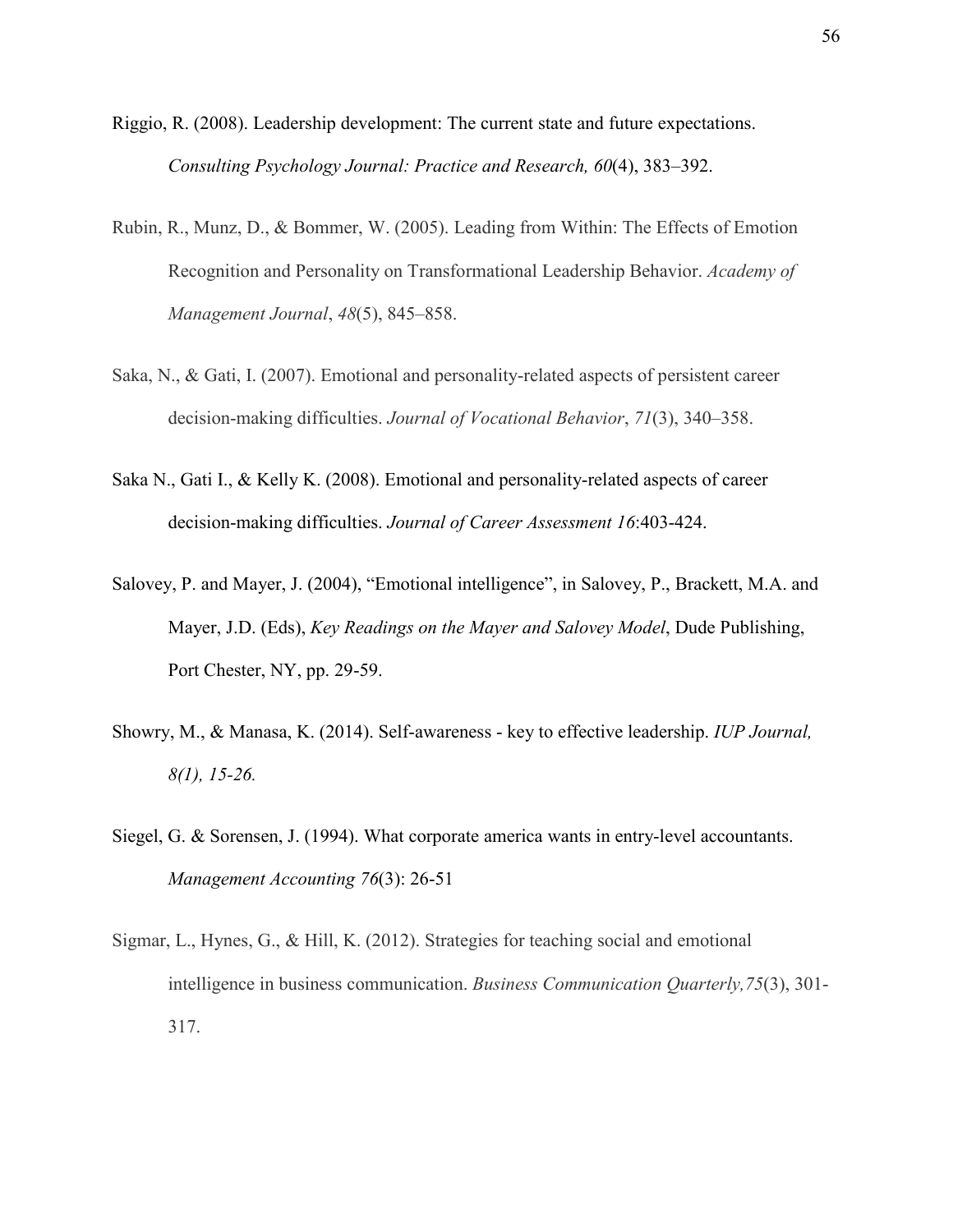Riggio, R. (2008). Leadership development: The current state and future expectations. *Consulting Psychology Journal: Practice and Research, 60*(4), 383–392.

Rubin, R., Munz, D., & Bommer, W. (2005). Leading from Within: The Effects of Emotion Recognition and Personality on Transformational Leadership Behavior. *Academy of Management Journal*, *48*(5), 845–858.

Saka, N., & Gati, I. (2007). Emotional and personality-related aspects of persistent career decision-making difficulties. *Journal of Vocational Behavior*, *71*(3), 340–358.

Saka N., Gati I., & Kelly K. (2008). Emotional and personality-related aspects of career decision-making difficulties. *Journal of Career Assessment 16*:403-424.

Salovey, P. and Mayer, J. (2004), "Emotional intelligence", in Salovey, P., Brackett, M.A. and Mayer, J.D. (Eds), *Key Readings on the Mayer and Salovey Model*, Dude Publishing, Port Chester, NY, pp. 29-59.

Showry, M., & Manasa, K. (2014). Self-awareness - key to effective leadership. *IUP Journal, 8(1), 15-26.*

Siegel, G. & Sorensen, J. (1994). What corporate america wants in entry-level accountants. *Management Accounting 76*(3): 26-51

Sigmar, L., Hynes, G., & Hill, K. (2012). Strategies for teaching social and emotional intelligence in business communication. *Business Communication Quarterly,75*(3), 301-317.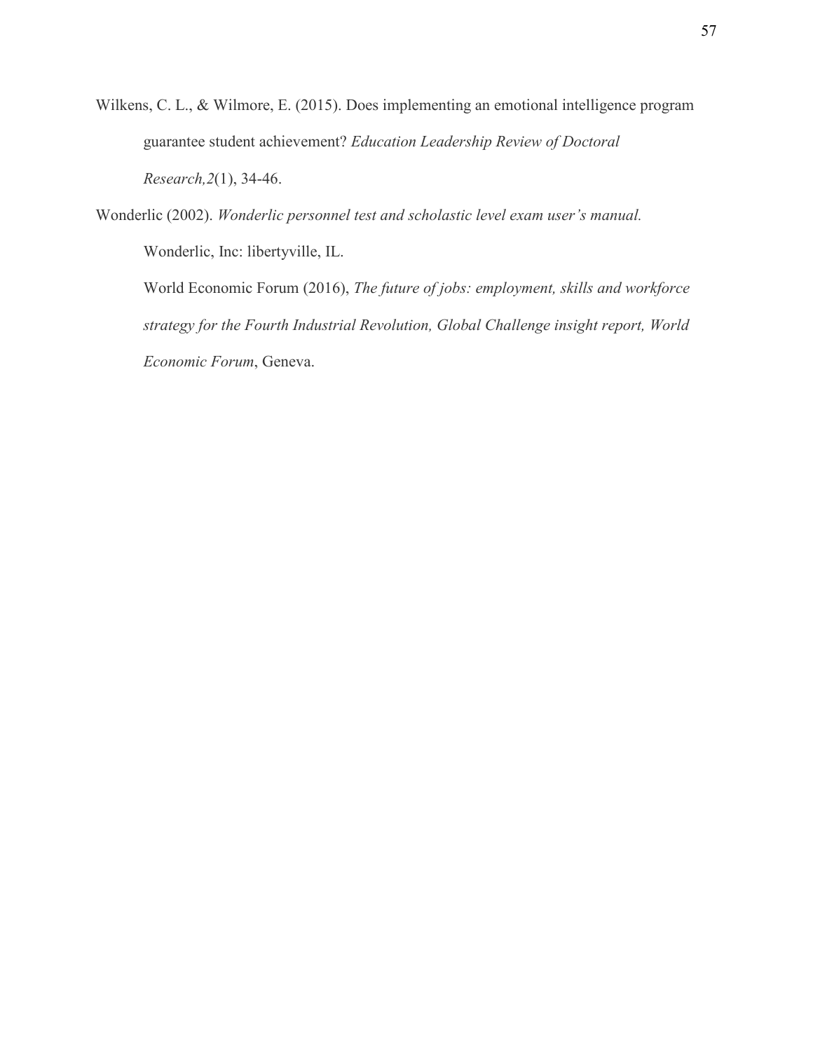Wilkens, C. L., & Wilmore, E. (2015). Does implementing an emotional intelligence program guarantee student achievement? *Education Leadership Review of Doctoral Research,2*(1), 34-46.

Wonderlic (2002). *Wonderlic personnel test and scholastic level exam user's manual.* Wonderlic, Inc: libertyville, IL.

World Economic Forum (2016), *The future of jobs: employment, skills and workforce strategy for the Fourth Industrial Revolution, Global Challenge insight report, World Economic Forum*, Geneva.